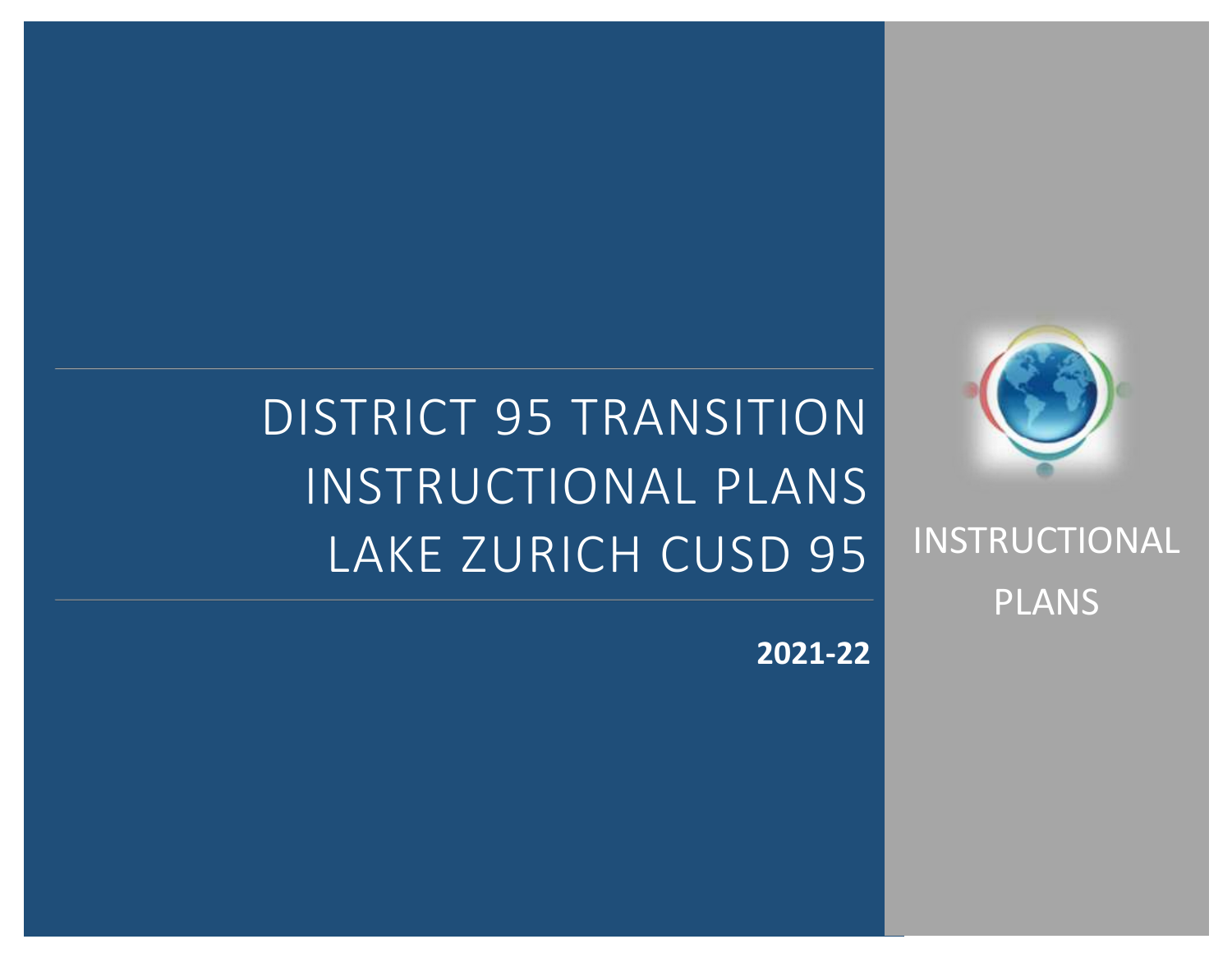# DISTRICT 95 TRANSITION INSTRUCTIONAL PLANS LAKE ZURICH CUSD 95

**2021-22**

INSTRUCTIONAL PLANS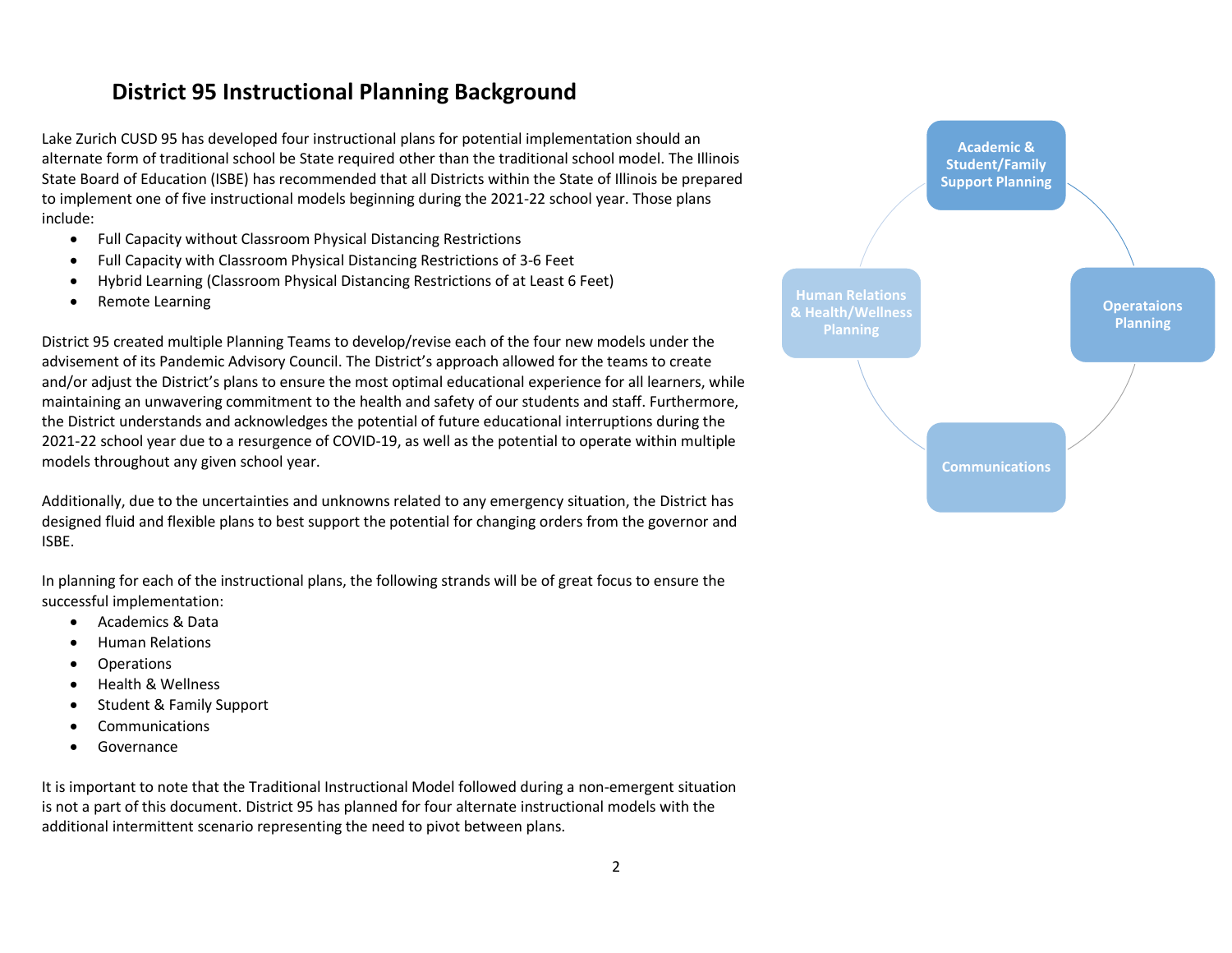## District 95 Instructional Planning Background

Lake Zurich CUSD 95 has developed four instructional plans for potential implementation should an alternate form of traditional school be State required other than the traditional school model. The Illinois State Board of Education (ISBE) has recommended that all Districts within the State of Illinois be prepared to implement one of five instructional models beginning during the 2021-22 school year. Those plans include:

- Full Capacity without Classroom Physical Distancing Restrictions
- Full Capacity with Classroom Physical Distancing Restrictions of 3-6 Feet
- Hybrid Learning (Classroom Physical Distancing Restrictions of at Least 6 Feet)
- Remote Learning

District 95 created multiple Planning Teams to develop/revise each of the four new models under the advisement of its Pandemic Advisory Council. The District's approach allowed for the teams to create and/or adjust the District's plans to ensure the most optimal educational experience for all learners, while maintaining an unwavering commitment to the health and safety of our students and staff. Furthermore, the District understands and acknowledges the potential of future educational interruptions during the 2021-22 school year due to a resurgence of COVID-19, as well as the potential to operate within multiple models throughout any given school year.

Additionally, due to the uncertainties and unknowns related to any emergency situation, the District has designed fluid and flexible plans to best support the potential for changing orders from the governor and ISBE.

In planning for each of the instructional plans, the following strands will be of great focus to ensure the successful implementation:

- Academics & Data
- Human Relations
- Operations
- Health & Wellness
- Student & Family Support
- Communications
- Governance

It is important to note that the Traditional Instructional Model followed during a non-emergent situation is not a part of this document. District 95 has planned for four alternate instructional models with the additional intermittent scenario representing the need to pivot between plans.

Academic & Student/Family Support Planning

Operataions Planning

Communications

Human Relations & Health/Wellness Planning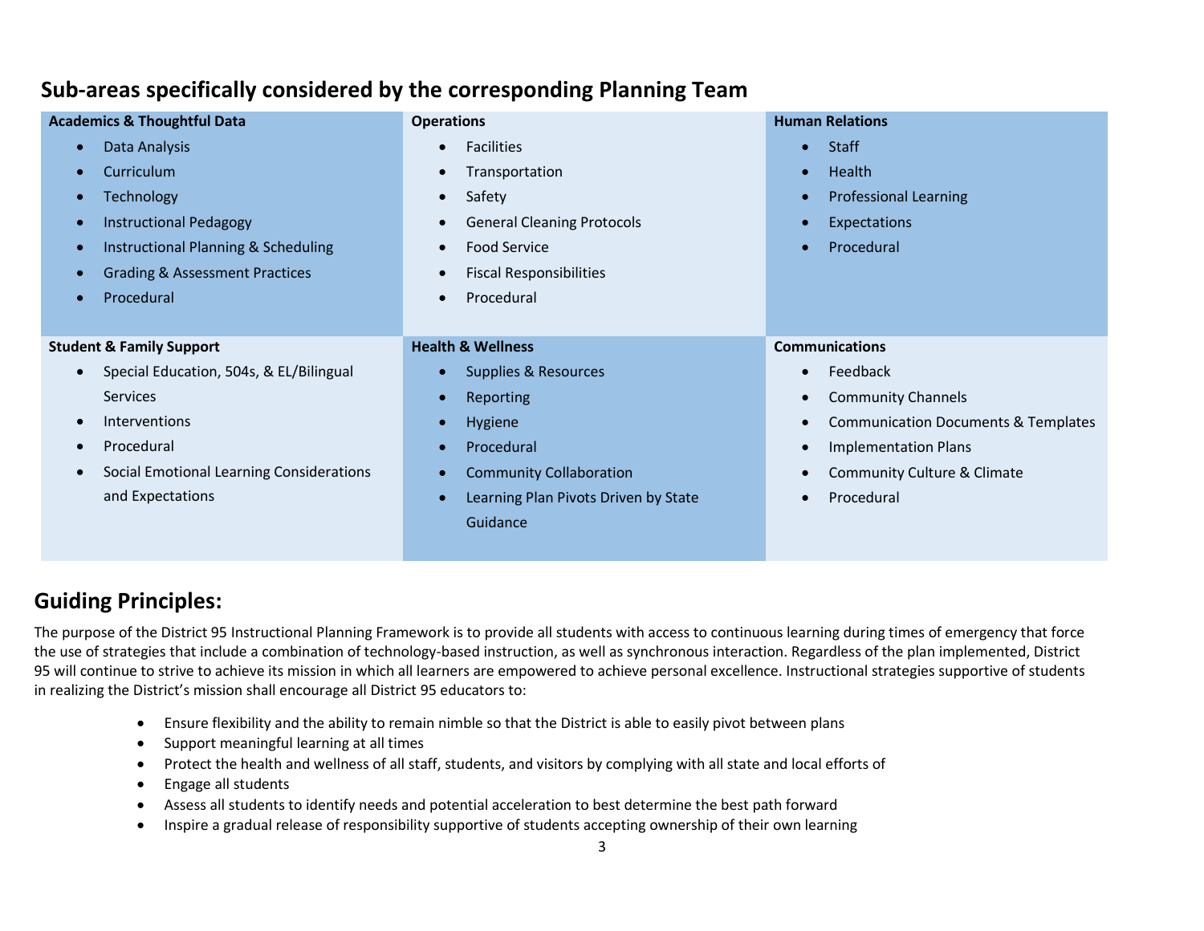## Sub-areas specifically considered by the corresponding Planning Team

**Academics & Thoughtful Data**

- Data Analysis
- Curriculum
- Technology
- Instructional Pedagogy
- Instructional Planning & Scheduling
- Grading & Assessment Practices
- Procedural

**Operations**

- Facilities
- Transportation
- Safety
- General Cleaning Protocols
- Food Service
- Fiscal Responsibilities
- Procedural

**Human Relations**

- Staff
- Health
- Professional Learning
- Expectations
- Procedural

**Student & Family Support**

- Special Education, 504s, & EL/Bilingual Services
- Interventions
- Procedural
- Social Emotional Learning Considerations and Expectations

**Health & Wellness**

- Supplies & Resources
- Reporting
- Hygiene
- Procedural
- Community Collaboration
- Learning Plan Pivots Driven by State Guidance

**Communications**

- Feedback
- Community Channels
- Communication Documents & Templates
- Implementation Plans
- Community Culture & Climate
- Procedural

## Guiding Principles:

The purpose of the District 95 Instructional Planning Framework is to provide all students with access to continuous learning during times of emergency that force the use of strategies that include a combination of technology-based instruction, as well as synchronous interaction. Regardless of the plan implemented, District 95 will continue to strive to achieve its mission in which all learners are empowered to achieve personal excellence. Instructional strategies supportive of students in realizing the District's mission shall encourage all District 95 educators to:

- Ensure flexibility and the ability to remain nimble so that the District is able to easily pivot between plans
- Support meaningful learning at all times
- Protect the health and wellness of all staff, students, and visitors by complying with all state and local efforts of
- Engage all students
- Assess all students to identify needs and potential acceleration to best determine the best path forward
- Inspire a gradual release of responsibility supportive of students accepting ownership of their own learning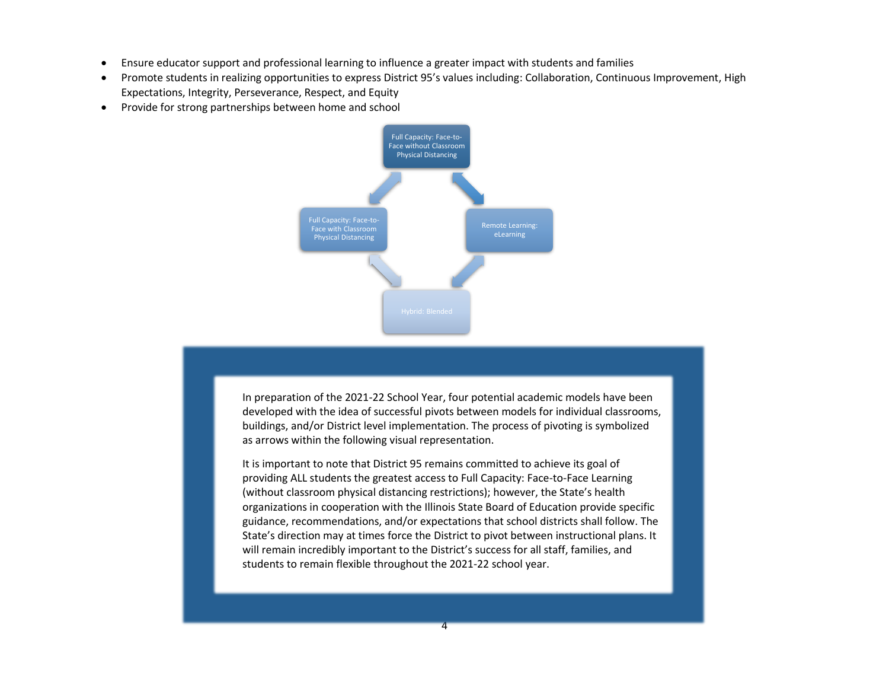- Ensure educator support and professional learning to influence a greater impact with students and families
- Promote students in realizing opportunities to express District 95's values including: Collaboration, Continuous Improvement, High Expectations, Integrity, Perseverance, Respect, and Equity
- Provide for strong partnerships between home and school

Full Capacity: Face-to-Face without Classroom Physical Distancing

Full Capacity: Face-to-Face with Classroom Physical Distancing

Remote Learning: eLearning

Hybrid: Blended

In preparation of the 2021-22 School Year, four potential academic models have been developed with the idea of successful pivots between models for individual classrooms, buildings, and/or District level implementation. The process of pivoting is symbolized as arrows within the following visual representation.

It is important to note that District 95 remains committed to achieve its goal of providing ALL students the greatest access to Full Capacity: Face-to-Face Learning (without classroom physical distancing restrictions); however, the State's health organizations in cooperation with the Illinois State Board of Education provide specific guidance, recommendations, and/or expectations that school districts shall follow. The State's direction may at times force the District to pivot between instructional plans. It will remain incredibly important to the District's success for all staff, families, and students to remain flexible throughout the 2021-22 school year.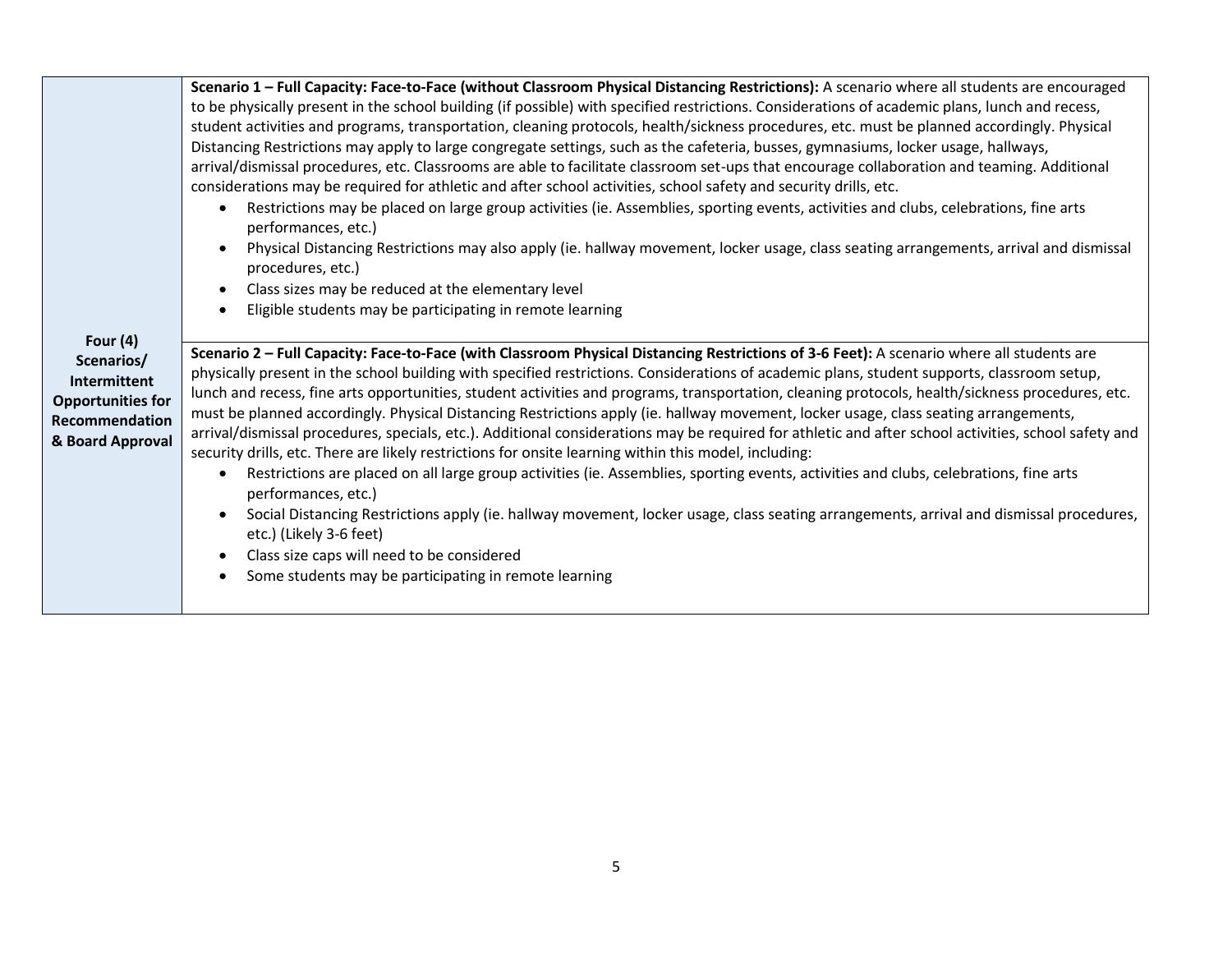| Four (4) Scenarios/ Intermittent Opportunities for Recommendation & Board Approval | **Scenario 1 – Full Capacity: Face-to-Face (without Classroom Physical Distancing Restrictions):** A scenario where all students are encouraged to be physically present in the school building (if possible) with specified restrictions. Considerations of academic plans, lunch and recess, student activities and programs, transportation, cleaning protocols, health/sickness procedures, etc. must be planned accordingly. Physical Distancing Restrictions may apply to large congregate settings, such as the cafeteria, busses, gymnasiums, locker usage, hallways, arrival/dismissal procedures, etc. Classrooms are able to facilitate classroom set-ups that encourage collaboration and teaming. Additional considerations may be required for athletic and after school activities, school safety and security drills, etc.<br>• Restrictions may be placed on large group activities (ie. Assemblies, sporting events, activities and clubs, celebrations, fine arts performances, etc.)<br>• Physical Distancing Restrictions may also apply (ie. hallway movement, locker usage, class seating arrangements, arrival and dismissal procedures, etc.)<br>• Class sizes may be reduced at the elementary level<br>• Eligible students may be participating in remote learning |
|---|---|
| | **Scenario 2 – Full Capacity: Face-to-Face (with Classroom Physical Distancing Restrictions of 3-6 Feet):** A scenario where all students are physically present in the school building with specified restrictions. Considerations of academic plans, student supports, classroom setup, lunch and recess, fine arts opportunities, student activities and programs, transportation, cleaning protocols, health/sickness procedures, etc. must be planned accordingly. Physical Distancing Restrictions apply (ie. hallway movement, locker usage, class seating arrangements, arrival/dismissal procedures, specials, etc.). Additional considerations may be required for athletic and after school activities, school safety and security drills, etc. There are likely restrictions for onsite learning within this model, including:<br>• Restrictions are placed on all large group activities (ie. Assemblies, sporting events, activities and clubs, celebrations, fine arts performances, etc.)<br>• Social Distancing Restrictions apply (ie. hallway movement, locker usage, class seating arrangements, arrival and dismissal procedures, etc.) (Likely 3-6 feet)<br>• Class size caps will need to be considered<br>• Some students may be participating in remote learning |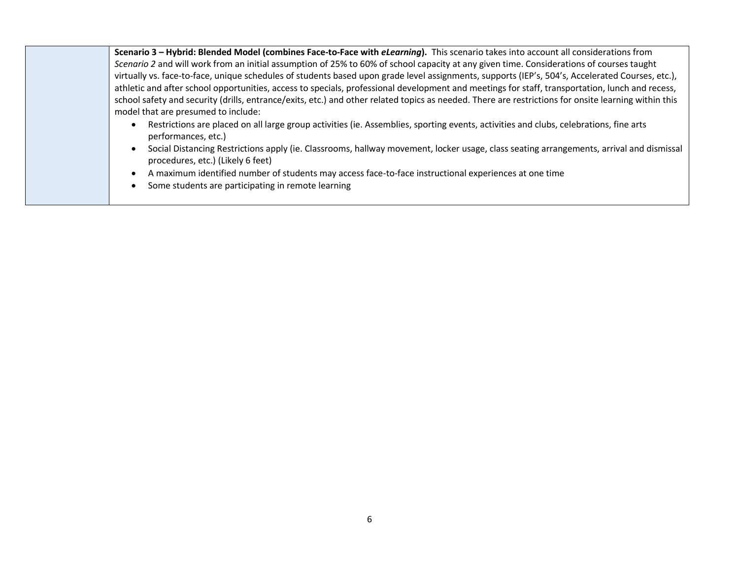| | |
|---|---|
| | **Scenario 3 – Hybrid: Blended Model (combines Face-to-Face with *eLearning*).** This scenario takes into account all considerations from *Scenario 2* and will work from an initial assumption of 25% to 60% of school capacity at any given time. Considerations of courses taught virtually vs. face-to-face, unique schedules of students based upon grade level assignments, supports (IEP's, 504's, Accelerated Courses, etc.), athletic and after school opportunities, access to specials, professional development and meetings for staff, transportation, lunch and recess, school safety and security (drills, entrance/exits, etc.) and other related topics as needed. There are restrictions for onsite learning within this model that are presumed to include:<br>• Restrictions are placed on all large group activities (ie. Assemblies, sporting events, activities and clubs, celebrations, fine arts performances, etc.)<br>• Social Distancing Restrictions apply (ie. Classrooms, hallway movement, locker usage, class seating arrangements, arrival and dismissal procedures, etc.) (Likely 6 feet)<br>• A maximum identified number of students may access face-to-face instructional experiences at one time<br>• Some students are participating in remote learning |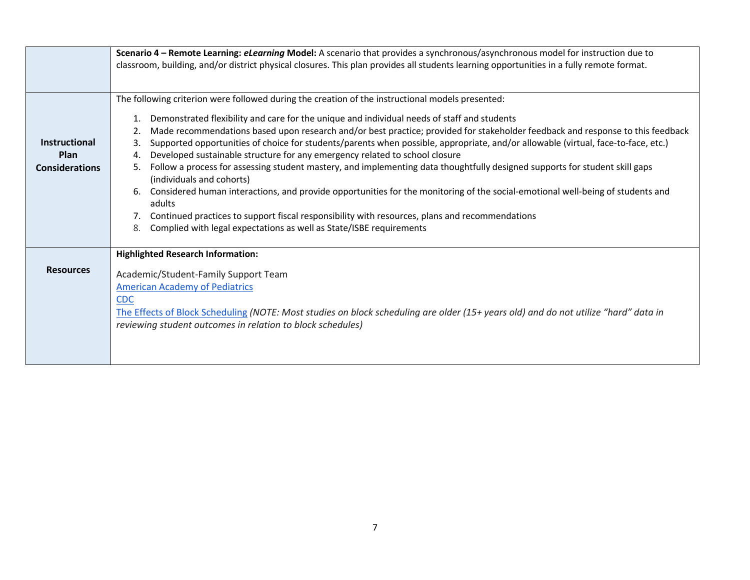| | |
|---|---|
| | **Scenario 4 – Remote Learning: *eLearning* Model:** A scenario that provides a synchronous/asynchronous model for instruction due to classroom, building, and/or district physical closures. This plan provides all students learning opportunities in a fully remote format. |
| **Instructional Plan Considerations** | The following criterion were followed during the creation of the instructional models presented:<br><br>1. Demonstrated flexibility and care for the unique and individual needs of staff and students<br>2. Made recommendations based upon research and/or best practice; provided for stakeholder feedback and response to this feedback<br>3. Supported opportunities of choice for students/parents when possible, appropriate, and/or allowable (virtual, face-to-face, etc.)<br>4. Developed sustainable structure for any emergency related to school closure<br>5. Follow a process for assessing student mastery, and implementing data thoughtfully designed supports for student skill gaps (individuals and cohorts)<br>6. Considered human interactions, and provide opportunities for the monitoring of the social-emotional well-being of students and adults<br>7. Continued practices to support fiscal responsibility with resources, plans and recommendations<br>8. Complied with legal expectations as well as State/ISBE requirements |
| **Resources** | **Highlighted Research Information:**<br><br>Academic/Student-Family Support Team<br>American Academy of Pediatrics<br>CDC<br>The Effects of Block Scheduling *(NOTE: Most studies on block scheduling are older (15+ years old) and do not utilize "hard" data in reviewing student outcomes in relation to block schedules)* |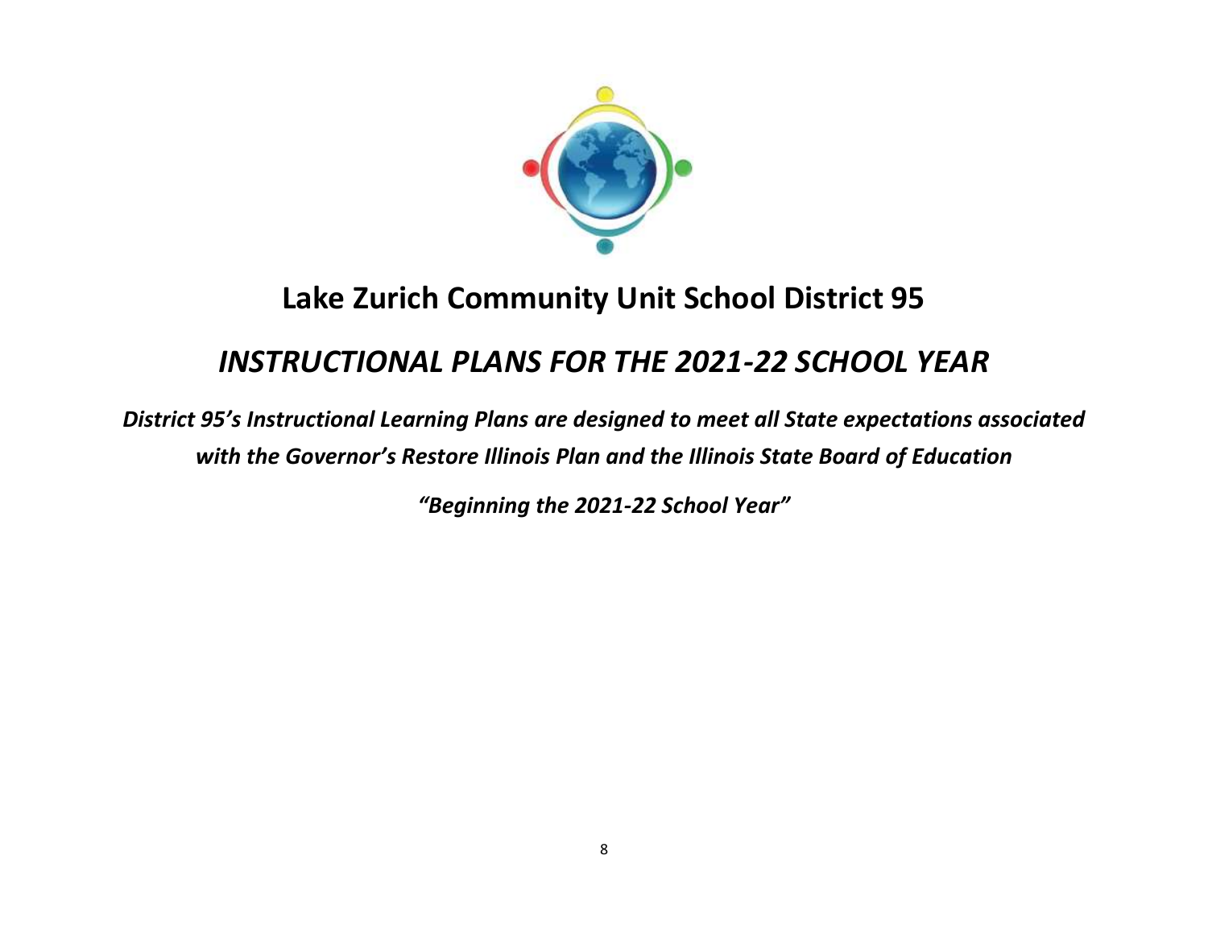# Lake Zurich Community Unit School District 95

## *INSTRUCTIONAL PLANS FOR THE 2021-22 SCHOOL YEAR*

***District 95's Instructional Learning Plans are designed to meet all State expectations associated with the Governor's Restore Illinois Plan and the Illinois State Board of Education***

***"Beginning the 2021-22 School Year"***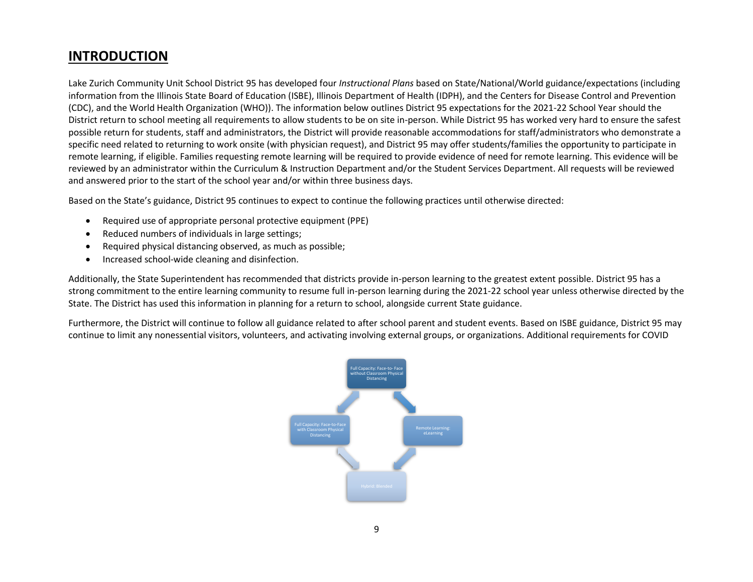## INTRODUCTION

Lake Zurich Community Unit School District 95 has developed four *Instructional Plans* based on State/National/World guidance/expectations (including information from the Illinois State Board of Education (ISBE), Illinois Department of Health (IDPH), and the Centers for Disease Control and Prevention (CDC), and the World Health Organization (WHO)). The information below outlines District 95 expectations for the 2021-22 School Year should the District return to school meeting all requirements to allow students to be on site in-person. While District 95 has worked very hard to ensure the safest possible return for students, staff and administrators, the District will provide reasonable accommodations for staff/administrators who demonstrate a specific need related to returning to work onsite (with physician request), and District 95 may offer students/families the opportunity to participate in remote learning, if eligible. Families requesting remote learning will be required to provide evidence of need for remote learning. This evidence will be reviewed by an administrator within the Curriculum & Instruction Department and/or the Student Services Department. All requests will be reviewed and answered prior to the start of the school year and/or within three business days.

Based on the State's guidance, District 95 continues to expect to continue the following practices until otherwise directed:

- Required use of appropriate personal protective equipment (PPE)
- Reduced numbers of individuals in large settings;
- Required physical distancing observed, as much as possible;
- Increased school-wide cleaning and disinfection.

Additionally, the State Superintendent has recommended that districts provide in-person learning to the greatest extent possible. District 95 has a strong commitment to the entire learning community to resume full in-person learning during the 2021-22 school year unless otherwise directed by the State. The District has used this information in planning for a return to school, alongside current State guidance.

Furthermore, the District will continue to follow all guidance related to after school parent and student events. Based on ISBE guidance, District 95 may continue to limit any nonessential visitors, volunteers, and activating involving external groups, or organizations. Additional requirements for COVID

Full Capacity: Face-to- Face without Classroom Physical Distancing

Full Capacity: Face-to-Face with Classroom Physical Distancing

Remote Learning: eLearning

Hybrid: Blended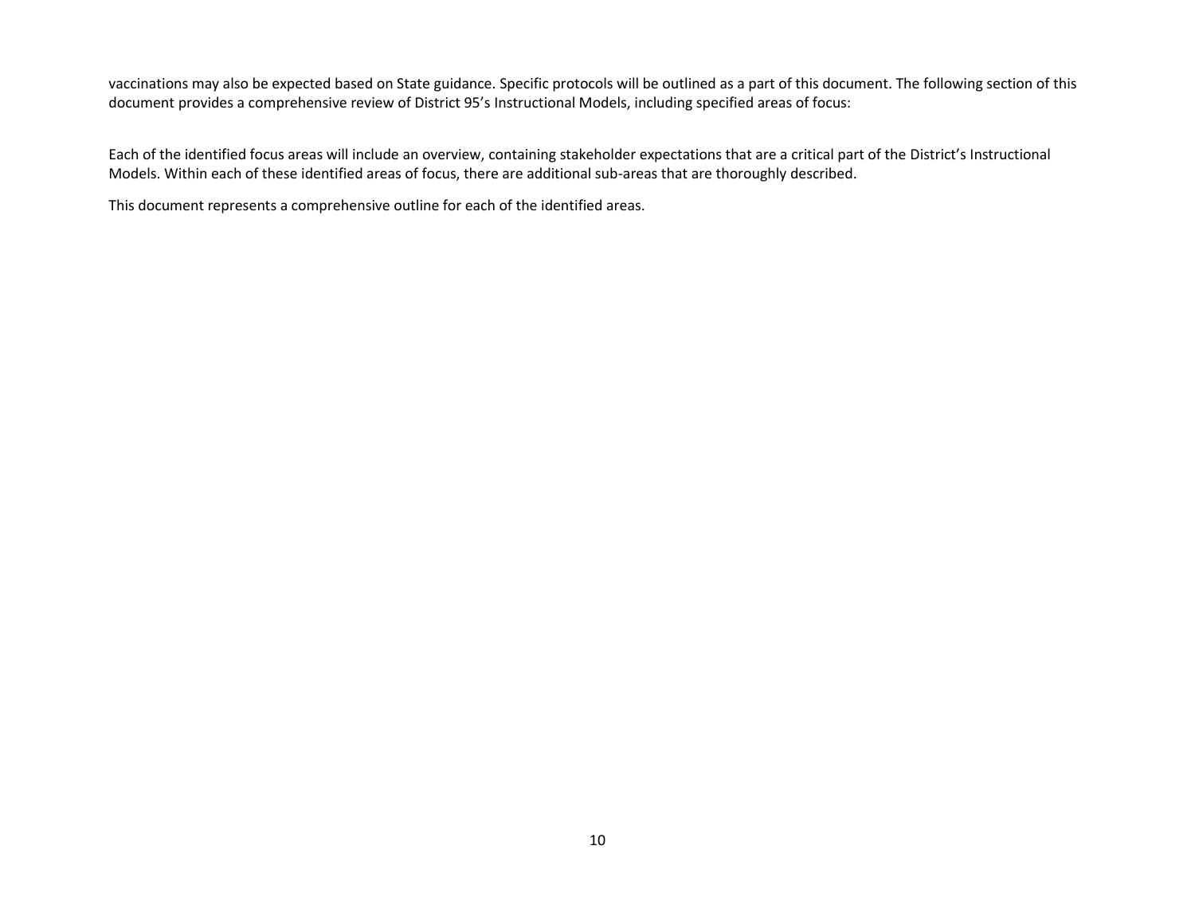vaccinations may also be expected based on State guidance. Specific protocols will be outlined as a part of this document. The following section of this document provides a comprehensive review of District 95's Instructional Models, including specified areas of focus:

Each of the identified focus areas will include an overview, containing stakeholder expectations that are a critical part of the District's Instructional Models. Within each of these identified areas of focus, there are additional sub-areas that are thoroughly described.

This document represents a comprehensive outline for each of the identified areas.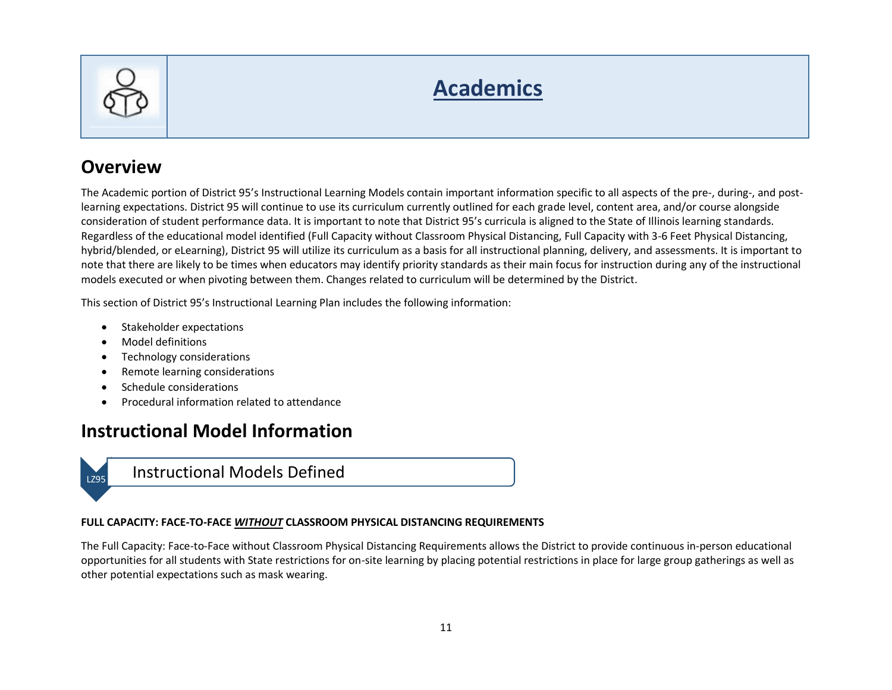# Academics

## Overview

The Academic portion of District 95's Instructional Learning Models contain important information specific to all aspects of the pre-, during-, and post-learning expectations. District 95 will continue to use its curriculum currently outlined for each grade level, content area, and/or course alongside consideration of student performance data. It is important to note that District 95's curricula is aligned to the State of Illinois learning standards. Regardless of the educational model identified (Full Capacity without Classroom Physical Distancing, Full Capacity with 3-6 Feet Physical Distancing, hybrid/blended, or eLearning), District 95 will utilize its curriculum as a basis for all instructional planning, delivery, and assessments. It is important to note that there are likely to be times when educators may identify priority standards as their main focus for instruction during any of the instructional models executed or when pivoting between them. Changes related to curriculum will be determined by the District.

This section of District 95's Instructional Learning Plan includes the following information:

- Stakeholder expectations
- Model definitions
- Technology considerations
- Remote learning considerations
- Schedule considerations
- Procedural information related to attendance

## Instructional Model Information

### LZ95 Instructional Models Defined

**FULL CAPACITY: FACE-TO-FACE *WITHOUT* CLASSROOM PHYSICAL DISTANCING REQUIREMENTS**

The Full Capacity: Face-to-Face without Classroom Physical Distancing Requirements allows the District to provide continuous in-person educational opportunities for all students with State restrictions for on-site learning by placing potential restrictions in place for large group gatherings as well as other potential expectations such as mask wearing.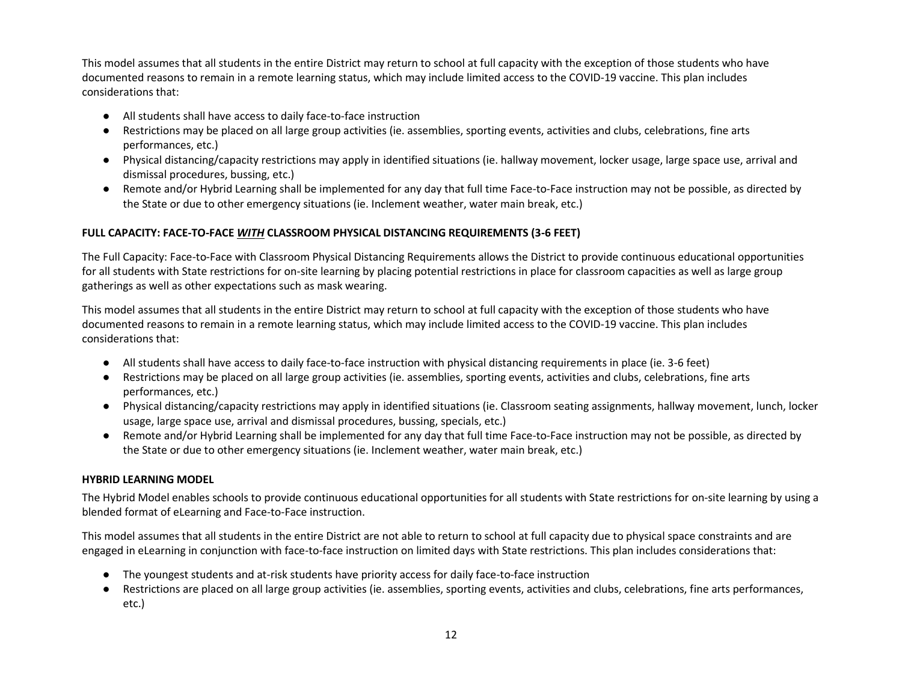This model assumes that all students in the entire District may return to school at full capacity with the exception of those students who have documented reasons to remain in a remote learning status, which may include limited access to the COVID-19 vaccine. This plan includes considerations that:

- All students shall have access to daily face-to-face instruction
- Restrictions may be placed on all large group activities (ie. assemblies, sporting events, activities and clubs, celebrations, fine arts performances, etc.)
- Physical distancing/capacity restrictions may apply in identified situations (ie. hallway movement, locker usage, large space use, arrival and dismissal procedures, bussing, etc.)
- Remote and/or Hybrid Learning shall be implemented for any day that full time Face-to-Face instruction may not be possible, as directed by the State or due to other emergency situations (ie. Inclement weather, water main break, etc.)

**FULL CAPACITY: FACE-TO-FACE _**WITH**_ CLASSROOM PHYSICAL DISTANCING REQUIREMENTS (3-6 FEET)**

The Full Capacity: Face-to-Face with Classroom Physical Distancing Requirements allows the District to provide continuous educational opportunities for all students with State restrictions for on-site learning by placing potential restrictions in place for classroom capacities as well as large group gatherings as well as other expectations such as mask wearing.

This model assumes that all students in the entire District may return to school at full capacity with the exception of those students who have documented reasons to remain in a remote learning status, which may include limited access to the COVID-19 vaccine. This plan includes considerations that:

- All students shall have access to daily face-to-face instruction with physical distancing requirements in place (ie. 3-6 feet)
- Restrictions may be placed on all large group activities (ie. assemblies, sporting events, activities and clubs, celebrations, fine arts performances, etc.)
- Physical distancing/capacity restrictions may apply in identified situations (ie. Classroom seating assignments, hallway movement, lunch, locker usage, large space use, arrival and dismissal procedures, bussing, specials, etc.)
- Remote and/or Hybrid Learning shall be implemented for any day that full time Face-to-Face instruction may not be possible, as directed by the State or due to other emergency situations (ie. Inclement weather, water main break, etc.)

**HYBRID LEARNING MODEL**

The Hybrid Model enables schools to provide continuous educational opportunities for all students with State restrictions for on-site learning by using a blended format of eLearning and Face-to-Face instruction.

This model assumes that all students in the entire District are not able to return to school at full capacity due to physical space constraints and are engaged in eLearning in conjunction with face-to-face instruction on limited days with State restrictions. This plan includes considerations that:

- The youngest students and at-risk students have priority access for daily face-to-face instruction
- Restrictions are placed on all large group activities (ie. assemblies, sporting events, activities and clubs, celebrations, fine arts performances, etc.)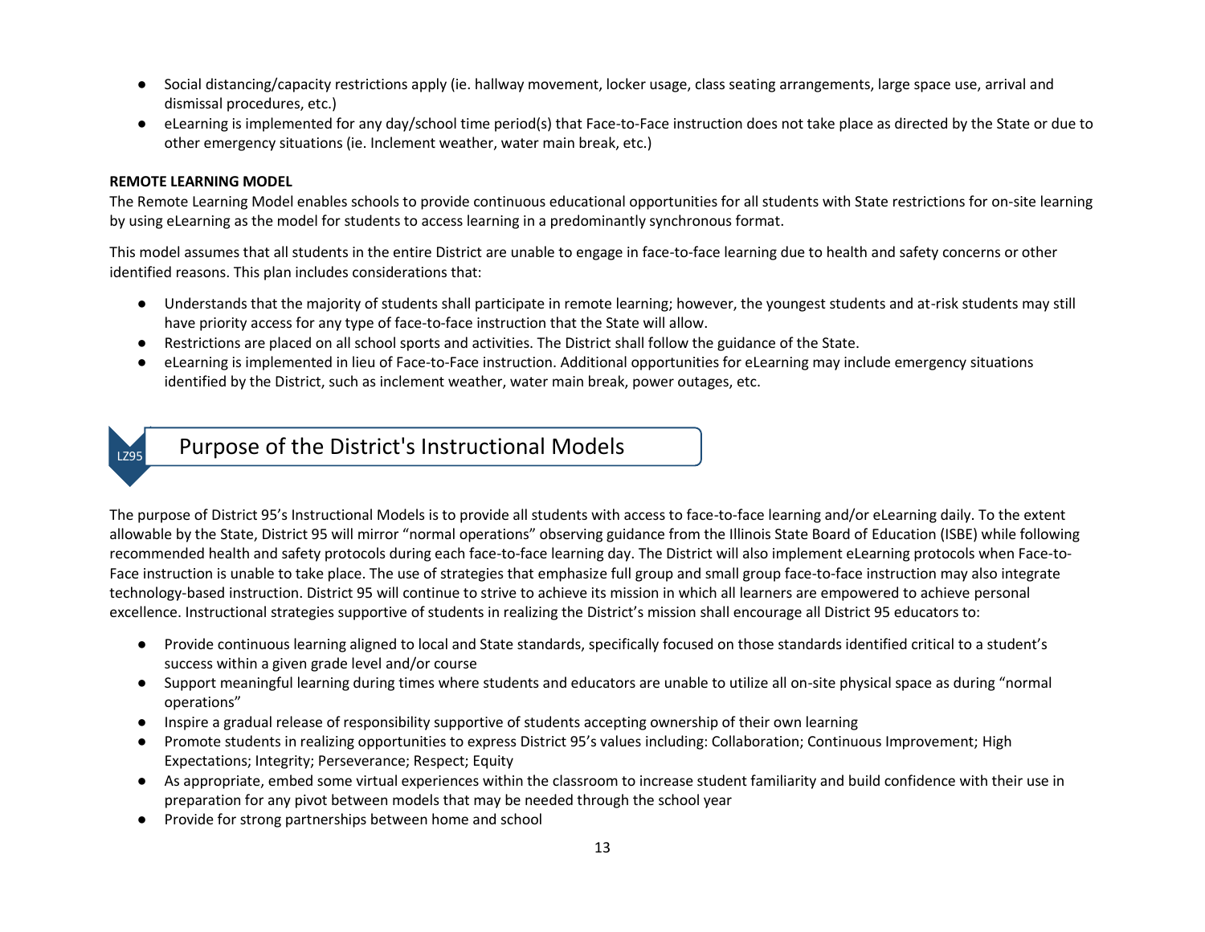- Social distancing/capacity restrictions apply (ie. hallway movement, locker usage, class seating arrangements, large space use, arrival and dismissal procedures, etc.)
- eLearning is implemented for any day/school time period(s) that Face-to-Face instruction does not take place as directed by the State or due to other emergency situations (ie. Inclement weather, water main break, etc.)

**REMOTE LEARNING MODEL**

The Remote Learning Model enables schools to provide continuous educational opportunities for all students with State restrictions for on-site learning by using eLearning as the model for students to access learning in a predominantly synchronous format.

This model assumes that all students in the entire District are unable to engage in face-to-face learning due to health and safety concerns or other identified reasons. This plan includes considerations that:

- Understands that the majority of students shall participate in remote learning; however, the youngest students and at-risk students may still have priority access for any type of face-to-face instruction that the State will allow.
- Restrictions are placed on all school sports and activities. The District shall follow the guidance of the State.
- eLearning is implemented in lieu of Face-to-Face instruction. Additional opportunities for eLearning may include emergency situations identified by the District, such as inclement weather, water main break, power outages, etc.

## Purpose of the District's Instructional Models

The purpose of District 95's Instructional Models is to provide all students with access to face-to-face learning and/or eLearning daily. To the extent allowable by the State, District 95 will mirror "normal operations" observing guidance from the Illinois State Board of Education (ISBE) while following recommended health and safety protocols during each face-to-face learning day. The District will also implement eLearning protocols when Face-to-Face instruction is unable to take place. The use of strategies that emphasize full group and small group face-to-face instruction may also integrate technology-based instruction. District 95 will continue to strive to achieve its mission in which all learners are empowered to achieve personal excellence. Instructional strategies supportive of students in realizing the District's mission shall encourage all District 95 educators to:

- Provide continuous learning aligned to local and State standards, specifically focused on those standards identified critical to a student's success within a given grade level and/or course
- Support meaningful learning during times where students and educators are unable to utilize all on-site physical space as during "normal operations"
- Inspire a gradual release of responsibility supportive of students accepting ownership of their own learning
- Promote students in realizing opportunities to express District 95's values including: Collaboration; Continuous Improvement; High Expectations; Integrity; Perseverance; Respect; Equity
- As appropriate, embed some virtual experiences within the classroom to increase student familiarity and build confidence with their use in preparation for any pivot between models that may be needed through the school year
- Provide for strong partnerships between home and school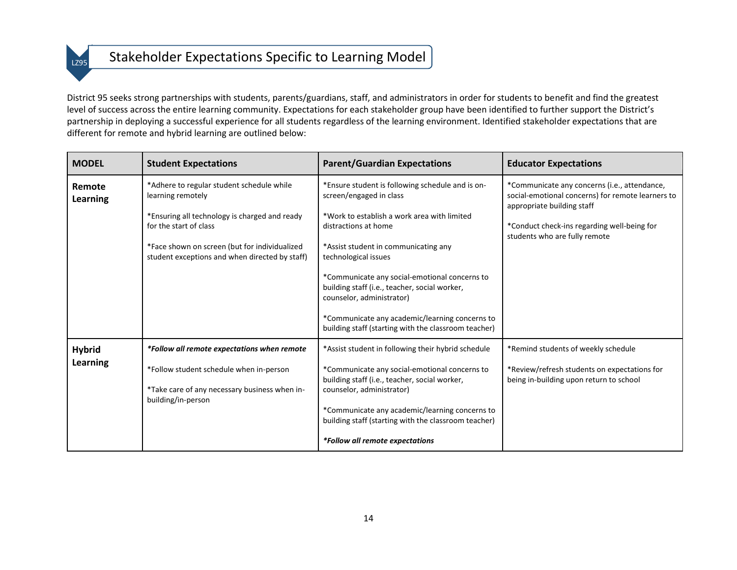## Stakeholder Expectations Specific to Learning Model

District 95 seeks strong partnerships with students, parents/guardians, staff, and administrators in order for students to benefit and find the greatest level of success across the entire learning community. Expectations for each stakeholder group have been identified to further support the District's partnership in deploying a successful experience for all students regardless of the learning environment. Identified stakeholder expectations that are different for remote and hybrid learning are outlined below:

| MODEL | Student Expectations | Parent/Guardian Expectations | Educator Expectations |
|---|---|---|---|
| **Remote Learning** | *Adhere to regular student schedule while learning remotely<br><br>*Ensuring all technology is charged and ready for the start of class<br><br>*Face shown on screen (but for individualized student exceptions and when directed by staff) | *Ensure student is following schedule and is on-screen/engaged in class<br><br>*Work to establish a work area with limited distractions at home<br><br>*Assist student in communicating any technological issues<br><br>*Communicate any social-emotional concerns to building staff (i.e., teacher, social worker, counselor, administrator)<br><br>*Communicate any academic/learning concerns to building staff (starting with the classroom teacher) | *Communicate any concerns (i.e., attendance, social-emotional concerns) for remote learners to appropriate building staff<br><br>*Conduct check-ins regarding well-being for students who are fully remote |
| **Hybrid Learning** | ***Follow all remote expectations when remote***<br><br>*Follow student schedule when in-person<br><br>*Take care of any necessary business when in-building/in-person | *Assist student in following their hybrid schedule<br><br>*Communicate any social-emotional concerns to building staff (i.e., teacher, social worker, counselor, administrator)<br><br>*Communicate any academic/learning concerns to building staff (starting with the classroom teacher)<br><br>***Follow all remote expectations*** | *Remind students of weekly schedule<br><br>*Review/refresh students on expectations for being in-building upon return to school |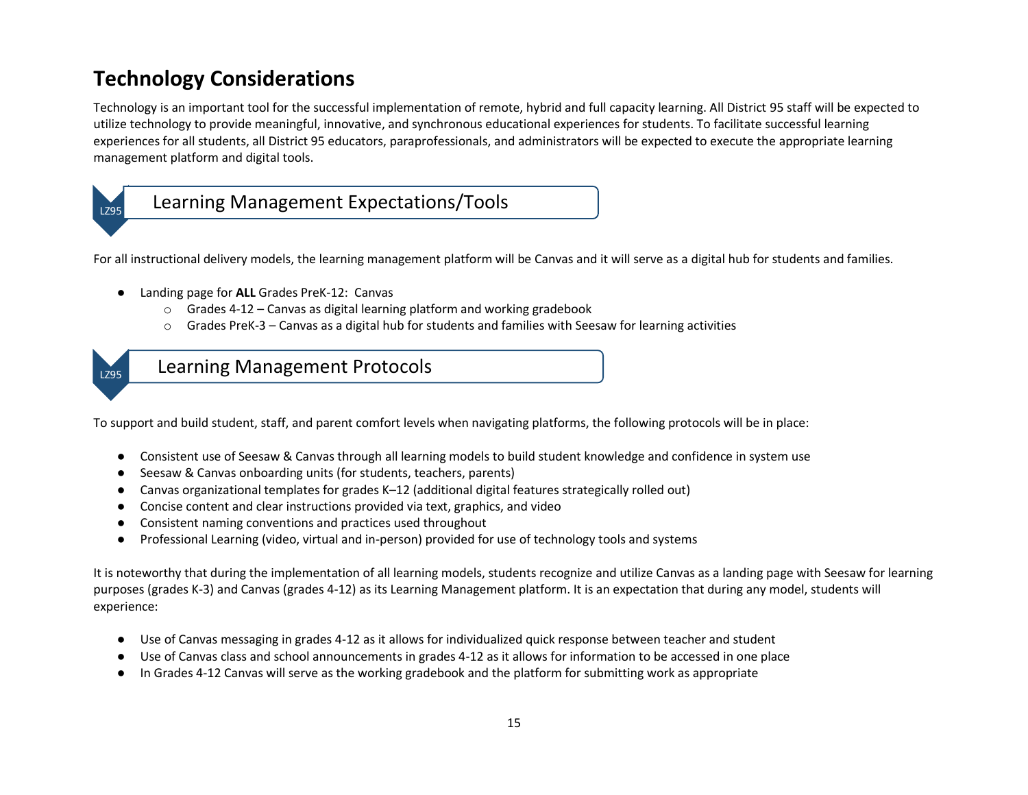# Technology Considerations

Technology is an important tool for the successful implementation of remote, hybrid and full capacity learning. All District 95 staff will be expected to utilize technology to provide meaningful, innovative, and synchronous educational experiences for students. To facilitate successful learning experiences for all students, all District 95 educators, paraprofessionals, and administrators will be expected to execute the appropriate learning management platform and digital tools.

## Learning Management Expectations/Tools

For all instructional delivery models, the learning management platform will be Canvas and it will serve as a digital hub for students and families.

- Landing page for **ALL** Grades PreK-12: Canvas
  - Grades 4-12 – Canvas as digital learning platform and working gradebook
  - Grades PreK-3 – Canvas as a digital hub for students and families with Seesaw for learning activities

## Learning Management Protocols

To support and build student, staff, and parent comfort levels when navigating platforms, the following protocols will be in place:

- Consistent use of Seesaw & Canvas through all learning models to build student knowledge and confidence in system use
- Seesaw & Canvas onboarding units (for students, teachers, parents)
- Canvas organizational templates for grades K–12 (additional digital features strategically rolled out)
- Concise content and clear instructions provided via text, graphics, and video
- Consistent naming conventions and practices used throughout
- Professional Learning (video, virtual and in-person) provided for use of technology tools and systems

It is noteworthy that during the implementation of all learning models, students recognize and utilize Canvas as a landing page with Seesaw for learning purposes (grades K-3) and Canvas (grades 4-12) as its Learning Management platform. It is an expectation that during any model, students will experience:

- Use of Canvas messaging in grades 4-12 as it allows for individualized quick response between teacher and student
- Use of Canvas class and school announcements in grades 4-12 as it allows for information to be accessed in one place
- In Grades 4-12 Canvas will serve as the working gradebook and the platform for submitting work as appropriate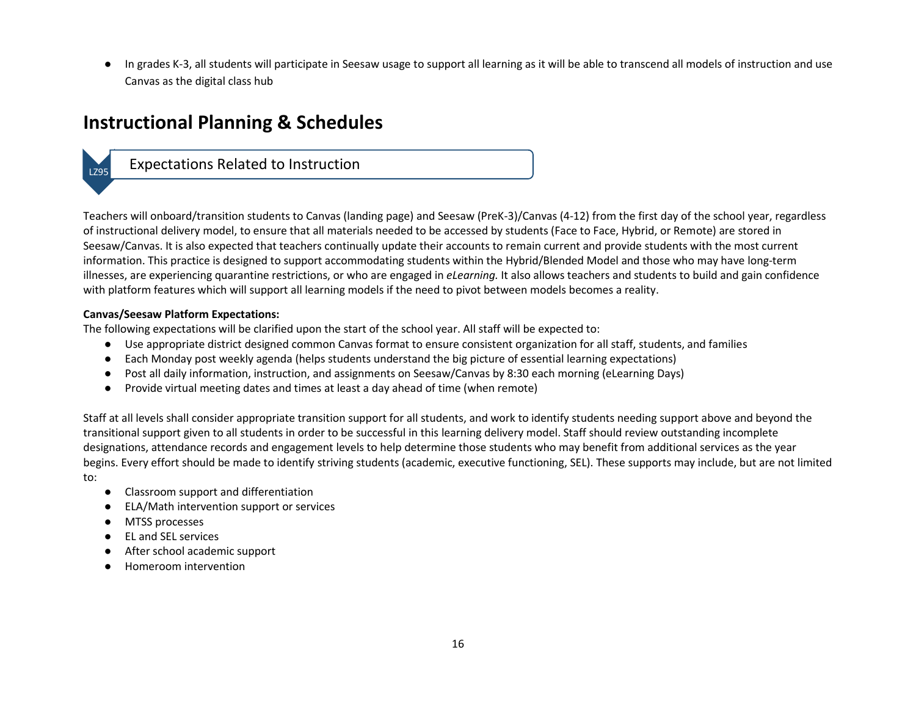- In grades K-3, all students will participate in Seesaw usage to support all learning as it will be able to transcend all models of instruction and use Canvas as the digital class hub

## Instructional Planning & Schedules

### LZ95 Expectations Related to Instruction

Teachers will onboard/transition students to Canvas (landing page) and Seesaw (PreK-3)/Canvas (4-12) from the first day of the school year, regardless of instructional delivery model, to ensure that all materials needed to be accessed by students (Face to Face, Hybrid, or Remote) are stored in Seesaw/Canvas. It is also expected that teachers continually update their accounts to remain current and provide students with the most current information. This practice is designed to support accommodating students within the Hybrid/Blended Model and those who may have long-term illnesses, are experiencing quarantine restrictions, or who are engaged in *eLearning.* It also allows teachers and students to build and gain confidence with platform features which will support all learning models if the need to pivot between models becomes a reality.

**Canvas/Seesaw Platform Expectations:**
The following expectations will be clarified upon the start of the school year. All staff will be expected to:

- Use appropriate district designed common Canvas format to ensure consistent organization for all staff, students, and families
- Each Monday post weekly agenda (helps students understand the big picture of essential learning expectations)
- Post all daily information, instruction, and assignments on Seesaw/Canvas by 8:30 each morning (eLearning Days)
- Provide virtual meeting dates and times at least a day ahead of time (when remote)

Staff at all levels shall consider appropriate transition support for all students, and work to identify students needing support above and beyond the transitional support given to all students in order to be successful in this learning delivery model. Staff should review outstanding incomplete designations, attendance records and engagement levels to help determine those students who may benefit from additional services as the year begins. Every effort should be made to identify striving students (academic, executive functioning, SEL). These supports may include, but are not limited to:

- Classroom support and differentiation
- ELA/Math intervention support or services
- MTSS processes
- EL and SEL services
- After school academic support
- Homeroom intervention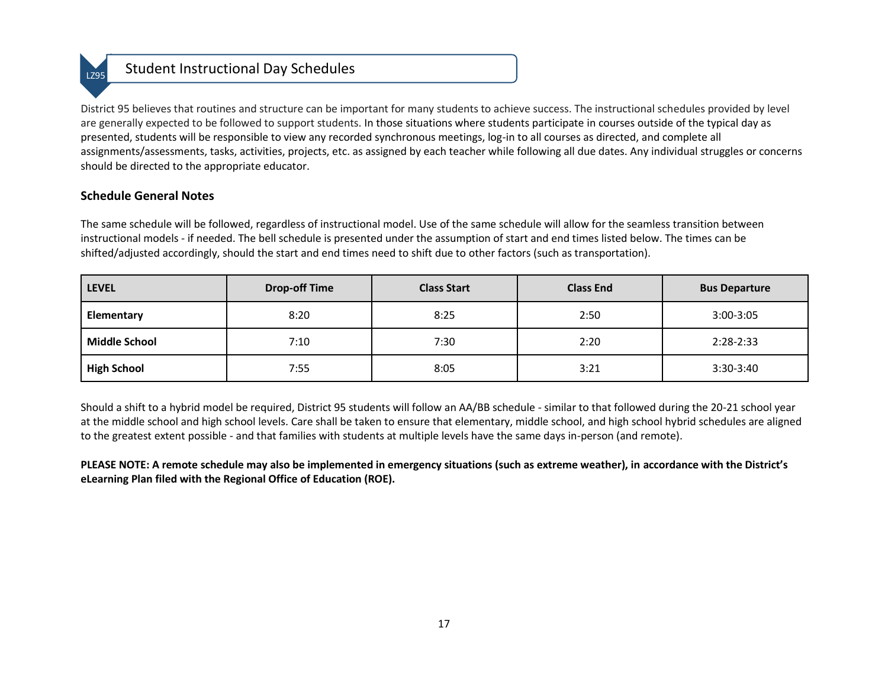## Student Instructional Day Schedules

District 95 believes that routines and structure can be important for many students to achieve success. The instructional schedules provided by level are generally expected to be followed to support students. In those situations where students participate in courses outside of the typical day as presented, students will be responsible to view any recorded synchronous meetings, log-in to all courses as directed, and complete all assignments/assessments, tasks, activities, projects, etc. as assigned by each teacher while following all due dates. Any individual struggles or concerns should be directed to the appropriate educator.

### Schedule General Notes

The same schedule will be followed, regardless of instructional model. Use of the same schedule will allow for the seamless transition between instructional models - if needed. The bell schedule is presented under the assumption of start and end times listed below. The times can be shifted/adjusted accordingly, should the start and end times need to shift due to other factors (such as transportation).

| LEVEL | Drop-off Time | Class Start | Class End | Bus Departure |
|---|---|---|---|---|
| **Elementary** | 8:20 | 8:25 | 2:50 | 3:00-3:05 |
| **Middle School** | 7:10 | 7:30 | 2:20 | 2:28-2:33 |
| **High School** | 7:55 | 8:05 | 3:21 | 3:30-3:40 |

Should a shift to a hybrid model be required, District 95 students will follow an AA/BB schedule - similar to that followed during the 20-21 school year at the middle school and high school levels. Care shall be taken to ensure that elementary, middle school, and high school hybrid schedules are aligned to the greatest extent possible - and that families with students at multiple levels have the same days in-person (and remote).

**PLEASE NOTE: A remote schedule may also be implemented in emergency situations (such as extreme weather), in accordance with the District's eLearning Plan filed with the Regional Office of Education (ROE).**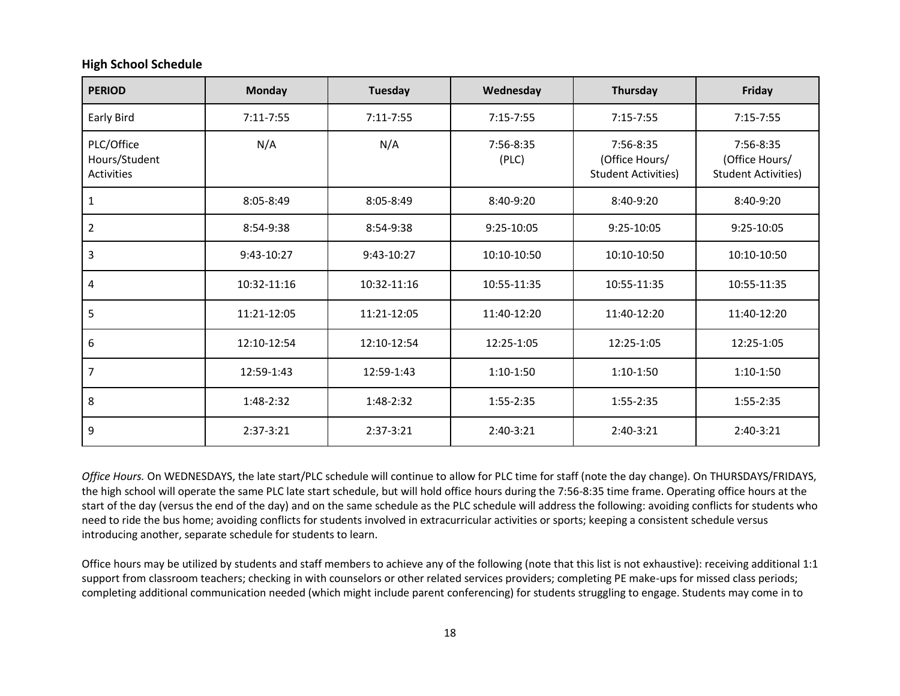### High School Schedule

| PERIOD | Monday | Tuesday | Wednesday | Thursday | Friday |
|---|---|---|---|---|---|
| Early Bird | 7:11-7:55 | 7:11-7:55 | 7:15-7:55 | 7:15-7:55 | 7:15-7:55 |
| PLC/Office Hours/Student Activities | N/A | N/A | 7:56-8:35 (PLC) | 7:56-8:35 (Office Hours/ Student Activities) | 7:56-8:35 (Office Hours/ Student Activities) |
| 1 | 8:05-8:49 | 8:05-8:49 | 8:40-9:20 | 8:40-9:20 | 8:40-9:20 |
| 2 | 8:54-9:38 | 8:54-9:38 | 9:25-10:05 | 9:25-10:05 | 9:25-10:05 |
| 3 | 9:43-10:27 | 9:43-10:27 | 10:10-10:50 | 10:10-10:50 | 10:10-10:50 |
| 4 | 10:32-11:16 | 10:32-11:16 | 10:55-11:35 | 10:55-11:35 | 10:55-11:35 |
| 5 | 11:21-12:05 | 11:21-12:05 | 11:40-12:20 | 11:40-12:20 | 11:40-12:20 |
| 6 | 12:10-12:54 | 12:10-12:54 | 12:25-1:05 | 12:25-1:05 | 12:25-1:05 |
| 7 | 12:59-1:43 | 12:59-1:43 | 1:10-1:50 | 1:10-1:50 | 1:10-1:50 |
| 8 | 1:48-2:32 | 1:48-2:32 | 1:55-2:35 | 1:55-2:35 | 1:55-2:35 |
| 9 | 2:37-3:21 | 2:37-3:21 | 2:40-3:21 | 2:40-3:21 | 2:40-3:21 |

*Office Hours.* On WEDNESDAYS, the late start/PLC schedule will continue to allow for PLC time for staff (note the day change). On THURSDAYS/FRIDAYS, the high school will operate the same PLC late start schedule, but will hold office hours during the 7:56-8:35 time frame. Operating office hours at the start of the day (versus the end of the day) and on the same schedule as the PLC schedule will address the following: avoiding conflicts for students who need to ride the bus home; avoiding conflicts for students involved in extracurricular activities or sports; keeping a consistent schedule versus introducing another, separate schedule for students to learn.

Office hours may be utilized by students and staff members to achieve any of the following (note that this list is not exhaustive): receiving additional 1:1 support from classroom teachers; checking in with counselors or other related services providers; completing PE make-ups for missed class periods; completing additional communication needed (which might include parent conferencing) for students struggling to engage. Students may come in to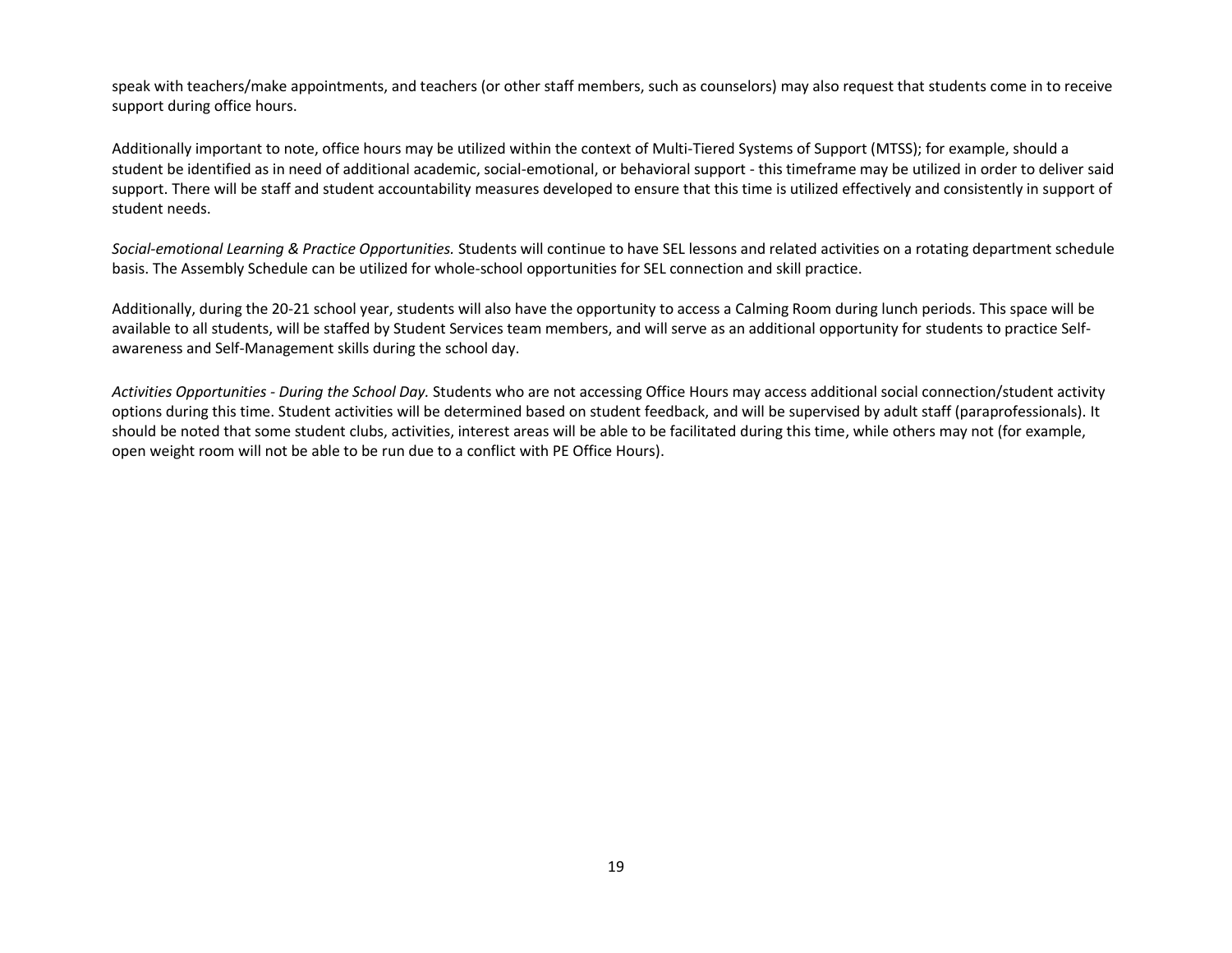speak with teachers/make appointments, and teachers (or other staff members, such as counselors) may also request that students come in to receive support during office hours.

Additionally important to note, office hours may be utilized within the context of Multi-Tiered Systems of Support (MTSS); for example, should a student be identified as in need of additional academic, social-emotional, or behavioral support - this timeframe may be utilized in order to deliver said support. There will be staff and student accountability measures developed to ensure that this time is utilized effectively and consistently in support of student needs.

*Social-emotional Learning & Practice Opportunities.* Students will continue to have SEL lessons and related activities on a rotating department schedule basis. The Assembly Schedule can be utilized for whole-school opportunities for SEL connection and skill practice.

Additionally, during the 20-21 school year, students will also have the opportunity to access a Calming Room during lunch periods. This space will be available to all students, will be staffed by Student Services team members, and will serve as an additional opportunity for students to practice Self-awareness and Self-Management skills during the school day.

*Activities Opportunities - During the School Day.* Students who are not accessing Office Hours may access additional social connection/student activity options during this time. Student activities will be determined based on student feedback, and will be supervised by adult staff (paraprofessionals). It should be noted that some student clubs, activities, interest areas will be able to be facilitated during this time, while others may not (for example, open weight room will not be able to be run due to a conflict with PE Office Hours).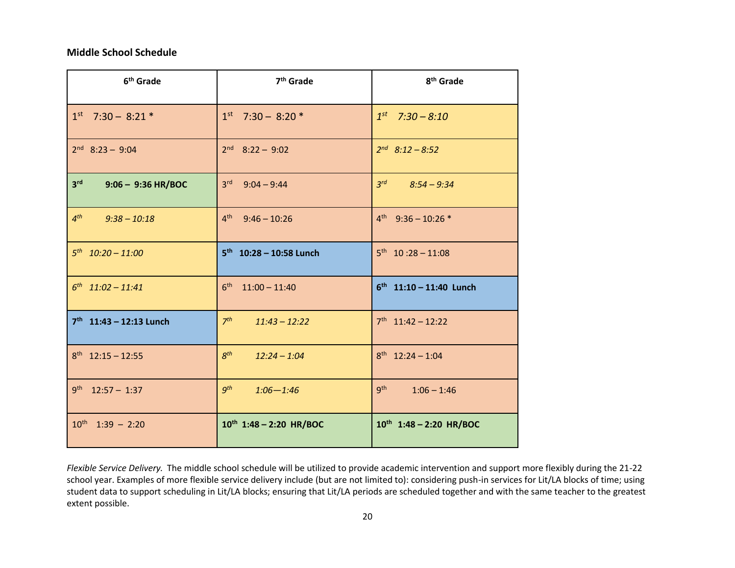**Middle School Schedule**

| 6th Grade | 7th Grade | 8th Grade |
|---|---|---|
| 1st 7:30 – 8:21 * | 1st 7:30 – 8:20 * | *1st 7:30 – 8:10* |
| 2nd 8:23 – 9:04 | 2nd 8:22 – 9:02 | *2nd 8:12 – 8:52* |
| **3rd 9:06 – 9:36 HR/BOC** | 3rd 9:04 – 9:44 | *3rd 8:54 – 9:34* |
| *4th 9:38 – 10:18* | 4th 9:46 – 10:26 | 4th 9:36 – 10:26 * |
| *5th 10:20 – 11:00* | **5th 10:28 – 10:58 Lunch** | 5th 10 :28 – 11:08 |
| *6th 11:02 – 11:41* | 6th 11:00 – 11:40 | **6th 11:10 – 11:40 Lunch** |
| **7th 11:43 – 12:13 Lunch** | *7th 11:43 – 12:22* | 7th 11:42 – 12:22 |
| 8th 12:15 – 12:55 | *8th 12:24 – 1:04* | 8th 12:24 – 1:04 |
| 9th 12:57 – 1:37 | *9th 1:06—1:46* | 9th 1:06 – 1:46 |
| 10th 1:39 – 2:20 | **10th 1:48 – 2:20 HR/BOC** | **10th 1:48 – 2:20 HR/BOC** |

*Flexible Service Delivery.* The middle school schedule will be utilized to provide academic intervention and support more flexibly during the 21-22 school year. Examples of more flexible service delivery include (but are not limited to): considering push-in services for Lit/LA blocks of time; using student data to support scheduling in Lit/LA blocks; ensuring that Lit/LA periods are scheduled together and with the same teacher to the greatest extent possible.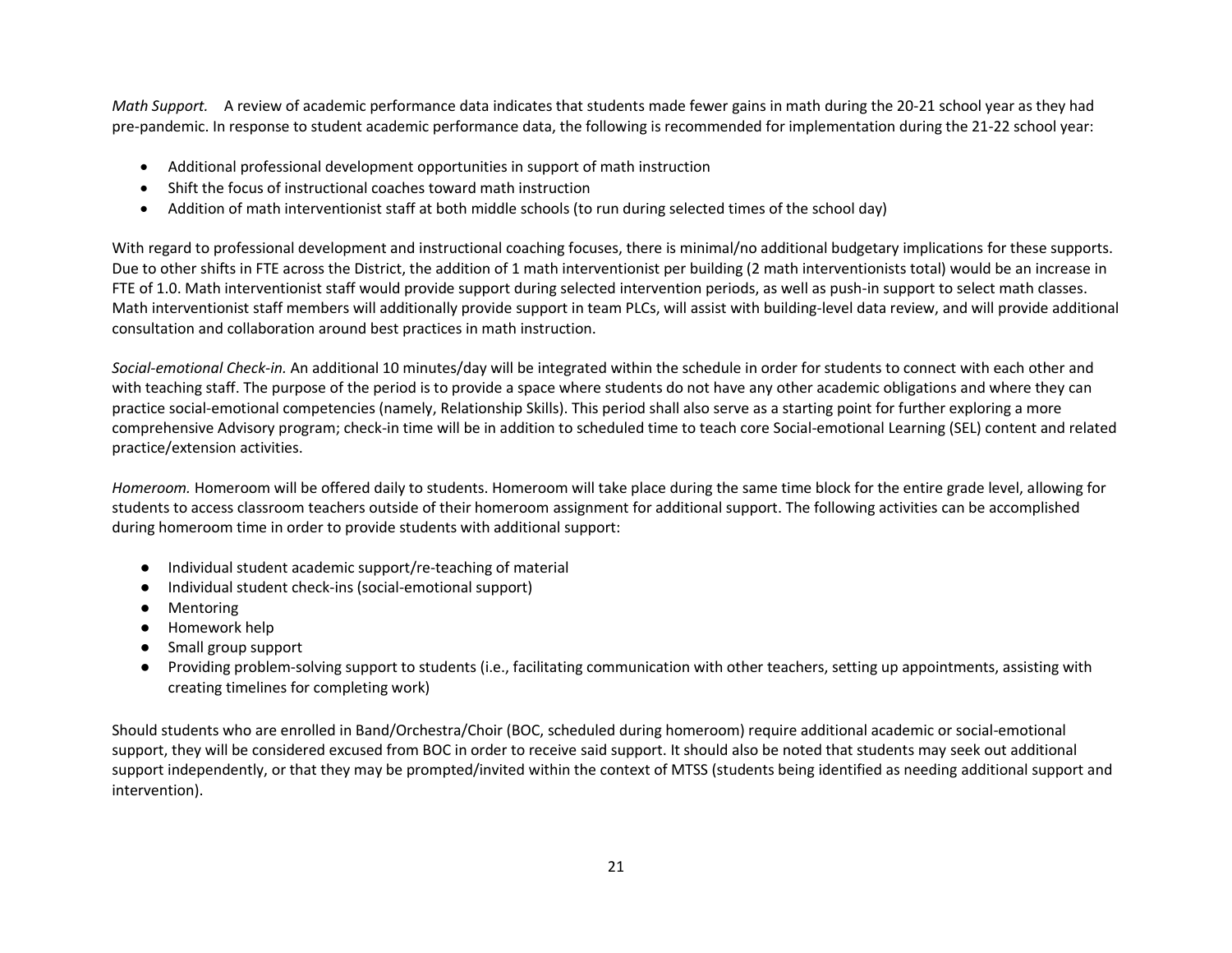*Math Support.* A review of academic performance data indicates that students made fewer gains in math during the 20-21 school year as they had pre-pandemic. In response to student academic performance data, the following is recommended for implementation during the 21-22 school year:

- Additional professional development opportunities in support of math instruction
- Shift the focus of instructional coaches toward math instruction
- Addition of math interventionist staff at both middle schools (to run during selected times of the school day)

With regard to professional development and instructional coaching focuses, there is minimal/no additional budgetary implications for these supports. Due to other shifts in FTE across the District, the addition of 1 math interventionist per building (2 math interventionists total) would be an increase in FTE of 1.0. Math interventionist staff would provide support during selected intervention periods, as well as push-in support to select math classes. Math interventionist staff members will additionally provide support in team PLCs, will assist with building-level data review, and will provide additional consultation and collaboration around best practices in math instruction.

*Social-emotional Check-in.* An additional 10 minutes/day will be integrated within the schedule in order for students to connect with each other and with teaching staff. The purpose of the period is to provide a space where students do not have any other academic obligations and where they can practice social-emotional competencies (namely, Relationship Skills). This period shall also serve as a starting point for further exploring a more comprehensive Advisory program; check-in time will be in addition to scheduled time to teach core Social-emotional Learning (SEL) content and related practice/extension activities.

*Homeroom.* Homeroom will be offered daily to students. Homeroom will take place during the same time block for the entire grade level, allowing for students to access classroom teachers outside of their homeroom assignment for additional support. The following activities can be accomplished during homeroom time in order to provide students with additional support:

- Individual student academic support/re-teaching of material
- Individual student check-ins (social-emotional support)
- Mentoring
- Homework help
- Small group support
- Providing problem-solving support to students (i.e., facilitating communication with other teachers, setting up appointments, assisting with creating timelines for completing work)

Should students who are enrolled in Band/Orchestra/Choir (BOC, scheduled during homeroom) require additional academic or social-emotional support, they will be considered excused from BOC in order to receive said support. It should also be noted that students may seek out additional support independently, or that they may be prompted/invited within the context of MTSS (students being identified as needing additional support and intervention).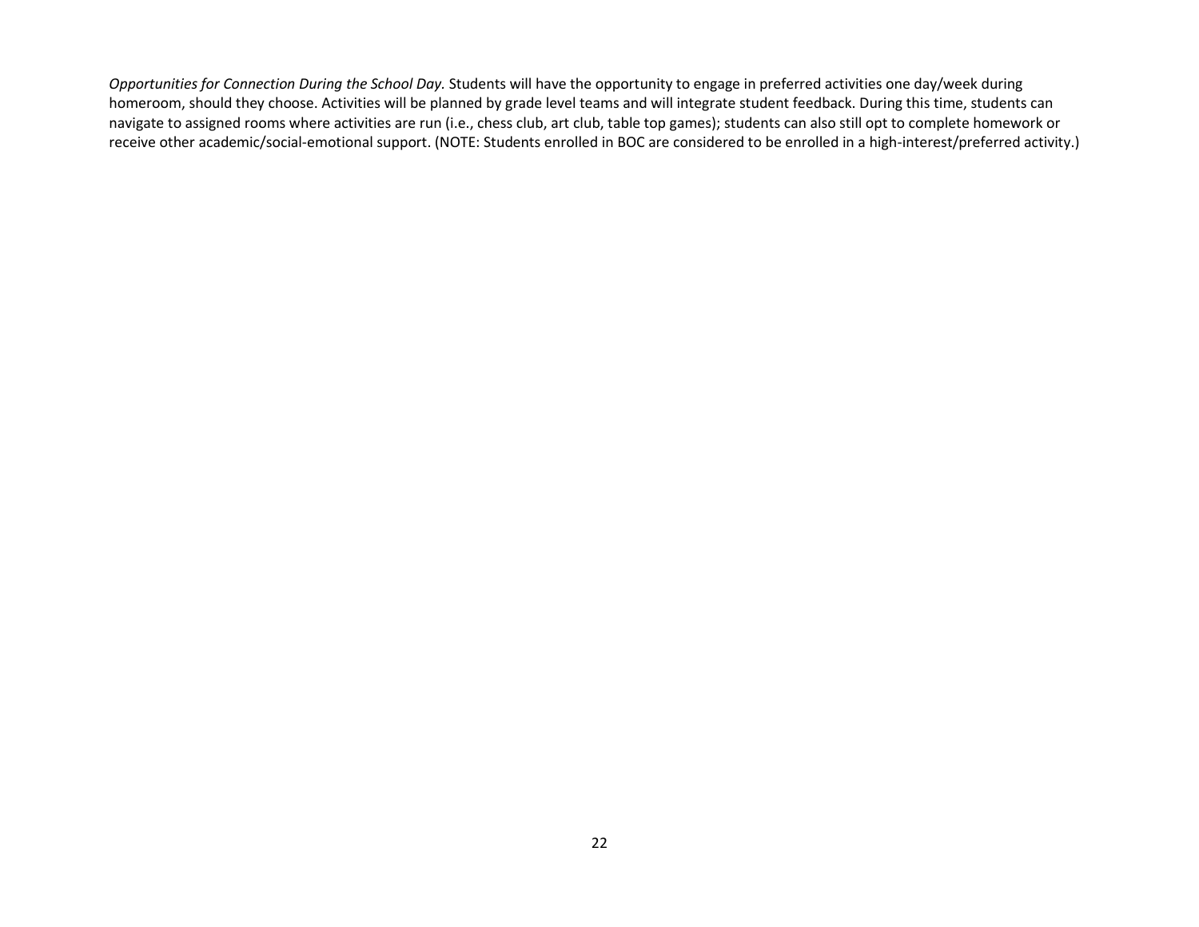*Opportunities for Connection During the School Day.* Students will have the opportunity to engage in preferred activities one day/week during homeroom, should they choose. Activities will be planned by grade level teams and will integrate student feedback. During this time, students can navigate to assigned rooms where activities are run (i.e., chess club, art club, table top games); students can also still opt to complete homework or receive other academic/social-emotional support. (NOTE: Students enrolled in BOC are considered to be enrolled in a high-interest/preferred activity.)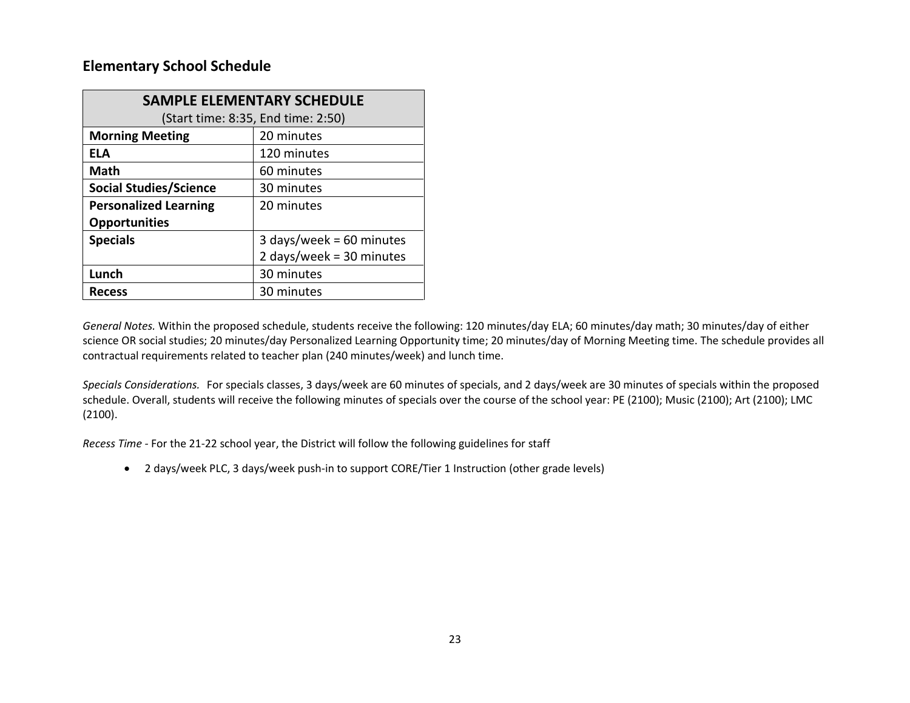## Elementary School Schedule

| SAMPLE ELEMENTARY SCHEDULE (Start time: 8:35, End time: 2:50) | |
|---|---|
| **Morning Meeting** | 20 minutes |
| **ELA** | 120 minutes |
| **Math** | 60 minutes |
| **Social Studies/Science** | 30 minutes |
| **Personalized Learning Opportunities** | 20 minutes |
| **Specials** | 3 days/week = 60 minutes<br>2 days/week = 30 minutes |
| **Lunch** | 30 minutes |
| **Recess** | 30 minutes |

*General Notes.* Within the proposed schedule, students receive the following: 120 minutes/day ELA; 60 minutes/day math; 30 minutes/day of either science OR social studies; 20 minutes/day Personalized Learning Opportunity time; 20 minutes/day of Morning Meeting time. The schedule provides all contractual requirements related to teacher plan (240 minutes/week) and lunch time.

*Specials Considerations.* For specials classes, 3 days/week are 60 minutes of specials, and 2 days/week are 30 minutes of specials within the proposed schedule. Overall, students will receive the following minutes of specials over the course of the school year: PE (2100); Music (2100); Art (2100); LMC (2100).

*Recess Time* - For the 21-22 school year, the District will follow the following guidelines for staff

- 2 days/week PLC, 3 days/week push-in to support CORE/Tier 1 Instruction (other grade levels)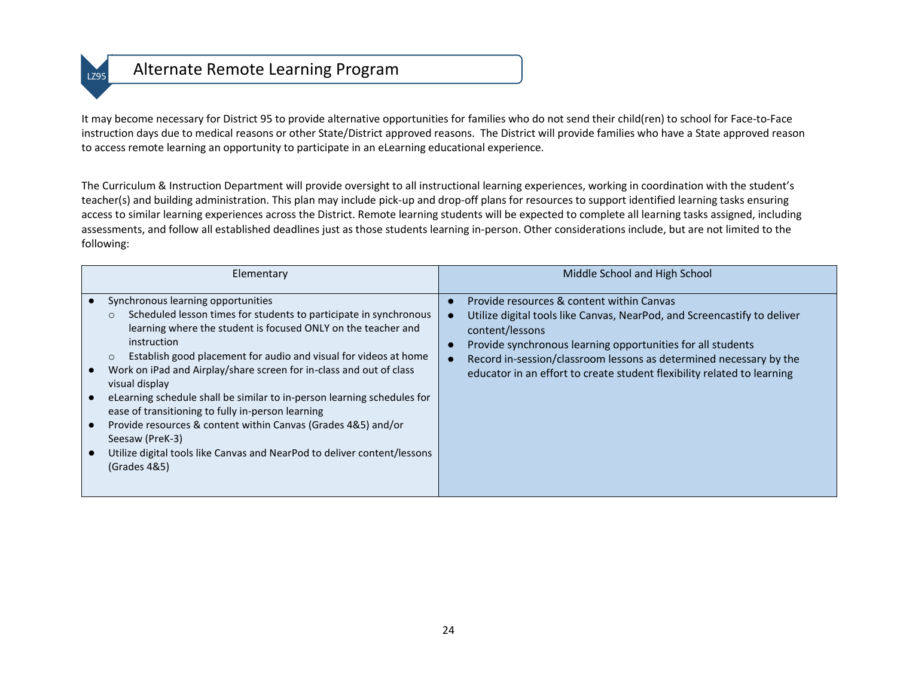# Alternate Remote Learning Program

It may become necessary for District 95 to provide alternative opportunities for families who do not send their child(ren) to school for Face-to-Face instruction days due to medical reasons or other State/District approved reasons. The District will provide families who have a State approved reason to access remote learning an opportunity to participate in an eLearning educational experience.

The Curriculum & Instruction Department will provide oversight to all instructional learning experiences, working in coordination with the student's teacher(s) and building administration. This plan may include pick-up and drop-off plans for resources to support identified learning tasks ensuring access to similar learning experiences across the District. Remote learning students will be expected to complete all learning tasks assigned, including assessments, and follow all established deadlines just as those students learning in-person. Other considerations include, but are not limited to the following:

| Elementary | Middle School and High School |
| --- | --- |
| • Synchronous learning opportunities<br>&nbsp;&nbsp;&nbsp;&nbsp;○ Scheduled lesson times for students to participate in synchronous learning where the student is focused ONLY on the teacher and instruction<br>&nbsp;&nbsp;&nbsp;&nbsp;○ Establish good placement for audio and visual for videos at home<br>• Work on iPad and Airplay/share screen for in-class and out of class visual display<br>• eLearning schedule shall be similar to in-person learning schedules for ease of transitioning to fully in-person learning<br>• Provide resources & content within Canvas (Grades 4&5) and/or Seesaw (PreK-3)<br>• Utilize digital tools like Canvas and NearPod to deliver content/lessons (Grades 4&5) | • Provide resources & content within Canvas<br>• Utilize digital tools like Canvas, NearPod, and Screencastify to deliver content/lessons<br>• Provide synchronous learning opportunities for all students<br>• Record in-session/classroom lessons as determined necessary by the educator in an effort to create student flexibility related to learning |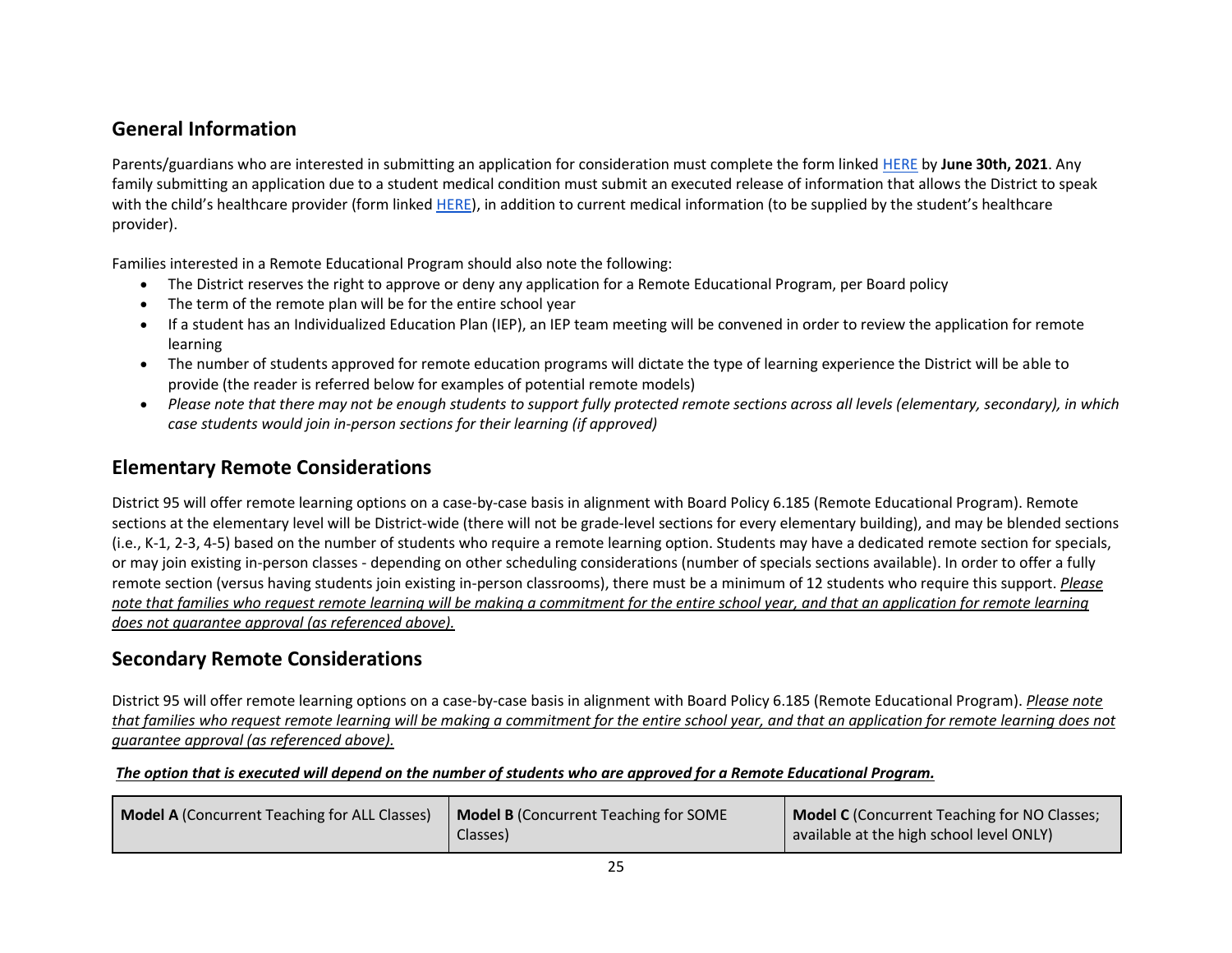## General Information

Parents/guardians who are interested in submitting an application for consideration must complete the form linked HERE by **June 30th, 2021**. Any family submitting an application due to a student medical condition must submit an executed release of information that allows the District to speak with the child's healthcare provider (form linked HERE), in addition to current medical information (to be supplied by the student's healthcare provider).

Families interested in a Remote Educational Program should also note the following:

- The District reserves the right to approve or deny any application for a Remote Educational Program, per Board policy
- The term of the remote plan will be for the entire school year
- If a student has an Individualized Education Plan (IEP), an IEP team meeting will be convened in order to review the application for remote learning
- The number of students approved for remote education programs will dictate the type of learning experience the District will be able to provide (the reader is referred below for examples of potential remote models)
- *Please note that there may not be enough students to support fully protected remote sections across all levels (elementary, secondary), in which case students would join in-person sections for their learning (if approved)*

## Elementary Remote Considerations

District 95 will offer remote learning options on a case-by-case basis in alignment with Board Policy 6.185 (Remote Educational Program). Remote sections at the elementary level will be District-wide (there will not be grade-level sections for every elementary building), and may be blended sections (i.e., K-1, 2-3, 4-5) based on the number of students who require a remote learning option. Students may have a dedicated remote section for specials, or may join existing in-person classes - depending on other scheduling considerations (number of specials sections available). In order to offer a fully remote section (versus having students join existing in-person classrooms), there must be a minimum of 12 students who require this support. *Please note that families who request remote learning will be making a commitment for the entire school year, and that an application for remote learning does not guarantee approval (as referenced above).*

## Secondary Remote Considerations

District 95 will offer remote learning options on a case-by-case basis in alignment with Board Policy 6.185 (Remote Educational Program). *Please note that families who request remote learning will be making a commitment for the entire school year, and that an application for remote learning does not guarantee approval (as referenced above).*

***The option that is executed will depend on the number of students who are approved for a Remote Educational Program.***

| **Model A** (Concurrent Teaching for ALL Classes) | **Model B** (Concurrent Teaching for SOME Classes) | **Model C** (Concurrent Teaching for NO Classes; available at the high school level ONLY) |
|---|---|---|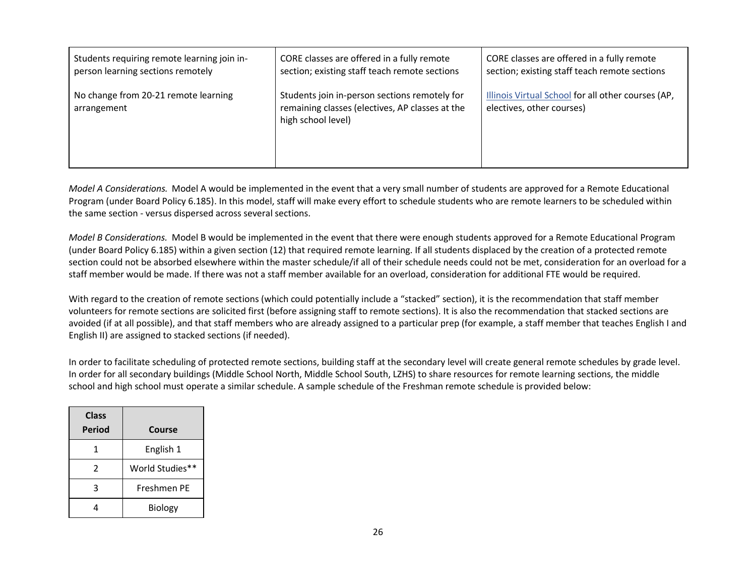| | | |
|---|---|---|
| Students requiring remote learning join in-person learning sections remotely<br><br>No change from 20-21 remote learning arrangement | CORE classes are offered in a fully remote section; existing staff teach remote sections<br><br>Students join in-person sections remotely for remaining classes (electives, AP classes at the high school level) | CORE classes are offered in a fully remote section; existing staff teach remote sections<br><br>Illinois Virtual School for all other courses (AP, electives, other courses) |

*Model A Considerations.* Model A would be implemented in the event that a very small number of students are approved for a Remote Educational Program (under Board Policy 6.185). In this model, staff will make every effort to schedule students who are remote learners to be scheduled within the same section - versus dispersed across several sections.

*Model B Considerations.* Model B would be implemented in the event that there were enough students approved for a Remote Educational Program (under Board Policy 6.185) within a given section (12) that required remote learning. If all students displaced by the creation of a protected remote section could not be absorbed elsewhere within the master schedule/if all of their schedule needs could not be met, consideration for an overload for a staff member would be made. If there was not a staff member available for an overload, consideration for additional FTE would be required.

With regard to the creation of remote sections (which could potentially include a "stacked" section), it is the recommendation that staff member volunteers for remote sections are solicited first (before assigning staff to remote sections). It is also the recommendation that stacked sections are avoided (if at all possible), and that staff members who are already assigned to a particular prep (for example, a staff member that teaches English I and English II) are assigned to stacked sections (if needed).

In order to facilitate scheduling of protected remote sections, building staff at the secondary level will create general remote schedules by grade level. In order for all secondary buildings (Middle School North, Middle School South, LZHS) to share resources for remote learning sections, the middle school and high school must operate a similar schedule. A sample schedule of the Freshman remote schedule is provided below:

| Class Period | Course |
|---|---|
| 1 | English 1 |
| 2 | World Studies** |
| 3 | Freshmen PE |
| 4 | Biology |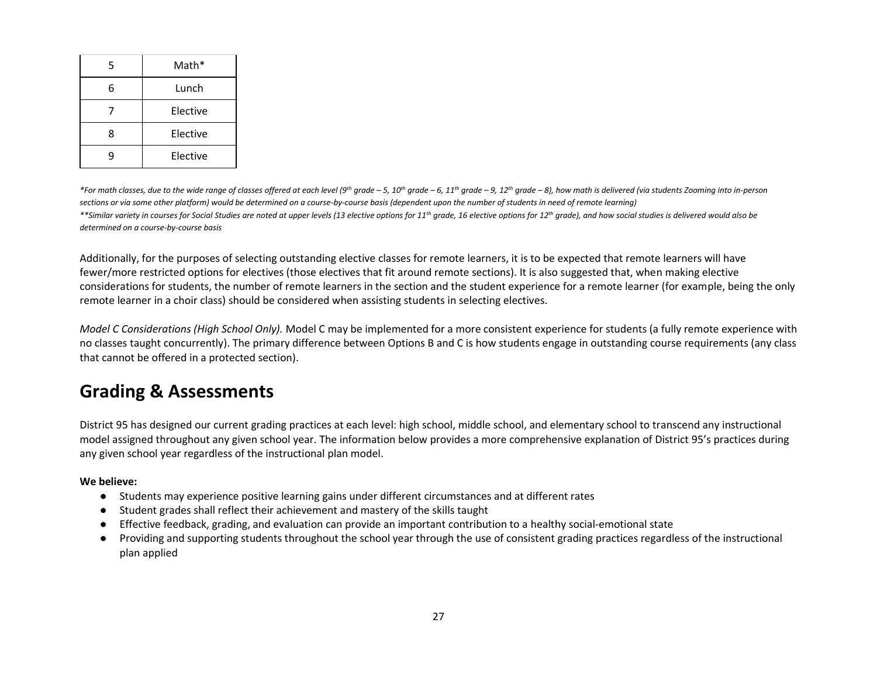| 5 | Math* |
|---|---|
| 6 | Lunch |
| 7 | Elective |
| 8 | Elective |
| 9 | Elective |

**For math classes, due to the wide range of classes offered at each level (9th grade – 5, 10th grade – 6, 11th grade – 9, 12th grade – 8), how math is delivered (via students Zooming into in-person sections or via some other platform) would be determined on a course-by-course basis (dependent upon the number of students in need of remote learning)*

***Similar variety in courses for Social Studies are noted at upper levels (13 elective options for 11th grade, 16 elective options for 12th grade), and how social studies is delivered would also be determined on a course-by-course basis*

Additionally, for the purposes of selecting outstanding elective classes for remote learners, it is to be expected that remote learners will have fewer/more restricted options for electives (those electives that fit around remote sections). It is also suggested that, when making elective considerations for students, the number of remote learners in the section and the student experience for a remote learner (for example, being the only remote learner in a choir class) should be considered when assisting students in selecting electives.

*Model C Considerations (High School Only).* Model C may be implemented for a more consistent experience for students (a fully remote experience with no classes taught concurrently). The primary difference between Options B and C is how students engage in outstanding course requirements (any class that cannot be offered in a protected section).

## Grading & Assessments

District 95 has designed our current grading practices at each level: high school, middle school, and elementary school to transcend any instructional model assigned throughout any given school year. The information below provides a more comprehensive explanation of District 95's practices during any given school year regardless of the instructional plan model.

**We believe:**

- Students may experience positive learning gains under different circumstances and at different rates
- Student grades shall reflect their achievement and mastery of the skills taught
- Effective feedback, grading, and evaluation can provide an important contribution to a healthy social-emotional state
- Providing and supporting students throughout the school year through the use of consistent grading practices regardless of the instructional plan applied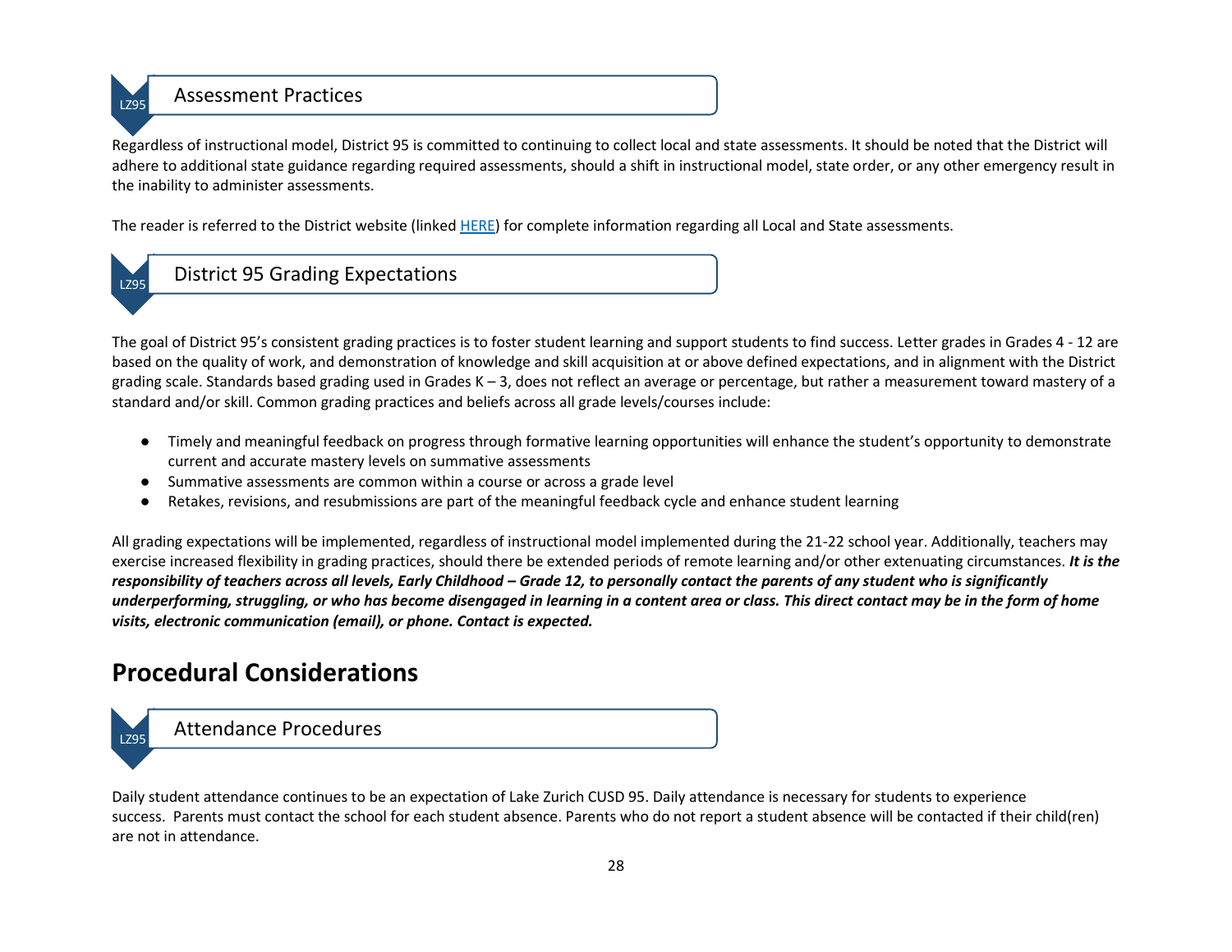### Assessment Practices

Regardless of instructional model, District 95 is committed to continuing to collect local and state assessments. It should be noted that the District will adhere to additional state guidance regarding required assessments, should a shift in instructional model, state order, or any other emergency result in the inability to administer assessments.

The reader is referred to the District website (linked HERE) for complete information regarding all Local and State assessments.

### District 95 Grading Expectations

The goal of District 95's consistent grading practices is to foster student learning and support students to find success. Letter grades in Grades 4 - 12 are based on the quality of work, and demonstration of knowledge and skill acquisition at or above defined expectations, and in alignment with the District grading scale. Standards based grading used in Grades K – 3, does not reflect an average or percentage, but rather a measurement toward mastery of a standard and/or skill. Common grading practices and beliefs across all grade levels/courses include:

- Timely and meaningful feedback on progress through formative learning opportunities will enhance the student's opportunity to demonstrate current and accurate mastery levels on summative assessments
- Summative assessments are common within a course or across a grade level
- Retakes, revisions, and resubmissions are part of the meaningful feedback cycle and enhance student learning

All grading expectations will be implemented, regardless of instructional model implemented during the 21-22 school year. Additionally, teachers may exercise increased flexibility in grading practices, should there be extended periods of remote learning and/or other extenuating circumstances. ***It is the responsibility of teachers across all levels, Early Childhood – Grade 12, to personally contact the parents of any student who is significantly underperforming, struggling, or who has become disengaged in learning in a content area or class. This direct contact may be in the form of home visits, electronic communication (email), or phone. Contact is expected.***

## Procedural Considerations

### Attendance Procedures

Daily student attendance continues to be an expectation of Lake Zurich CUSD 95. Daily attendance is necessary for students to experience success. Parents must contact the school for each student absence. Parents who do not report a student absence will be contacted if their child(ren) are not in attendance.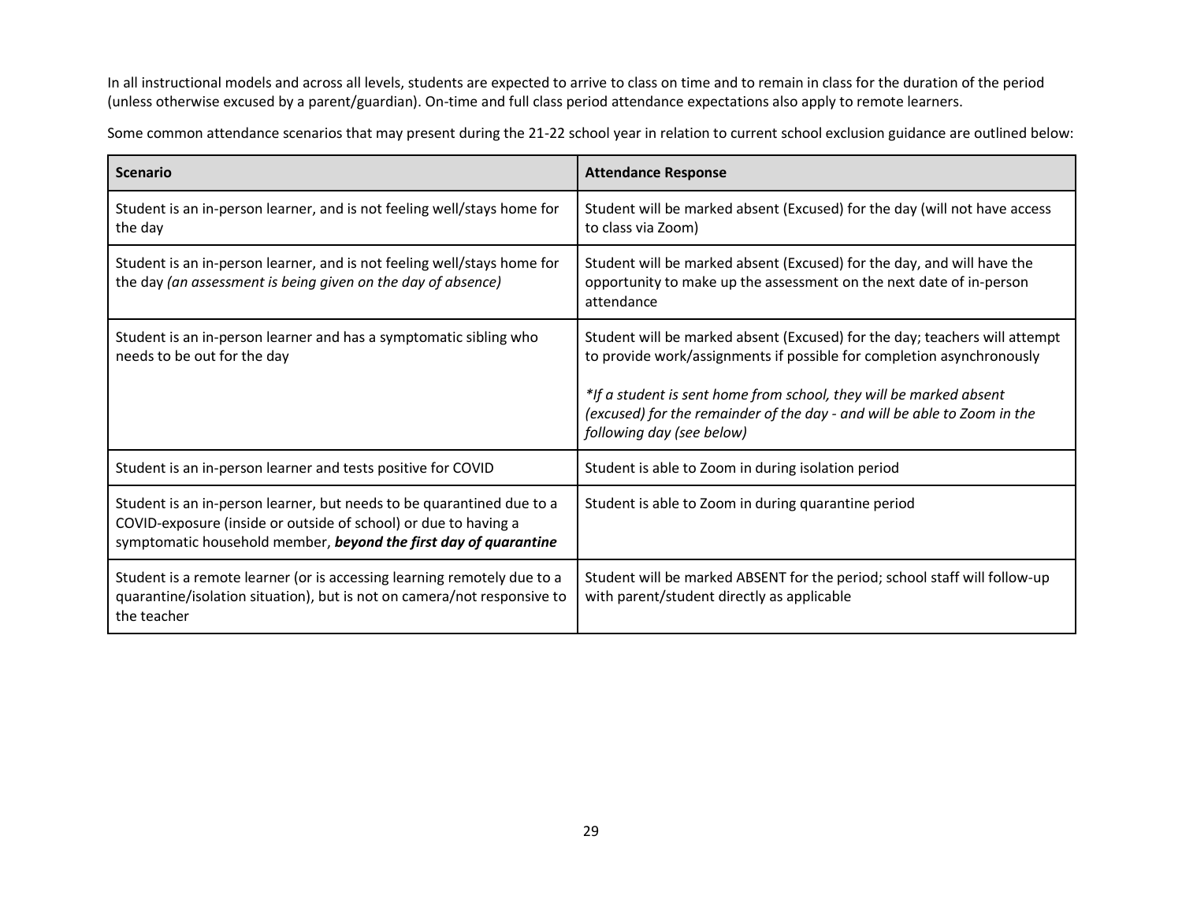In all instructional models and across all levels, students are expected to arrive to class on time and to remain in class for the duration of the period (unless otherwise excused by a parent/guardian). On-time and full class period attendance expectations also apply to remote learners.

Some common attendance scenarios that may present during the 21-22 school year in relation to current school exclusion guidance are outlined below:

| Scenario | Attendance Response |
| --- | --- |
| Student is an in-person learner, and is not feeling well/stays home for the day | Student will be marked absent (Excused) for the day (will not have access to class via Zoom) |
| Student is an in-person learner, and is not feeling well/stays home for the day *(an assessment is being given on the day of absence)* | Student will be marked absent (Excused) for the day, and will have the opportunity to make up the assessment on the next date of in-person attendance |
| Student is an in-person learner and has a symptomatic sibling who needs to be out for the day | Student will be marked absent (Excused) for the day; teachers will attempt to provide work/assignments if possible for completion asynchronously<br><br>*\*If a student is sent home from school, they will be marked absent (excused) for the remainder of the day - and will be able to Zoom in the following day (see below)* |
| Student is an in-person learner and tests positive for COVID | Student is able to Zoom in during isolation period |
| Student is an in-person learner, but needs to be quarantined due to a COVID-exposure (inside or outside of school) or due to having a symptomatic household member, ***beyond the first day of quarantine*** | Student is able to Zoom in during quarantine period |
| Student is a remote learner (or is accessing learning remotely due to a quarantine/isolation situation), but is not on camera/not responsive to the teacher | Student will be marked ABSENT for the period; school staff will follow-up with parent/student directly as applicable |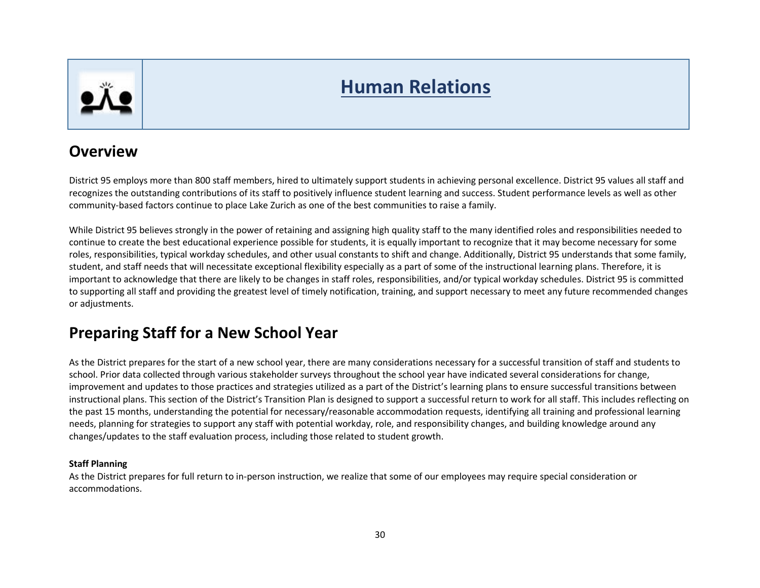# Human Relations

## Overview

District 95 employs more than 800 staff members, hired to ultimately support students in achieving personal excellence. District 95 values all staff and recognizes the outstanding contributions of its staff to positively influence student learning and success. Student performance levels as well as other community-based factors continue to place Lake Zurich as one of the best communities to raise a family.

While District 95 believes strongly in the power of retaining and assigning high quality staff to the many identified roles and responsibilities needed to continue to create the best educational experience possible for students, it is equally important to recognize that it may become necessary for some roles, responsibilities, typical workday schedules, and other usual constants to shift and change. Additionally, District 95 understands that some family, student, and staff needs that will necessitate exceptional flexibility especially as a part of some of the instructional learning plans. Therefore, it is important to acknowledge that there are likely to be changes in staff roles, responsibilities, and/or typical workday schedules. District 95 is committed to supporting all staff and providing the greatest level of timely notification, training, and support necessary to meet any future recommended changes or adjustments.

## Preparing Staff for a New School Year

As the District prepares for the start of a new school year, there are many considerations necessary for a successful transition of staff and students to school. Prior data collected through various stakeholder surveys throughout the school year have indicated several considerations for change, improvement and updates to those practices and strategies utilized as a part of the District's learning plans to ensure successful transitions between instructional plans. This section of the District's Transition Plan is designed to support a successful return to work for all staff. This includes reflecting on the past 15 months, understanding the potential for necessary/reasonable accommodation requests, identifying all training and professional learning needs, planning for strategies to support any staff with potential workday, role, and responsibility changes, and building knowledge around any changes/updates to the staff evaluation process, including those related to student growth.

**Staff Planning**

As the District prepares for full return to in-person instruction, we realize that some of our employees may require special consideration or accommodations.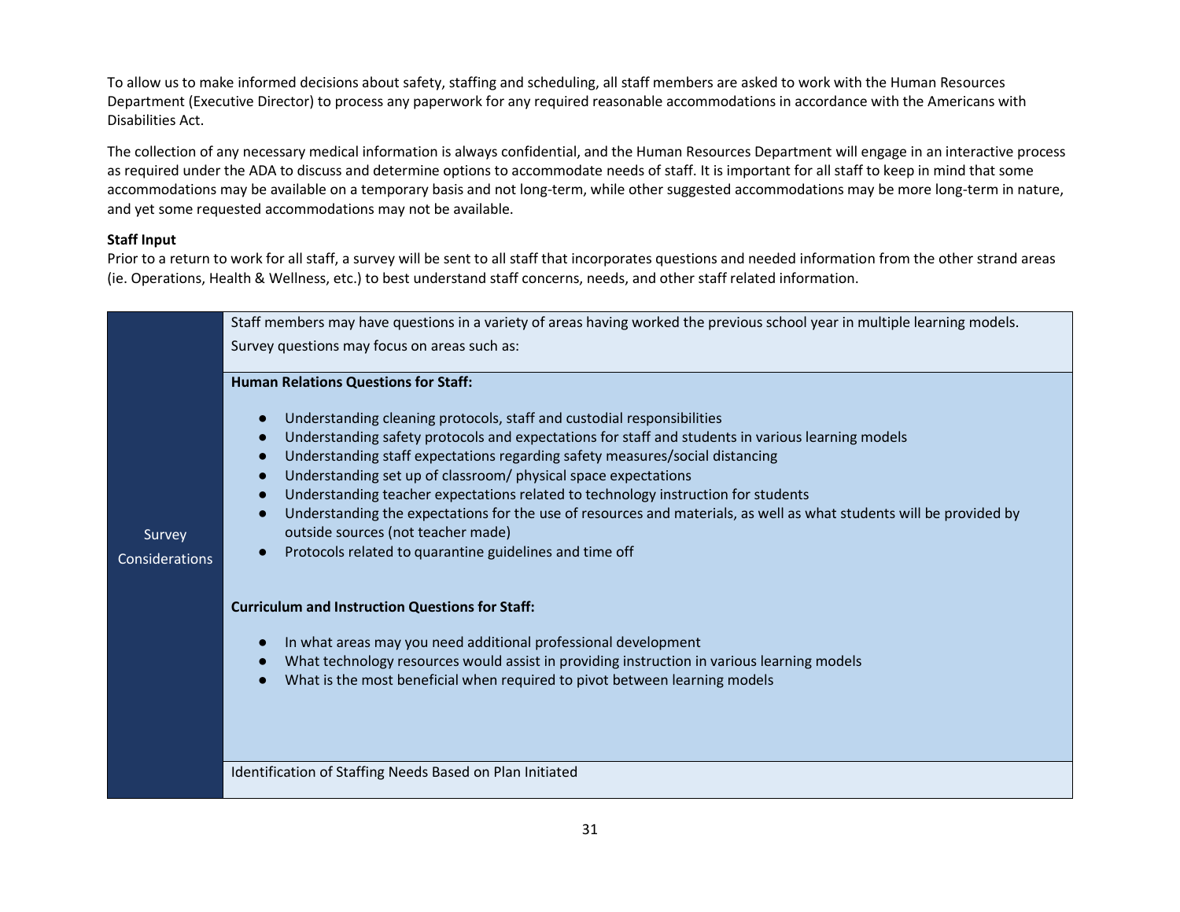To allow us to make informed decisions about safety, staffing and scheduling, all staff members are asked to work with the Human Resources Department (Executive Director) to process any paperwork for any required reasonable accommodations in accordance with the Americans with Disabilities Act.

The collection of any necessary medical information is always confidential, and the Human Resources Department will engage in an interactive process as required under the ADA to discuss and determine options to accommodate needs of staff. It is important for all staff to keep in mind that some accommodations may be available on a temporary basis and not long-term, while other suggested accommodations may be more long-term in nature, and yet some requested accommodations may not be available.

**Staff Input**

Prior to a return to work for all staff, a survey will be sent to all staff that incorporates questions and needed information from the other strand areas (ie. Operations, Health & Wellness, etc.) to best understand staff concerns, needs, and other staff related information.

| Survey Considerations | |
|---|---|
| | Staff members may have questions in a variety of areas having worked the previous school year in multiple learning models.<br>Survey questions may focus on areas such as: |
| | **Human Relations Questions for Staff:**<br>● Understanding cleaning protocols, staff and custodial responsibilities<br>● Understanding safety protocols and expectations for staff and students in various learning models<br>● Understanding staff expectations regarding safety measures/social distancing<br>● Understanding set up of classroom/ physical space expectations<br>● Understanding teacher expectations related to technology instruction for students<br>● Understanding the expectations for the use of resources and materials, as well as what students will be provided by outside sources (not teacher made)<br>● Protocols related to quarantine guidelines and time off<br><br>**Curriculum and Instruction Questions for Staff:**<br>● In what areas may you need additional professional development<br>● What technology resources would assist in providing instruction in various learning models<br>● What is the most beneficial when required to pivot between learning models |
| | Identification of Staffing Needs Based on Plan Initiated |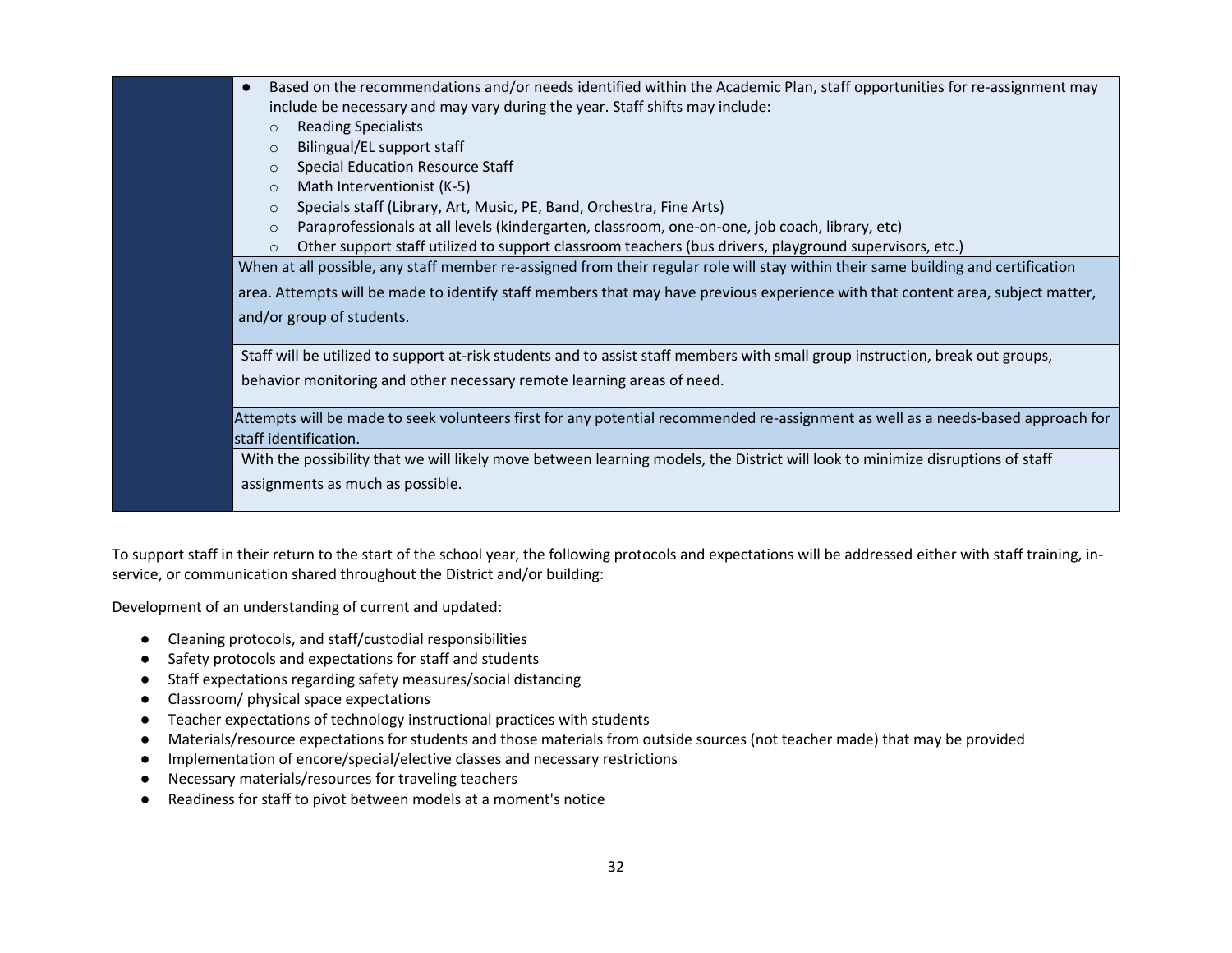| | |
|---|---|
| | ● Based on the recommendations and/or needs identified within the Academic Plan, staff opportunities for re-assignment may include be necessary and may vary during the year. Staff shifts may include:<br>○ Reading Specialists<br>○ Bilingual/EL support staff<br>○ Special Education Resource Staff<br>○ Math Interventionist (K-5)<br>○ Specials staff (Library, Art, Music, PE, Band, Orchestra, Fine Arts)<br>○ Paraprofessionals at all levels (kindergarten, classroom, one-on-one, job coach, library, etc)<br>○ Other support staff utilized to support classroom teachers (bus drivers, playground supervisors, etc.) |
| | When at all possible, any staff member re-assigned from their regular role will stay within their same building and certification area. Attempts will be made to identify staff members that may have previous experience with that content area, subject matter, and/or group of students. |
| | Staff will be utilized to support at-risk students and to assist staff members with small group instruction, break out groups, behavior monitoring and other necessary remote learning areas of need. |
| | Attempts will be made to seek volunteers first for any potential recommended re-assignment as well as a needs-based approach for staff identification. |
| | With the possibility that we will likely move between learning models, the District will look to minimize disruptions of staff assignments as much as possible. |

To support staff in their return to the start of the school year, the following protocols and expectations will be addressed either with staff training, in-service, or communication shared throughout the District and/or building:

Development of an understanding of current and updated:

- Cleaning protocols, and staff/custodial responsibilities
- Safety protocols and expectations for staff and students
- Staff expectations regarding safety measures/social distancing
- Classroom/ physical space expectations
- Teacher expectations of technology instructional practices with students
- Materials/resource expectations for students and those materials from outside sources (not teacher made) that may be provided
- Implementation of encore/special/elective classes and necessary restrictions
- Necessary materials/resources for traveling teachers
- Readiness for staff to pivot between models at a moment's notice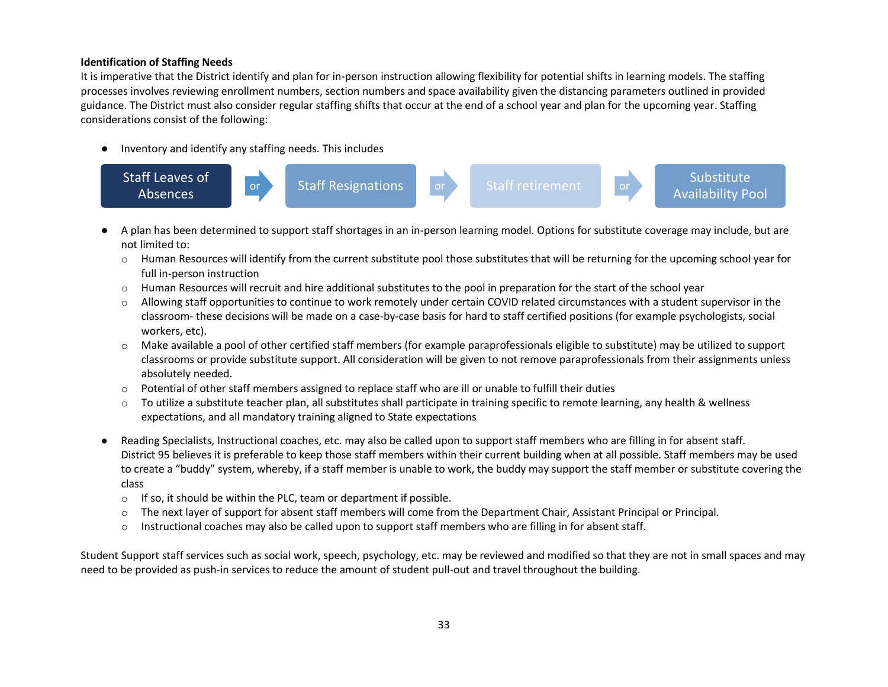**Identification of Staffing Needs**

It is imperative that the District identify and plan for in-person instruction allowing flexibility for potential shifts in learning models. The staffing processes involves reviewing enrollment numbers, section numbers and space availability given the distancing parameters outlined in provided guidance. The District must also consider regular staffing shifts that occur at the end of a school year and plan for the upcoming year. Staffing considerations consist of the following:

- Inventory and identify any staffing needs. This includes

Staff Leaves of Absences → or → Staff Resignations → or → Staff retirement → or → Substitute Availability Pool

- A plan has been determined to support staff shortages in an in-person learning model. Options for substitute coverage may include, but are not limited to:
  - Human Resources will identify from the current substitute pool those substitutes that will be returning for the upcoming school year for full in-person instruction
  - Human Resources will recruit and hire additional substitutes to the pool in preparation for the start of the school year
  - Allowing staff opportunities to continue to work remotely under certain COVID related circumstances with a student supervisor in the classroom- these decisions will be made on a case-by-case basis for hard to staff certified positions (for example psychologists, social workers, etc).
  - Make available a pool of other certified staff members (for example paraprofessionals eligible to substitute) may be utilized to support classrooms or provide substitute support. All consideration will be given to not remove paraprofessionals from their assignments unless absolutely needed.
  - Potential of other staff members assigned to replace staff who are ill or unable to fulfill their duties
  - To utilize a substitute teacher plan, all substitutes shall participate in training specific to remote learning, any health & wellness expectations, and all mandatory training aligned to State expectations

- Reading Specialists, Instructional coaches, etc. may also be called upon to support staff members who are filling in for absent staff. District 95 believes it is preferable to keep those staff members within their current building when at all possible. Staff members may be used to create a "buddy" system, whereby, if a staff member is unable to work, the buddy may support the staff member or substitute covering the class
  - If so, it should be within the PLC, team or department if possible.
  - The next layer of support for absent staff members will come from the Department Chair, Assistant Principal or Principal.
  - Instructional coaches may also be called upon to support staff members who are filling in for absent staff.

Student Support staff services such as social work, speech, psychology, etc. may be reviewed and modified so that they are not in small spaces and may need to be provided as push-in services to reduce the amount of student pull-out and travel throughout the building.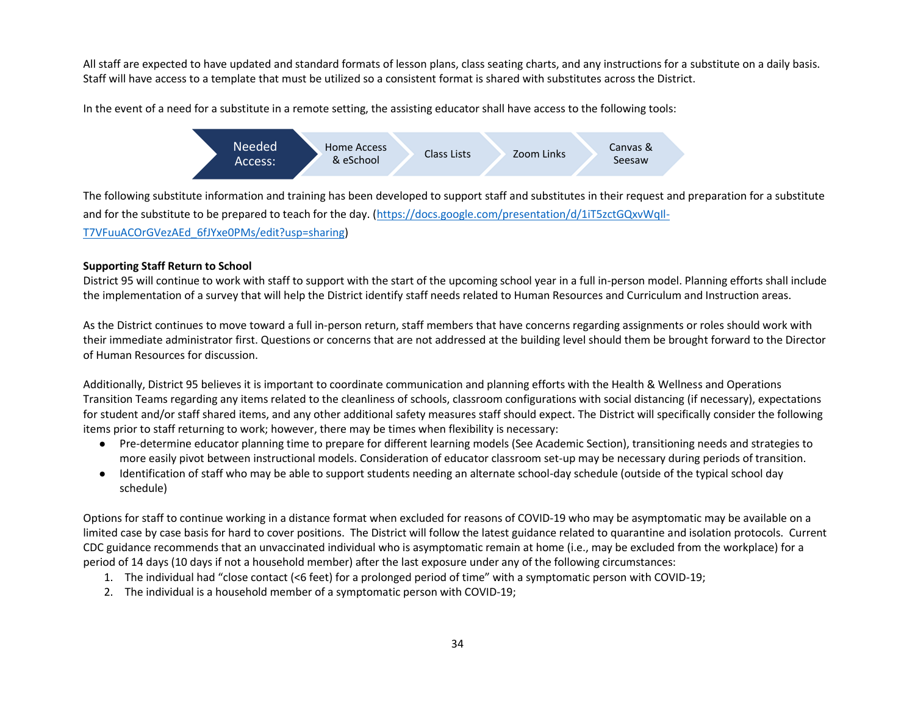All staff are expected to have updated and standard formats of lesson plans, class seating charts, and any instructions for a substitute on a daily basis. Staff will have access to a template that must be utilized so a consistent format is shared with substitutes across the District.

In the event of a need for a substitute in a remote setting, the assisting educator shall have access to the following tools:

**Needed Access:** Home Access & eSchool → Class Lists → Zoom Links → Canvas & Seesaw

The following substitute information and training has been developed to support staff and substitutes in their request and preparation for a substitute and for the substitute to be prepared to teach for the day. (https://docs.google.com/presentation/d/1iT5zctGQxvWqIl-T7VFuuACOrGVezAEd_6fJYxe0PMs/edit?usp=sharing)

**Supporting Staff Return to School**

District 95 will continue to work with staff to support with the start of the upcoming school year in a full in-person model. Planning efforts shall include the implementation of a survey that will help the District identify staff needs related to Human Resources and Curriculum and Instruction areas.

As the District continues to move toward a full in-person return, staff members that have concerns regarding assignments or roles should work with their immediate administrator first. Questions or concerns that are not addressed at the building level should them be brought forward to the Director of Human Resources for discussion.

Additionally, District 95 believes it is important to coordinate communication and planning efforts with the Health & Wellness and Operations Transition Teams regarding any items related to the cleanliness of schools, classroom configurations with social distancing (if necessary), expectations for student and/or staff shared items, and any other additional safety measures staff should expect. The District will specifically consider the following items prior to staff returning to work; however, there may be times when flexibility is necessary:

- Pre-determine educator planning time to prepare for different learning models (See Academic Section), transitioning needs and strategies to more easily pivot between instructional models. Consideration of educator classroom set-up may be necessary during periods of transition.
- Identification of staff who may be able to support students needing an alternate school-day schedule (outside of the typical school day schedule)

Options for staff to continue working in a distance format when excluded for reasons of COVID-19 who may be asymptomatic may be available on a limited case by case basis for hard to cover positions. The District will follow the latest guidance related to quarantine and isolation protocols. Current CDC guidance recommends that an unvaccinated individual who is asymptomatic remain at home (i.e., may be excluded from the workplace) for a period of 14 days (10 days if not a household member) after the last exposure under any of the following circumstances:

1. The individual had "close contact (<6 feet) for a prolonged period of time" with a symptomatic person with COVID-19;
2. The individual is a household member of a symptomatic person with COVID-19;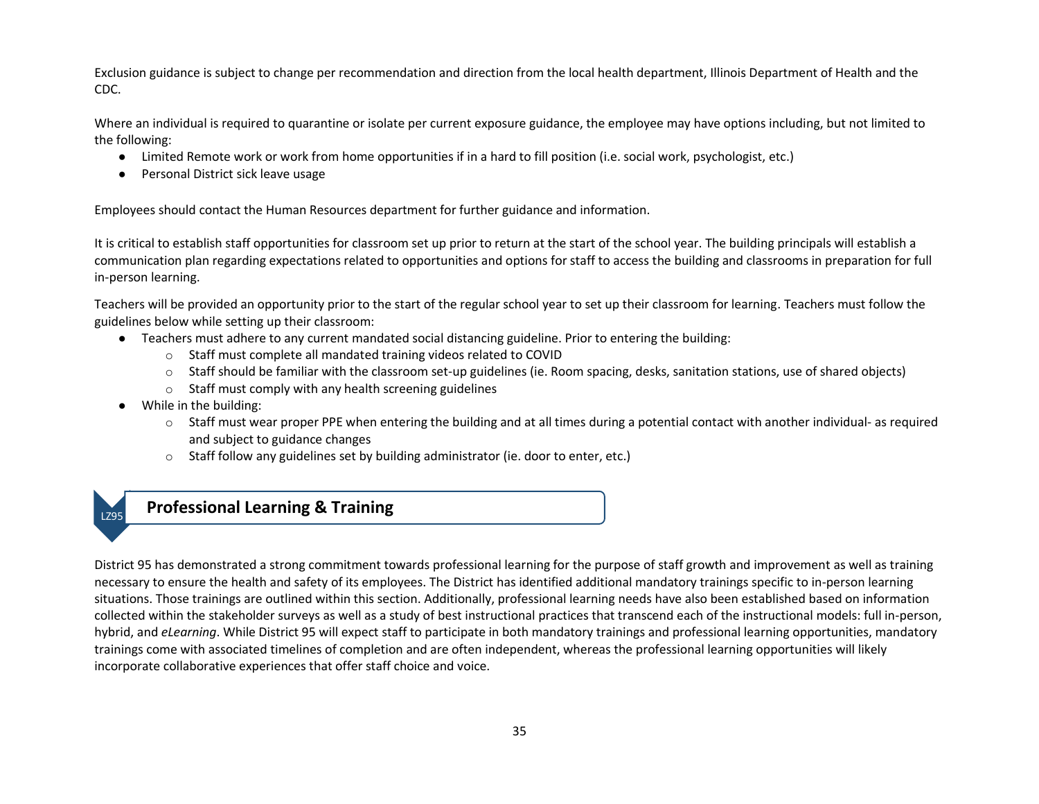Exclusion guidance is subject to change per recommendation and direction from the local health department, Illinois Department of Health and the CDC.

Where an individual is required to quarantine or isolate per current exposure guidance, the employee may have options including, but not limited to the following:

- Limited Remote work or work from home opportunities if in a hard to fill position (i.e. social work, psychologist, etc.)
- Personal District sick leave usage

Employees should contact the Human Resources department for further guidance and information.

It is critical to establish staff opportunities for classroom set up prior to return at the start of the school year. The building principals will establish a communication plan regarding expectations related to opportunities and options for staff to access the building and classrooms in preparation for full in-person learning.

Teachers will be provided an opportunity prior to the start of the regular school year to set up their classroom for learning. Teachers must follow the guidelines below while setting up their classroom:

- Teachers must adhere to any current mandated social distancing guideline. Prior to entering the building:
    - Staff must complete all mandated training videos related to COVID
    - Staff should be familiar with the classroom set-up guidelines (ie. Room spacing, desks, sanitation stations, use of shared objects)
    - Staff must comply with any health screening guidelines
- While in the building:
    - Staff must wear proper PPE when entering the building and at all times during a potential contact with another individual- as required and subject to guidance changes
    - Staff follow any guidelines set by building administrator (ie. door to enter, etc.)

## Professional Learning & Training

District 95 has demonstrated a strong commitment towards professional learning for the purpose of staff growth and improvement as well as training necessary to ensure the health and safety of its employees. The District has identified additional mandatory trainings specific to in-person learning situations. Those trainings are outlined within this section. Additionally, professional learning needs have also been established based on information collected within the stakeholder surveys as well as a study of best instructional practices that transcend each of the instructional models: full in-person, hybrid, and *eLearning*. While District 95 will expect staff to participate in both mandatory trainings and professional learning opportunities, mandatory trainings come with associated timelines of completion and are often independent, whereas the professional learning opportunities will likely incorporate collaborative experiences that offer staff choice and voice.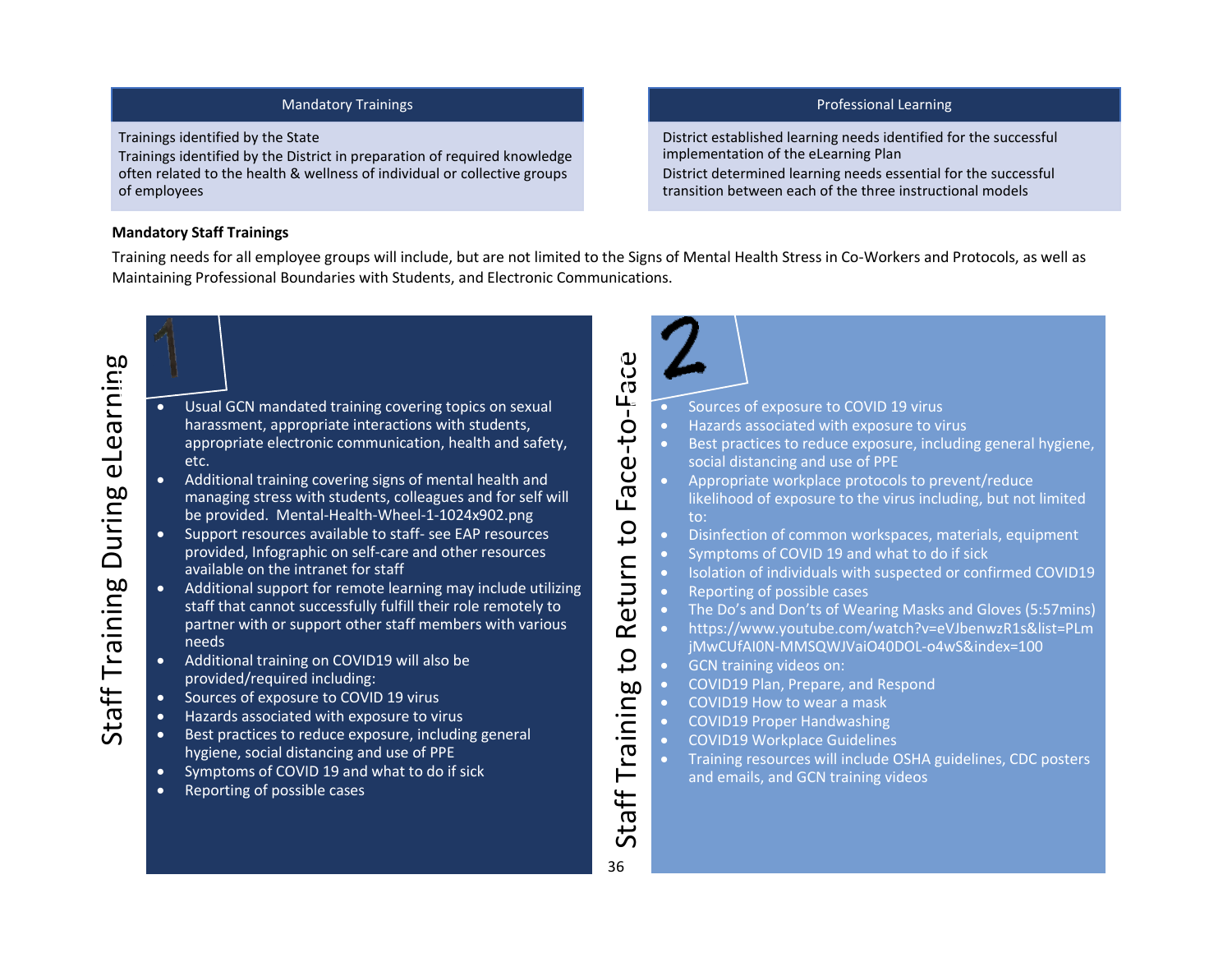| Mandatory Trainings | Professional Learning |
| --- | --- |
| Trainings identified by the State<br>Trainings identified by the District in preparation of required knowledge often related to the health & wellness of individual or collective groups of employees | District established learning needs identified for the successful implementation of the eLearning Plan<br>District determined learning needs essential for the successful transition between each of the three instructional models |

**Mandatory Staff Trainings**

Training needs for all employee groups will include, but are not limited to the Signs of Mental Health Stress in Co-Workers and Protocols, as well as Maintaining Professional Boundaries with Students, and Electronic Communications.

## 1 Staff Training During eLearning

- Usual GCN mandated training covering topics on sexual harassment, appropriate interactions with students, appropriate electronic communication, health and safety, etc.
- Additional training covering signs of mental health and managing stress with students, colleagues and for self will be provided. Mental-Health-Wheel-1-1024x902.png
- Support resources available to staff- see EAP resources provided, Infographic on self-care and other resources available on the intranet for staff
- Additional support for remote learning may include utilizing staff that cannot successfully fulfill their role remotely to partner with or support other staff members with various needs
- Additional training on COVID19 will also be provided/required including:
- Sources of exposure to COVID 19 virus
- Hazards associated with exposure to virus
- Best practices to reduce exposure, including general hygiene, social distancing and use of PPE
- Symptoms of COVID 19 and what to do if sick
- Reporting of possible cases

## 2 Staff Training to Return to Face-to-Face

- Sources of exposure to COVID 19 virus
- Hazards associated with exposure to virus
- Best practices to reduce exposure, including general hygiene, social distancing and use of PPE
- Appropriate workplace protocols to prevent/reduce likelihood of exposure to the virus including, but not limited to:
- Disinfection of common workspaces, materials, equipment
- Symptoms of COVID 19 and what to do if sick
- Isolation of individuals with suspected or confirmed COVID19
- Reporting of possible cases
- The Do's and Don'ts of Wearing Masks and Gloves (5:57mins)
- https://www.youtube.com/watch?v=eVJbenwzR1s&list=PLmjMwCUfAI0N-MMSQWJVaiO40DOL-o4wS&index=100
- GCN training videos on:
- COVID19 Plan, Prepare, and Respond
- COVID19 How to wear a mask
- COVID19 Proper Handwashing
- COVID19 Workplace Guidelines
- Training resources will include OSHA guidelines, CDC posters and emails, and GCN training videos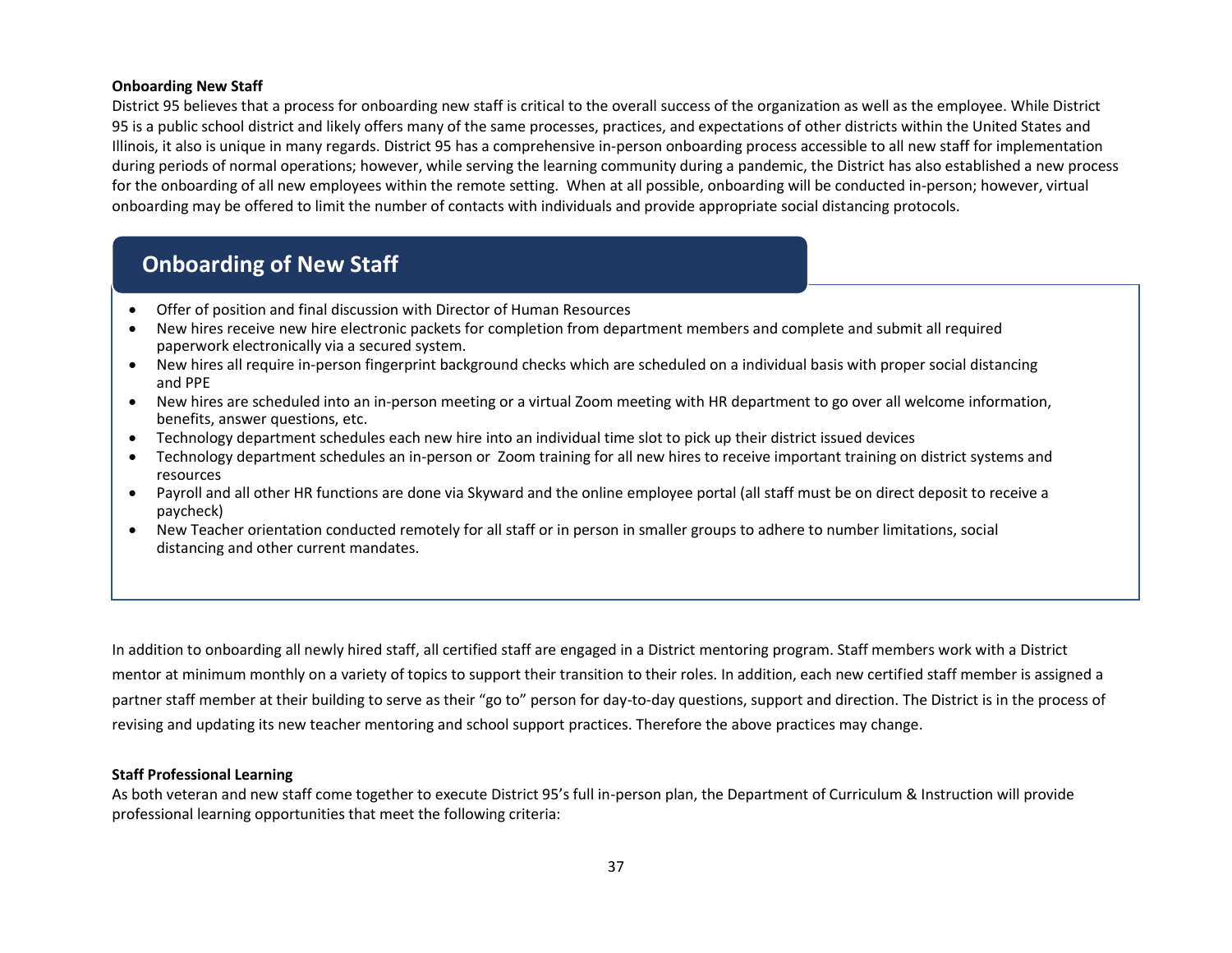**Onboarding New Staff**

District 95 believes that a process for onboarding new staff is critical to the overall success of the organization as well as the employee. While District 95 is a public school district and likely offers many of the same processes, practices, and expectations of other districts within the United States and Illinois, it also is unique in many regards. District 95 has a comprehensive in-person onboarding process accessible to all new staff for implementation during periods of normal operations; however, while serving the learning community during a pandemic, the District has also established a new process for the onboarding of all new employees within the remote setting. When at all possible, onboarding will be conducted in-person; however, virtual onboarding may be offered to limit the number of contacts with individuals and provide appropriate social distancing protocols.

## Onboarding of New Staff

- Offer of position and final discussion with Director of Human Resources
- New hires receive new hire electronic packets for completion from department members and complete and submit all required paperwork electronically via a secured system.
- New hires all require in-person fingerprint background checks which are scheduled on a individual basis with proper social distancing and PPE
- New hires are scheduled into an in-person meeting or a virtual Zoom meeting with HR department to go over all welcome information, benefits, answer questions, etc.
- Technology department schedules each new hire into an individual time slot to pick up their district issued devices
- Technology department schedules an in-person or Zoom training for all new hires to receive important training on district systems and resources
- Payroll and all other HR functions are done via Skyward and the online employee portal (all staff must be on direct deposit to receive a paycheck)
- New Teacher orientation conducted remotely for all staff or in person in smaller groups to adhere to number limitations, social distancing and other current mandates.

In addition to onboarding all newly hired staff, all certified staff are engaged in a District mentoring program. Staff members work with a District mentor at minimum monthly on a variety of topics to support their transition to their roles. In addition, each new certified staff member is assigned a partner staff member at their building to serve as their "go to" person for day-to-day questions, support and direction. The District is in the process of revising and updating its new teacher mentoring and school support practices. Therefore the above practices may change.

**Staff Professional Learning**

As both veteran and new staff come together to execute District 95's full in-person plan, the Department of Curriculum & Instruction will provide professional learning opportunities that meet the following criteria: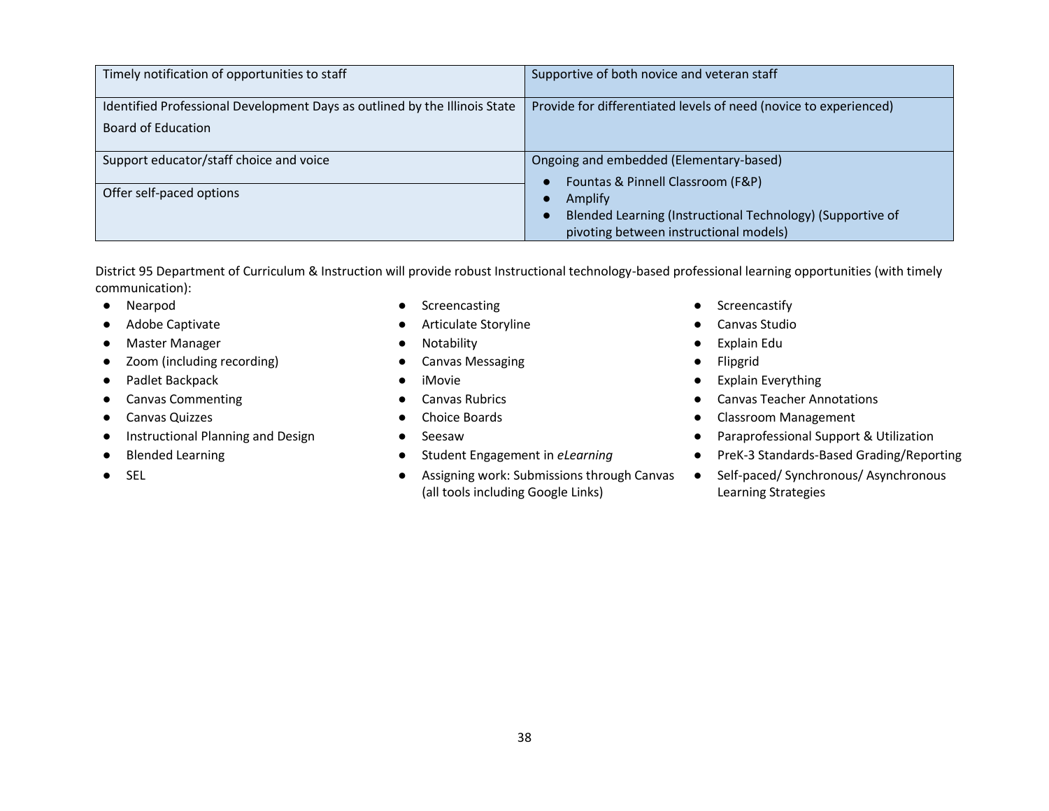| | |
|---|---|
| Timely notification of opportunities to staff | Supportive of both novice and veteran staff |
| Identified Professional Development Days as outlined by the Illinois State Board of Education | Provide for differentiated levels of need (novice to experienced) |
| Support educator/staff choice and voice | Ongoing and embedded (Elementary-based)<br>● Fountas & Pinnell Classroom (F&P)<br>● Amplify<br>● Blended Learning (Instructional Technology) (Supportive of pivoting between instructional models) |
| Offer self-paced options | |

District 95 Department of Curriculum & Instruction will provide robust Instructional technology-based professional learning opportunities (with timely communication):

- Nearpod
- Adobe Captivate
- Master Manager
- Zoom (including recording)
- Padlet Backpack
- Canvas Commenting
- Canvas Quizzes
- Instructional Planning and Design
- Blended Learning
- SEL
- Screencasting
- Articulate Storyline
- Notability
- Canvas Messaging
- iMovie
- Canvas Rubrics
- Choice Boards
- Seesaw
- Student Engagement in *eLearning*
- Assigning work: Submissions through Canvas (all tools including Google Links)
- Screencastify
- Canvas Studio
- Explain Edu
- Flipgrid
- Explain Everything
- Canvas Teacher Annotations
- Classroom Management
- Paraprofessional Support & Utilization
- PreK-3 Standards-Based Grading/Reporting
- Self-paced/ Synchronous/ Asynchronous Learning Strategies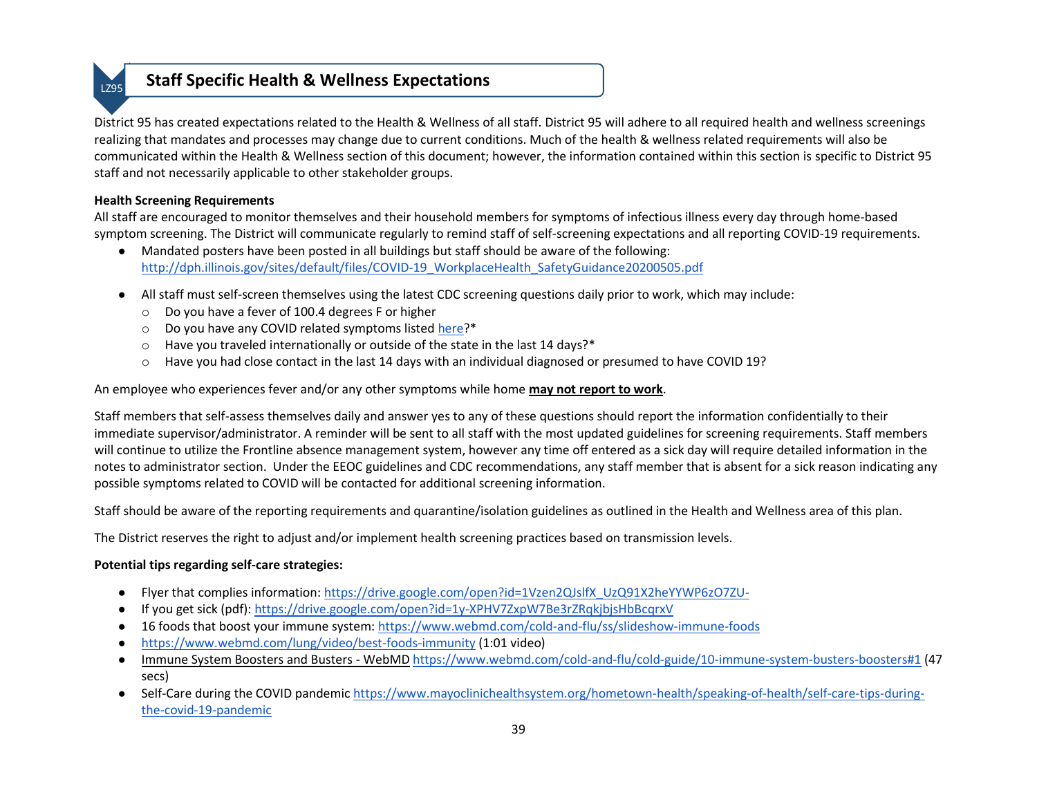## Staff Specific Health & Wellness Expectations

District 95 has created expectations related to the Health & Wellness of all staff. District 95 will adhere to all required health and wellness screenings realizing that mandates and processes may change due to current conditions. Much of the health & wellness related requirements will also be communicated within the Health & Wellness section of this document; however, the information contained within this section is specific to District 95 staff and not necessarily applicable to other stakeholder groups.

**Health Screening Requirements**

All staff are encouraged to monitor themselves and their household members for symptoms of infectious illness every day through home-based symptom screening. The District will communicate regularly to remind staff of self-screening expectations and all reporting COVID-19 requirements.

- Mandated posters have been posted in all buildings but staff should be aware of the following: http://dph.illinois.gov/sites/default/files/COVID-19_WorkplaceHealth_SafetyGuidance20200505.pdf
- All staff must self-screen themselves using the latest CDC screening questions daily prior to work, which may include:
  - Do you have a fever of 100.4 degrees F or higher
  - Do you have any COVID related symptoms listed here?*
  - Have you traveled internationally or outside of the state in the last 14 days?*
  - Have you had close contact in the last 14 days with an individual diagnosed or presumed to have COVID 19?

An employee who experiences fever and/or any other symptoms while home **may not report to work**.

Staff members that self-assess themselves daily and answer yes to any of these questions should report the information confidentially to their immediate supervisor/administrator. A reminder will be sent to all staff with the most updated guidelines for screening requirements. Staff members will continue to utilize the Frontline absence management system, however any time off entered as a sick day will require detailed information in the notes to administrator section. Under the EEOC guidelines and CDC recommendations, any staff member that is absent for a sick reason indicating any possible symptoms related to COVID will be contacted for additional screening information.

Staff should be aware of the reporting requirements and quarantine/isolation guidelines as outlined in the Health and Wellness area of this plan.

The District reserves the right to adjust and/or implement health screening practices based on transmission levels.

**Potential tips regarding self-care strategies:**

- Flyer that complies information: https://drive.google.com/open?id=1Vzen2QJslfX_UzQ91X2heYYWP6zO7ZU-
- If you get sick (pdf): https://drive.google.com/open?id=1y-XPHV7ZxpW7Be3rZRqkjbjsHbBcqrxV
- 16 foods that boost your immune system: https://www.webmd.com/cold-and-flu/ss/slideshow-immune-foods
- https://www.webmd.com/lung/video/best-foods-immunity (1:01 video)
- Immune System Boosters and Busters - WebMD https://www.webmd.com/cold-and-flu/cold-guide/10-immune-system-busters-boosters#1 (47 secs)
- Self-Care during the COVID pandemic https://www.mayoclinichealthsystem.org/hometown-health/speaking-of-health/self-care-tips-during-the-covid-19-pandemic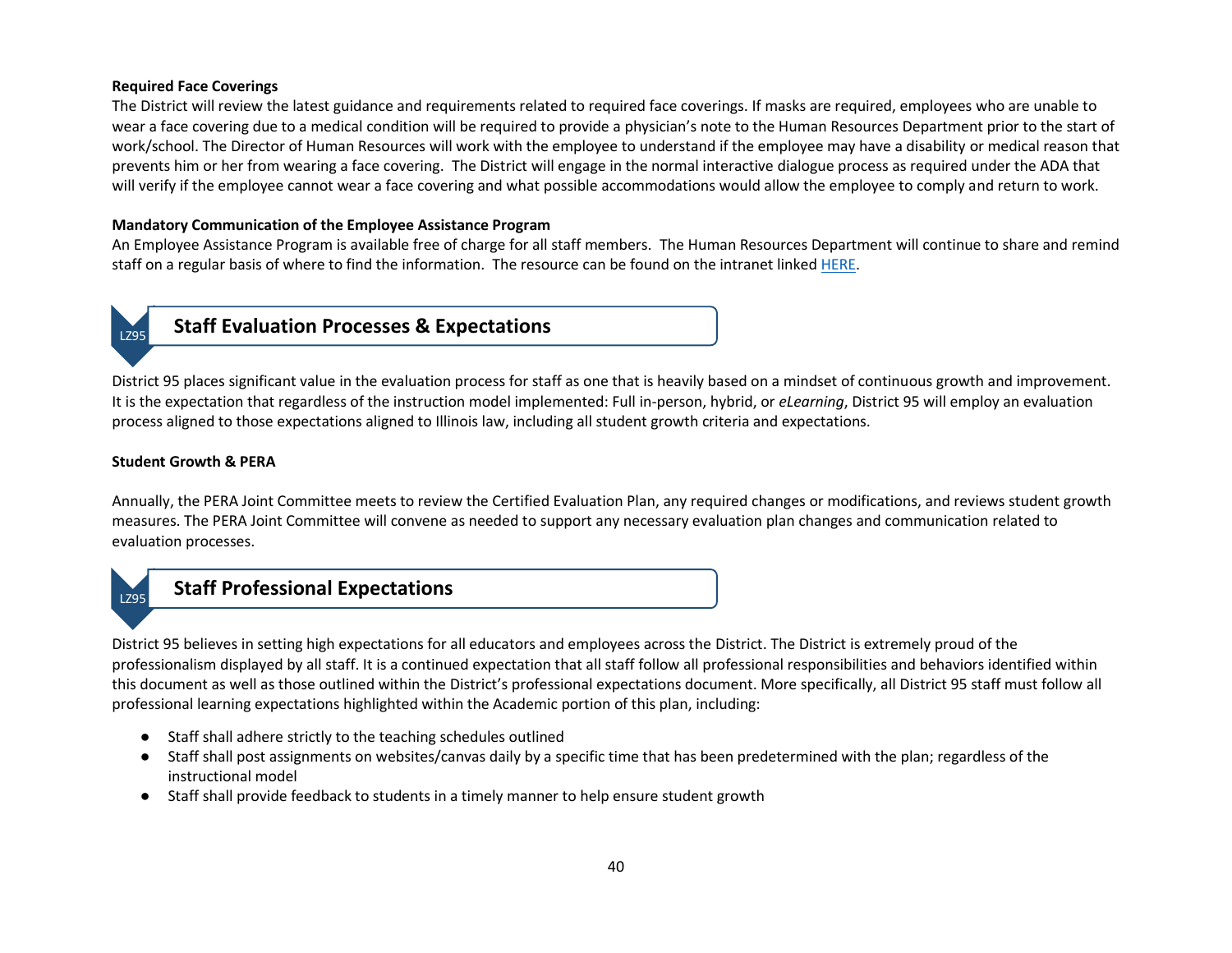**Required Face Coverings**

The District will review the latest guidance and requirements related to required face coverings. If masks are required, employees who are unable to wear a face covering due to a medical condition will be required to provide a physician's note to the Human Resources Department prior to the start of work/school. The Director of Human Resources will work with the employee to understand if the employee may have a disability or medical reason that prevents him or her from wearing a face covering. The District will engage in the normal interactive dialogue process as required under the ADA that will verify if the employee cannot wear a face covering and what possible accommodations would allow the employee to comply and return to work.

**Mandatory Communication of the Employee Assistance Program**

An Employee Assistance Program is available free of charge for all staff members. The Human Resources Department will continue to share and remind staff on a regular basis of where to find the information. The resource can be found on the intranet linked HERE.

## Staff Evaluation Processes & Expectations

District 95 places significant value in the evaluation process for staff as one that is heavily based on a mindset of continuous growth and improvement. It is the expectation that regardless of the instruction model implemented: Full in-person, hybrid, or *eLearning*, District 95 will employ an evaluation process aligned to those expectations aligned to Illinois law, including all student growth criteria and expectations.

**Student Growth & PERA**

Annually, the PERA Joint Committee meets to review the Certified Evaluation Plan, any required changes or modifications, and reviews student growth measures. The PERA Joint Committee will convene as needed to support any necessary evaluation plan changes and communication related to evaluation processes.

## Staff Professional Expectations

District 95 believes in setting high expectations for all educators and employees across the District. The District is extremely proud of the professionalism displayed by all staff. It is a continued expectation that all staff follow all professional responsibilities and behaviors identified within this document as well as those outlined within the District's professional expectations document. More specifically, all District 95 staff must follow all professional learning expectations highlighted within the Academic portion of this plan, including:

- Staff shall adhere strictly to the teaching schedules outlined
- Staff shall post assignments on websites/canvas daily by a specific time that has been predetermined with the plan; regardless of the instructional model
- Staff shall provide feedback to students in a timely manner to help ensure student growth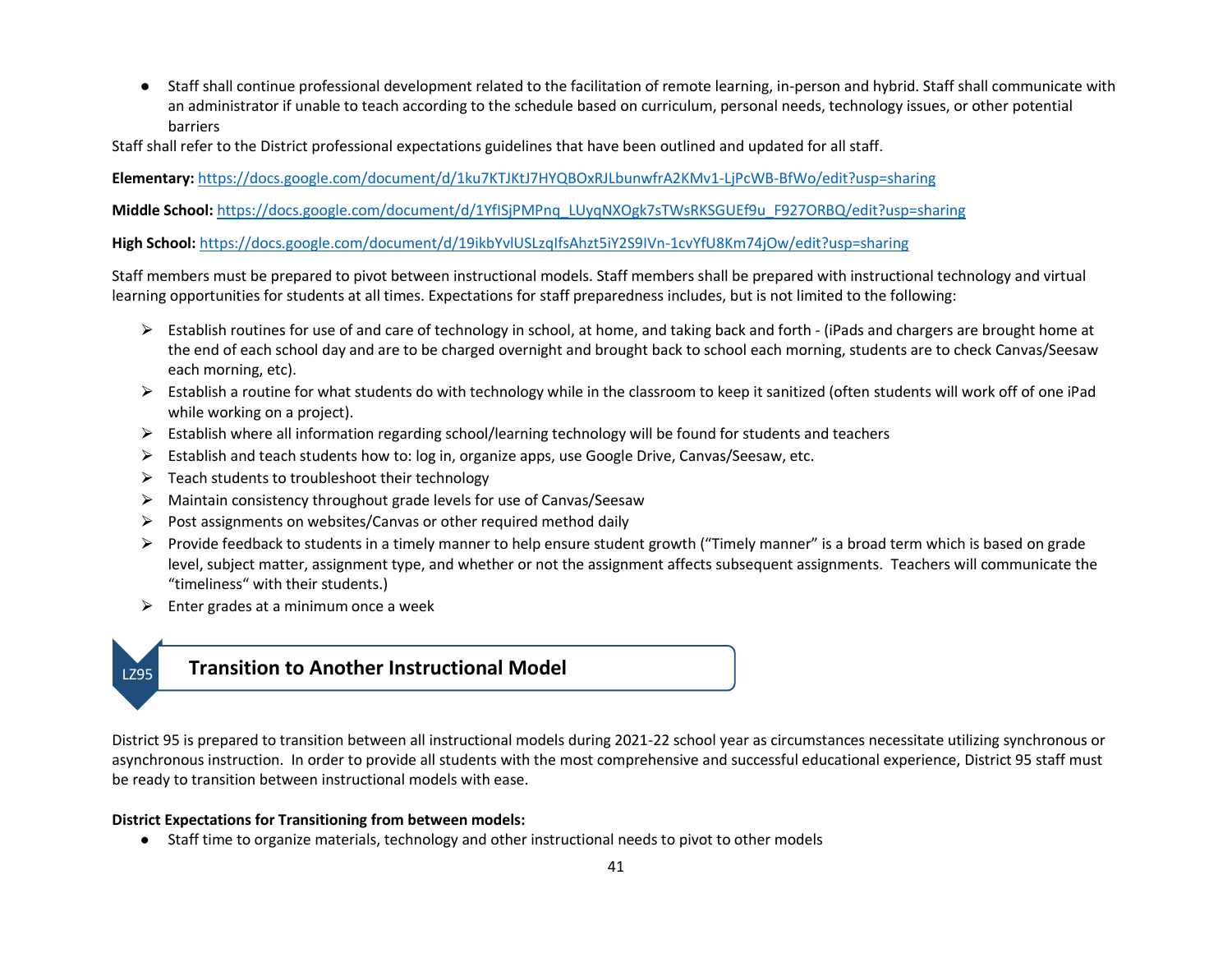- Staff shall continue professional development related to the facilitation of remote learning, in-person and hybrid. Staff shall communicate with an administrator if unable to teach according to the schedule based on curriculum, personal needs, technology issues, or other potential barriers

Staff shall refer to the District professional expectations guidelines that have been outlined and updated for all staff.

**Elementary:** https://docs.google.com/document/d/1ku7KTJKtJ7HYQBOxRJLbunwfrA2KMv1-LjPcWB-BfWo/edit?usp=sharing

**Middle School:** https://docs.google.com/document/d/1YfISjPMPnq_LUyqNXOgk7sTWsRKSGUEf9u_F927ORBQ/edit?usp=sharing

**High School:** https://docs.google.com/document/d/19ikbYvlUSLzqIfsAhzt5iY2S9IVn-1cvYfU8Km74jOw/edit?usp=sharing

Staff members must be prepared to pivot between instructional models. Staff members shall be prepared with instructional technology and virtual learning opportunities for students at all times. Expectations for staff preparedness includes, but is not limited to the following:

- Establish routines for use of and care of technology in school, at home, and taking back and forth - (iPads and chargers are brought home at the end of each school day and are to be charged overnight and brought back to school each morning, students are to check Canvas/Seesaw each morning, etc).
- Establish a routine for what students do with technology while in the classroom to keep it sanitized (often students will work off of one iPad while working on a project).
- Establish where all information regarding school/learning technology will be found for students and teachers
- Establish and teach students how to: log in, organize apps, use Google Drive, Canvas/Seesaw, etc.
- Teach students to troubleshoot their technology
- Maintain consistency throughout grade levels for use of Canvas/Seesaw
- Post assignments on websites/Canvas or other required method daily
- Provide feedback to students in a timely manner to help ensure student growth ("Timely manner" is a broad term which is based on grade level, subject matter, assignment type, and whether or not the assignment affects subsequent assignments. Teachers will communicate the "timeliness" with their students.)
- Enter grades at a minimum once a week

## LZ95 Transition to Another Instructional Model

District 95 is prepared to transition between all instructional models during 2021-22 school year as circumstances necessitate utilizing synchronous or asynchronous instruction. In order to provide all students with the most comprehensive and successful educational experience, District 95 staff must be ready to transition between instructional models with ease.

**District Expectations for Transitioning from between models:**

- Staff time to organize materials, technology and other instructional needs to pivot to other models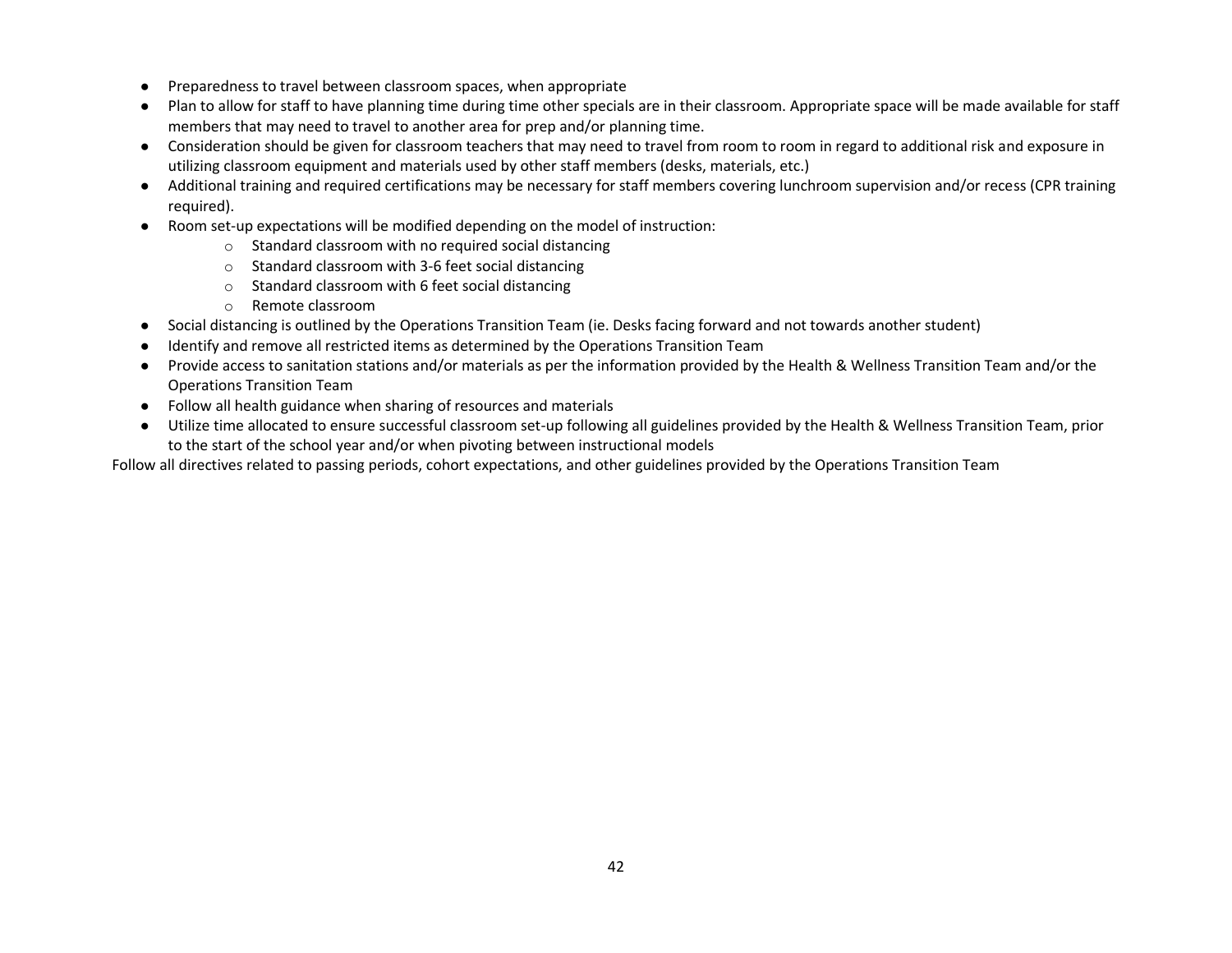- Preparedness to travel between classroom spaces, when appropriate
- Plan to allow for staff to have planning time during time other specials are in their classroom. Appropriate space will be made available for staff members that may need to travel to another area for prep and/or planning time.
- Consideration should be given for classroom teachers that may need to travel from room to room in regard to additional risk and exposure in utilizing classroom equipment and materials used by other staff members (desks, materials, etc.)
- Additional training and required certifications may be necessary for staff members covering lunchroom supervision and/or recess (CPR training required).
- Room set-up expectations will be modified depending on the model of instruction:
    - Standard classroom with no required social distancing
    - Standard classroom with 3-6 feet social distancing
    - Standard classroom with 6 feet social distancing
    - Remote classroom
- Social distancing is outlined by the Operations Transition Team (ie. Desks facing forward and not towards another student)
- Identify and remove all restricted items as determined by the Operations Transition Team
- Provide access to sanitation stations and/or materials as per the information provided by the Health & Wellness Transition Team and/or the Operations Transition Team
- Follow all health guidance when sharing of resources and materials
- Utilize time allocated to ensure successful classroom set-up following all guidelines provided by the Health & Wellness Transition Team, prior to the start of the school year and/or when pivoting between instructional models

Follow all directives related to passing periods, cohort expectations, and other guidelines provided by the Operations Transition Team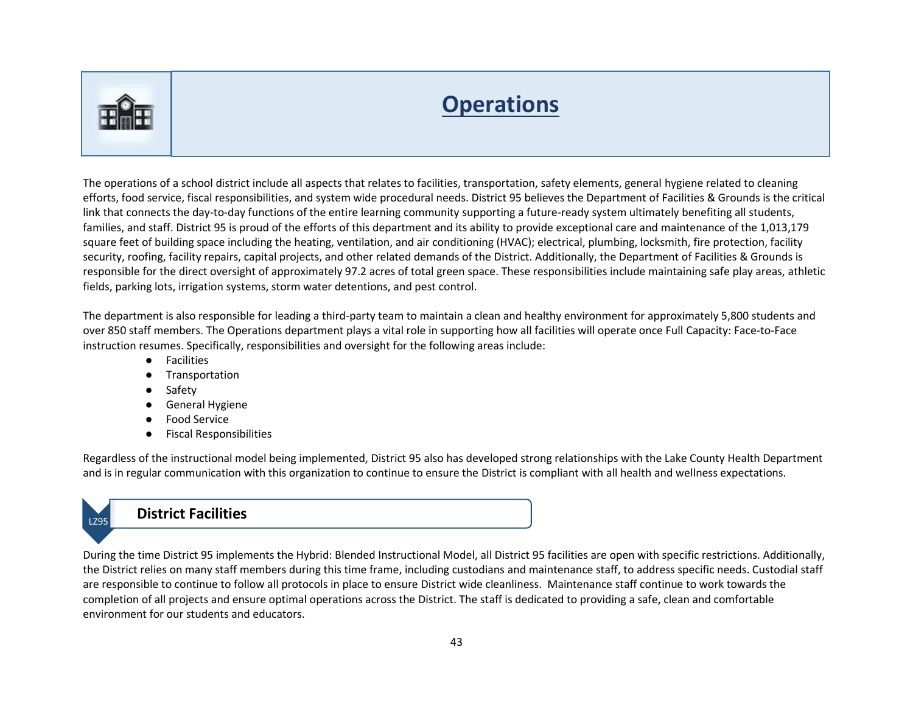# Operations

The operations of a school district include all aspects that relates to facilities, transportation, safety elements, general hygiene related to cleaning efforts, food service, fiscal responsibilities, and system wide procedural needs. District 95 believes the Department of Facilities & Grounds is the critical link that connects the day-to-day functions of the entire learning community supporting a future-ready system ultimately benefiting all students, families, and staff. District 95 is proud of the efforts of this department and its ability to provide exceptional care and maintenance of the 1,013,179 square feet of building space including the heating, ventilation, and air conditioning (HVAC); electrical, plumbing, locksmith, fire protection, facility security, roofing, facility repairs, capital projects, and other related demands of the District. Additionally, the Department of Facilities & Grounds is responsible for the direct oversight of approximately 97.2 acres of total green space. These responsibilities include maintaining safe play areas, athletic fields, parking lots, irrigation systems, storm water detentions, and pest control.

The department is also responsible for leading a third-party team to maintain a clean and healthy environment for approximately 5,800 students and over 850 staff members. The Operations department plays a vital role in supporting how all facilities will operate once Full Capacity: Face-to-Face instruction resumes. Specifically, responsibilities and oversight for the following areas include:

- Facilities
- Transportation
- Safety
- General Hygiene
- Food Service
- Fiscal Responsibilities

Regardless of the instructional model being implemented, District 95 also has developed strong relationships with the Lake County Health Department and is in regular communication with this organization to continue to ensure the District is compliant with all health and wellness expectations.

## District Facilities

During the time District 95 implements the Hybrid: Blended Instructional Model, all District 95 facilities are open with specific restrictions. Additionally, the District relies on many staff members during this time frame, including custodians and maintenance staff, to address specific needs. Custodial staff are responsible to continue to follow all protocols in place to ensure District wide cleanliness. Maintenance staff continue to work towards the completion of all projects and ensure optimal operations across the District. The staff is dedicated to providing a safe, clean and comfortable environment for our students and educators.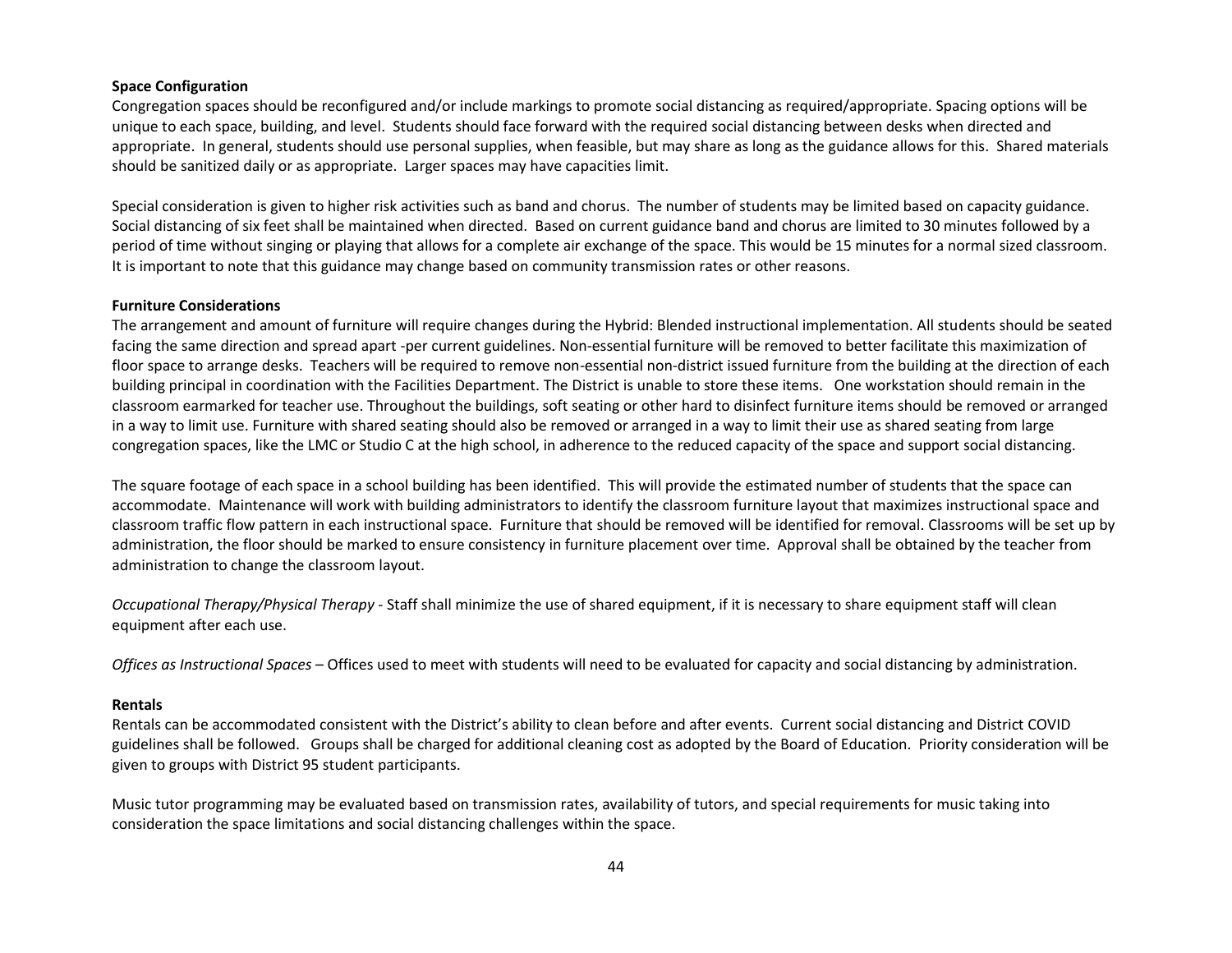**Space Configuration**

Congregation spaces should be reconfigured and/or include markings to promote social distancing as required/appropriate. Spacing options will be unique to each space, building, and level. Students should face forward with the required social distancing between desks when directed and appropriate. In general, students should use personal supplies, when feasible, but may share as long as the guidance allows for this. Shared materials should be sanitized daily or as appropriate. Larger spaces may have capacities limit.

Special consideration is given to higher risk activities such as band and chorus. The number of students may be limited based on capacity guidance. Social distancing of six feet shall be maintained when directed. Based on current guidance band and chorus are limited to 30 minutes followed by a period of time without singing or playing that allows for a complete air exchange of the space. This would be 15 minutes for a normal sized classroom. It is important to note that this guidance may change based on community transmission rates or other reasons.

**Furniture Considerations**

The arrangement and amount of furniture will require changes during the Hybrid: Blended instructional implementation. All students should be seated facing the same direction and spread apart -per current guidelines. Non-essential furniture will be removed to better facilitate this maximization of floor space to arrange desks. Teachers will be required to remove non-essential non-district issued furniture from the building at the direction of each building principal in coordination with the Facilities Department. The District is unable to store these items. One workstation should remain in the classroom earmarked for teacher use. Throughout the buildings, soft seating or other hard to disinfect furniture items should be removed or arranged in a way to limit use. Furniture with shared seating should also be removed or arranged in a way to limit their use as shared seating from large congregation spaces, like the LMC or Studio C at the high school, in adherence to the reduced capacity of the space and support social distancing.

The square footage of each space in a school building has been identified. This will provide the estimated number of students that the space can accommodate. Maintenance will work with building administrators to identify the classroom furniture layout that maximizes instructional space and classroom traffic flow pattern in each instructional space. Furniture that should be removed will be identified for removal. Classrooms will be set up by administration, the floor should be marked to ensure consistency in furniture placement over time. Approval shall be obtained by the teacher from administration to change the classroom layout.

*Occupational Therapy/Physical Therapy* - Staff shall minimize the use of shared equipment, if it is necessary to share equipment staff will clean equipment after each use.

*Offices as Instructional Spaces* – Offices used to meet with students will need to be evaluated for capacity and social distancing by administration.

**Rentals**

Rentals can be accommodated consistent with the District's ability to clean before and after events. Current social distancing and District COVID guidelines shall be followed. Groups shall be charged for additional cleaning cost as adopted by the Board of Education. Priority consideration will be given to groups with District 95 student participants.

Music tutor programming may be evaluated based on transmission rates, availability of tutors, and special requirements for music taking into consideration the space limitations and social distancing challenges within the space.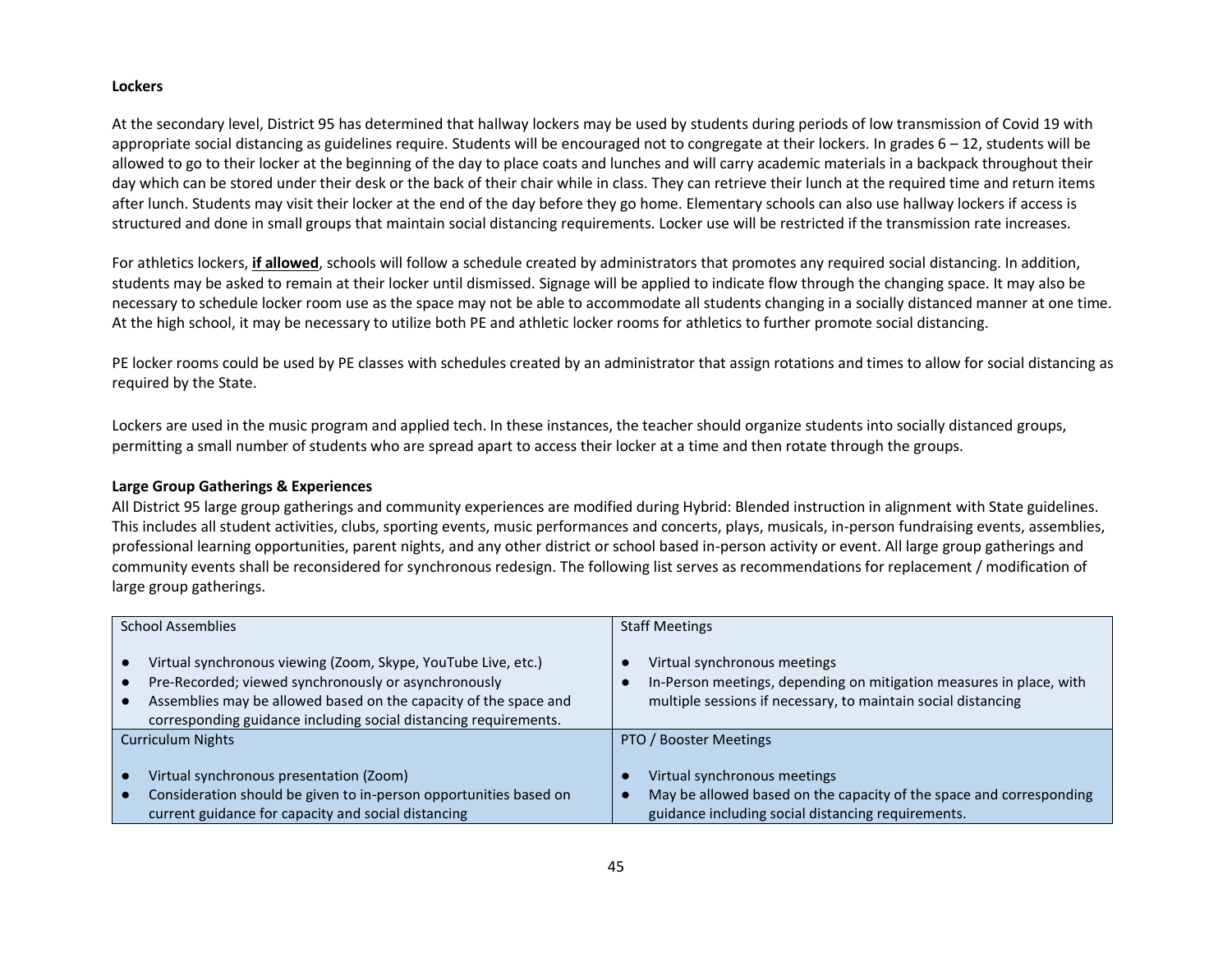**Lockers**

At the secondary level, District 95 has determined that hallway lockers may be used by students during periods of low transmission of Covid 19 with appropriate social distancing as guidelines require. Students will be encouraged not to congregate at their lockers. In grades 6 – 12, students will be allowed to go to their locker at the beginning of the day to place coats and lunches and will carry academic materials in a backpack throughout their day which can be stored under their desk or the back of their chair while in class. They can retrieve their lunch at the required time and return items after lunch. Students may visit their locker at the end of the day before they go home. Elementary schools can also use hallway lockers if access is structured and done in small groups that maintain social distancing requirements. Locker use will be restricted if the transmission rate increases.

For athletics lockers, **if allowed**, schools will follow a schedule created by administrators that promotes any required social distancing. In addition, students may be asked to remain at their locker until dismissed. Signage will be applied to indicate flow through the changing space. It may also be necessary to schedule locker room use as the space may not be able to accommodate all students changing in a socially distanced manner at one time. At the high school, it may be necessary to utilize both PE and athletic locker rooms for athletics to further promote social distancing.

PE locker rooms could be used by PE classes with schedules created by an administrator that assign rotations and times to allow for social distancing as required by the State.

Lockers are used in the music program and applied tech. In these instances, the teacher should organize students into socially distanced groups, permitting a small number of students who are spread apart to access their locker at a time and then rotate through the groups.

**Large Group Gatherings & Experiences**

All District 95 large group gatherings and community experiences are modified during Hybrid: Blended instruction in alignment with State guidelines. This includes all student activities, clubs, sporting events, music performances and concerts, plays, musicals, in-person fundraising events, assemblies, professional learning opportunities, parent nights, and any other district or school based in-person activity or event. All large group gatherings and community events shall be reconsidered for synchronous redesign. The following list serves as recommendations for replacement / modification of large group gatherings.

| School Assemblies | Staff Meetings |
|---|---|
| • Virtual synchronous viewing (Zoom, Skype, YouTube Live, etc.)<br>• Pre-Recorded; viewed synchronously or asynchronously<br>• Assemblies may be allowed based on the capacity of the space and corresponding guidance including social distancing requirements. | • Virtual synchronous meetings<br>• In-Person meetings, depending on mitigation measures in place, with multiple sessions if necessary, to maintain social distancing |
| **Curriculum Nights** | **PTO / Booster Meetings** |
| • Virtual synchronous presentation (Zoom)<br>• Consideration should be given to in-person opportunities based on current guidance for capacity and social distancing | • Virtual synchronous meetings<br>• May be allowed based on the capacity of the space and corresponding guidance including social distancing requirements. |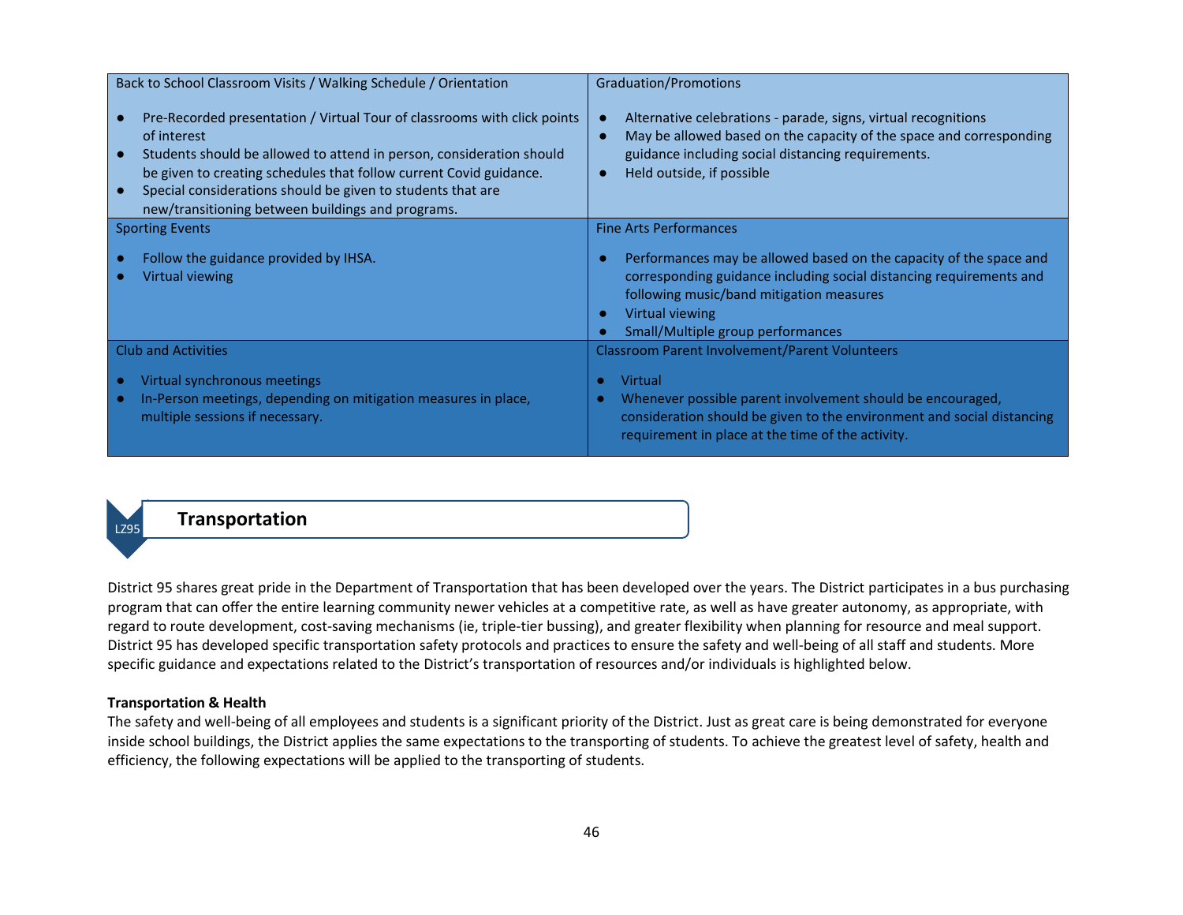| Back to School Classroom Visits / Walking Schedule / Orientation | Graduation/Promotions |
|---|---|
| ● Pre-Recorded presentation / Virtual Tour of classrooms with click points of interest<br>● Students should be allowed to attend in person, consideration should be given to creating schedules that follow current Covid guidance.<br>● Special considerations should be given to students that are new/transitioning between buildings and programs. | ● Alternative celebrations - parade, signs, virtual recognitions<br>● May be allowed based on the capacity of the space and corresponding guidance including social distancing requirements.<br>● Held outside, if possible |
| **Sporting Events** | **Fine Arts Performances** |
| ● Follow the guidance provided by IHSA.<br>● Virtual viewing | ● Performances may be allowed based on the capacity of the space and corresponding guidance including social distancing requirements and following music/band mitigation measures<br>● Virtual viewing<br>● Small/Multiple group performances |
| **Club and Activities** | **Classroom Parent Involvement/Parent Volunteers** |
| ● Virtual synchronous meetings<br>● In-Person meetings, depending on mitigation measures in place, multiple sessions if necessary. | ● Virtual<br>● Whenever possible parent involvement should be encouraged, consideration should be given to the environment and social distancing requirement in place at the time of the activity. |

## Transportation

District 95 shares great pride in the Department of Transportation that has been developed over the years. The District participates in a bus purchasing program that can offer the entire learning community newer vehicles at a competitive rate, as well as have greater autonomy, as appropriate, with regard to route development, cost-saving mechanisms (ie, triple-tier bussing), and greater flexibility when planning for resource and meal support. District 95 has developed specific transportation safety protocols and practices to ensure the safety and well-being of all staff and students. More specific guidance and expectations related to the District's transportation of resources and/or individuals is highlighted below.

**Transportation & Health**

The safety and well-being of all employees and students is a significant priority of the District. Just as great care is being demonstrated for everyone inside school buildings, the District applies the same expectations to the transporting of students. To achieve the greatest level of safety, health and efficiency, the following expectations will be applied to the transporting of students.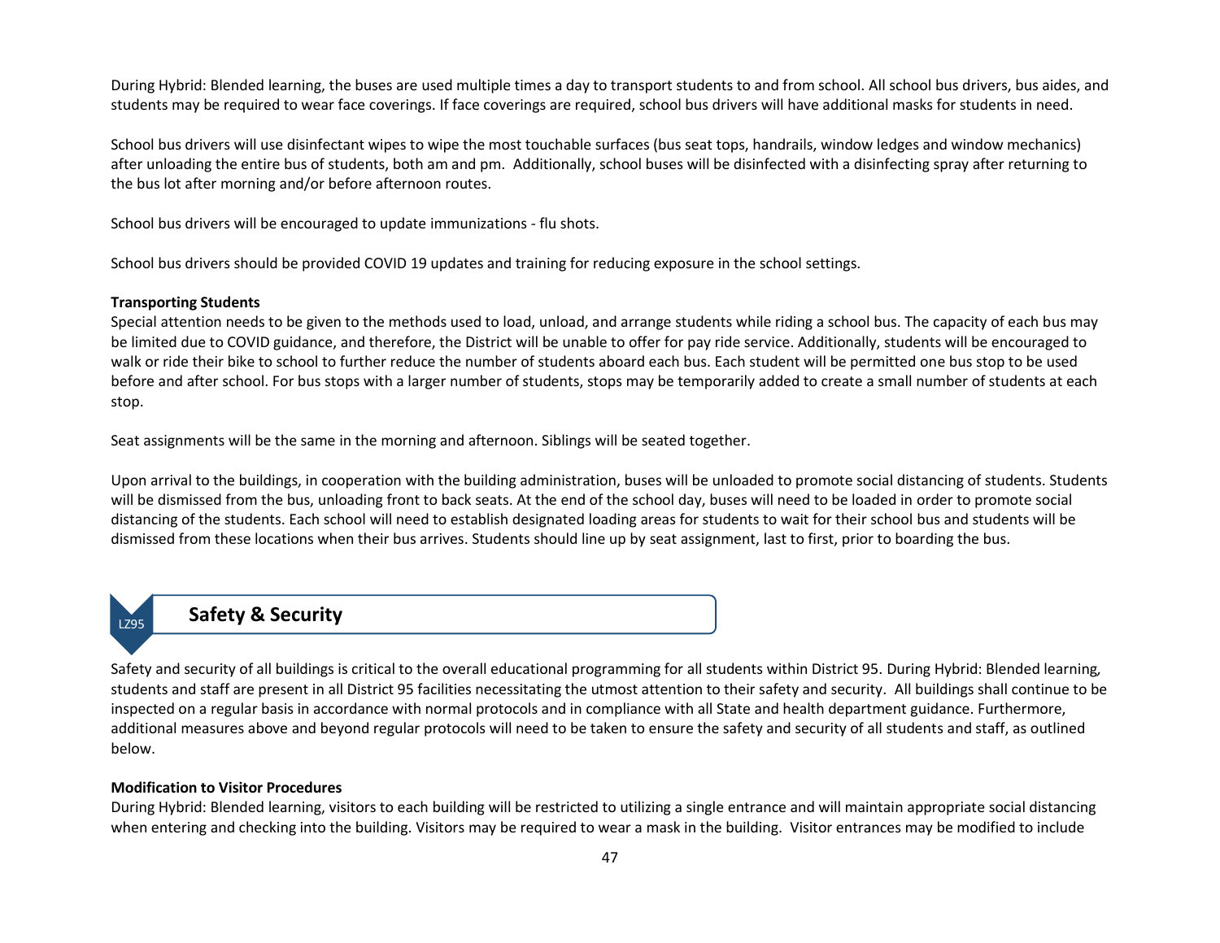During Hybrid: Blended learning, the buses are used multiple times a day to transport students to and from school. All school bus drivers, bus aides, and students may be required to wear face coverings. If face coverings are required, school bus drivers will have additional masks for students in need.

School bus drivers will use disinfectant wipes to wipe the most touchable surfaces (bus seat tops, handrails, window ledges and window mechanics) after unloading the entire bus of students, both am and pm. Additionally, school buses will be disinfected with a disinfecting spray after returning to the bus lot after morning and/or before afternoon routes.

School bus drivers will be encouraged to update immunizations - flu shots.

School bus drivers should be provided COVID 19 updates and training for reducing exposure in the school settings.

**Transporting Students**

Special attention needs to be given to the methods used to load, unload, and arrange students while riding a school bus. The capacity of each bus may be limited due to COVID guidance, and therefore, the District will be unable to offer for pay ride service. Additionally, students will be encouraged to walk or ride their bike to school to further reduce the number of students aboard each bus. Each student will be permitted one bus stop to be used before and after school. For bus stops with a larger number of students, stops may be temporarily added to create a small number of students at each stop.

Seat assignments will be the same in the morning and afternoon. Siblings will be seated together.

Upon arrival to the buildings, in cooperation with the building administration, buses will be unloaded to promote social distancing of students. Students will be dismissed from the bus, unloading front to back seats. At the end of the school day, buses will need to be loaded in order to promote social distancing of the students. Each school will need to establish designated loading areas for students to wait for their school bus and students will be dismissed from these locations when their bus arrives. Students should line up by seat assignment, last to first, prior to boarding the bus.

## Safety & Security

Safety and security of all buildings is critical to the overall educational programming for all students within District 95. During Hybrid: Blended learning, students and staff are present in all District 95 facilities necessitating the utmost attention to their safety and security. All buildings shall continue to be inspected on a regular basis in accordance with normal protocols and in compliance with all State and health department guidance. Furthermore, additional measures above and beyond regular protocols will need to be taken to ensure the safety and security of all students and staff, as outlined below.

**Modification to Visitor Procedures**

During Hybrid: Blended learning, visitors to each building will be restricted to utilizing a single entrance and will maintain appropriate social distancing when entering and checking into the building. Visitors may be required to wear a mask in the building. Visitor entrances may be modified to include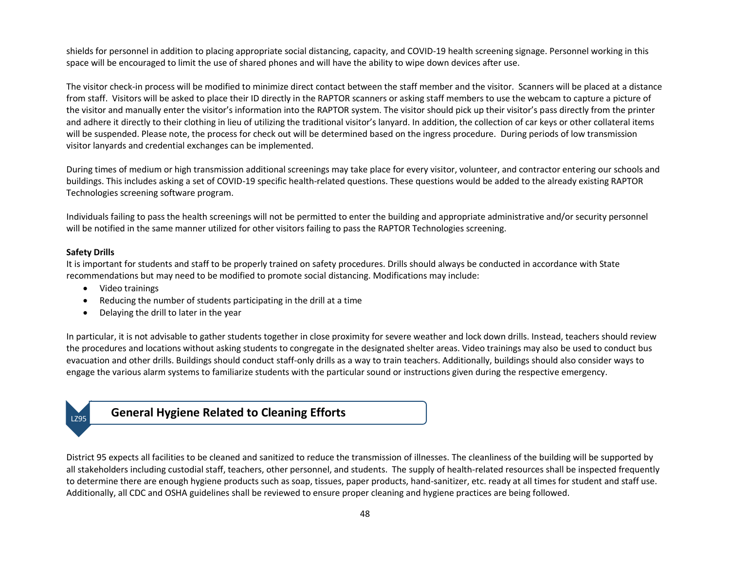shields for personnel in addition to placing appropriate social distancing, capacity, and COVID-19 health screening signage. Personnel working in this space will be encouraged to limit the use of shared phones and will have the ability to wipe down devices after use.

The visitor check-in process will be modified to minimize direct contact between the staff member and the visitor. Scanners will be placed at a distance from staff. Visitors will be asked to place their ID directly in the RAPTOR scanners or asking staff members to use the webcam to capture a picture of the visitor and manually enter the visitor's information into the RAPTOR system. The visitor should pick up their visitor's pass directly from the printer and adhere it directly to their clothing in lieu of utilizing the traditional visitor's lanyard. In addition, the collection of car keys or other collateral items will be suspended. Please note, the process for check out will be determined based on the ingress procedure. During periods of low transmission visitor lanyards and credential exchanges can be implemented.

During times of medium or high transmission additional screenings may take place for every visitor, volunteer, and contractor entering our schools and buildings. This includes asking a set of COVID-19 specific health-related questions. These questions would be added to the already existing RAPTOR Technologies screening software program.

Individuals failing to pass the health screenings will not be permitted to enter the building and appropriate administrative and/or security personnel will be notified in the same manner utilized for other visitors failing to pass the RAPTOR Technologies screening.

**Safety Drills**

It is important for students and staff to be properly trained on safety procedures. Drills should always be conducted in accordance with State recommendations but may need to be modified to promote social distancing. Modifications may include:

- Video trainings
- Reducing the number of students participating in the drill at a time
- Delaying the drill to later in the year

In particular, it is not advisable to gather students together in close proximity for severe weather and lock down drills. Instead, teachers should review the procedures and locations without asking students to congregate in the designated shelter areas. Video trainings may also be used to conduct bus evacuation and other drills. Buildings should conduct staff-only drills as a way to train teachers. Additionally, buildings should also consider ways to engage the various alarm systems to familiarize students with the particular sound or instructions given during the respective emergency.

LZ95

## General Hygiene Related to Cleaning Efforts

District 95 expects all facilities to be cleaned and sanitized to reduce the transmission of illnesses. The cleanliness of the building will be supported by all stakeholders including custodial staff, teachers, other personnel, and students. The supply of health-related resources shall be inspected frequently to determine there are enough hygiene products such as soap, tissues, paper products, hand-sanitizer, etc. ready at all times for student and staff use. Additionally, all CDC and OSHA guidelines shall be reviewed to ensure proper cleaning and hygiene practices are being followed.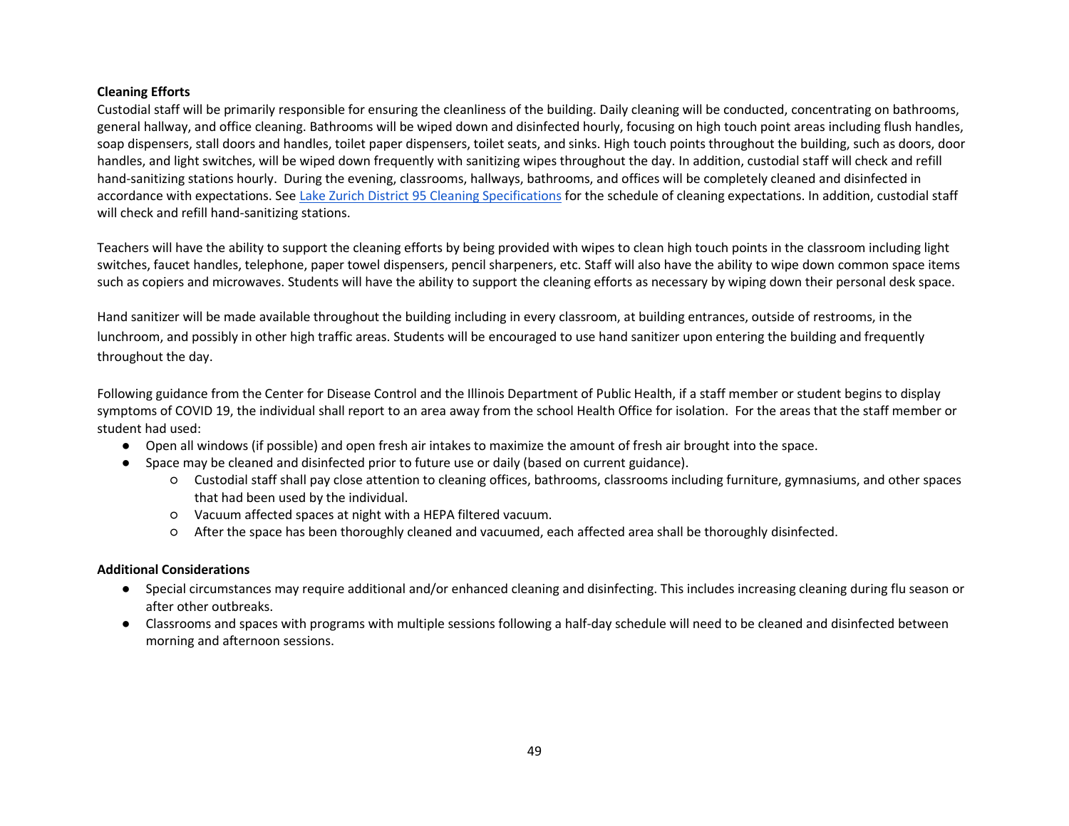**Cleaning Efforts**

Custodial staff will be primarily responsible for ensuring the cleanliness of the building. Daily cleaning will be conducted, concentrating on bathrooms, general hallway, and office cleaning. Bathrooms will be wiped down and disinfected hourly, focusing on high touch point areas including flush handles, soap dispensers, stall doors and handles, toilet paper dispensers, toilet seats, and sinks. High touch points throughout the building, such as doors, door handles, and light switches, will be wiped down frequently with sanitizing wipes throughout the day. In addition, custodial staff will check and refill hand-sanitizing stations hourly. During the evening, classrooms, hallways, bathrooms, and offices will be completely cleaned and disinfected in accordance with expectations. See Lake Zurich District 95 Cleaning Specifications for the schedule of cleaning expectations. In addition, custodial staff will check and refill hand-sanitizing stations.

Teachers will have the ability to support the cleaning efforts by being provided with wipes to clean high touch points in the classroom including light switches, faucet handles, telephone, paper towel dispensers, pencil sharpeners, etc. Staff will also have the ability to wipe down common space items such as copiers and microwaves. Students will have the ability to support the cleaning efforts as necessary by wiping down their personal desk space.

Hand sanitizer will be made available throughout the building including in every classroom, at building entrances, outside of restrooms, in the lunchroom, and possibly in other high traffic areas. Students will be encouraged to use hand sanitizer upon entering the building and frequently throughout the day.

Following guidance from the Center for Disease Control and the Illinois Department of Public Health, if a staff member or student begins to display symptoms of COVID 19, the individual shall report to an area away from the school Health Office for isolation. For the areas that the staff member or student had used:

- Open all windows (if possible) and open fresh air intakes to maximize the amount of fresh air brought into the space.
- Space may be cleaned and disinfected prior to future use or daily (based on current guidance).
  - Custodial staff shall pay close attention to cleaning offices, bathrooms, classrooms including furniture, gymnasiums, and other spaces that had been used by the individual.
  - Vacuum affected spaces at night with a HEPA filtered vacuum.
  - After the space has been thoroughly cleaned and vacuumed, each affected area shall be thoroughly disinfected.

**Additional Considerations**

- Special circumstances may require additional and/or enhanced cleaning and disinfecting. This includes increasing cleaning during flu season or after other outbreaks.
- Classrooms and spaces with programs with multiple sessions following a half-day schedule will need to be cleaned and disinfected between morning and afternoon sessions.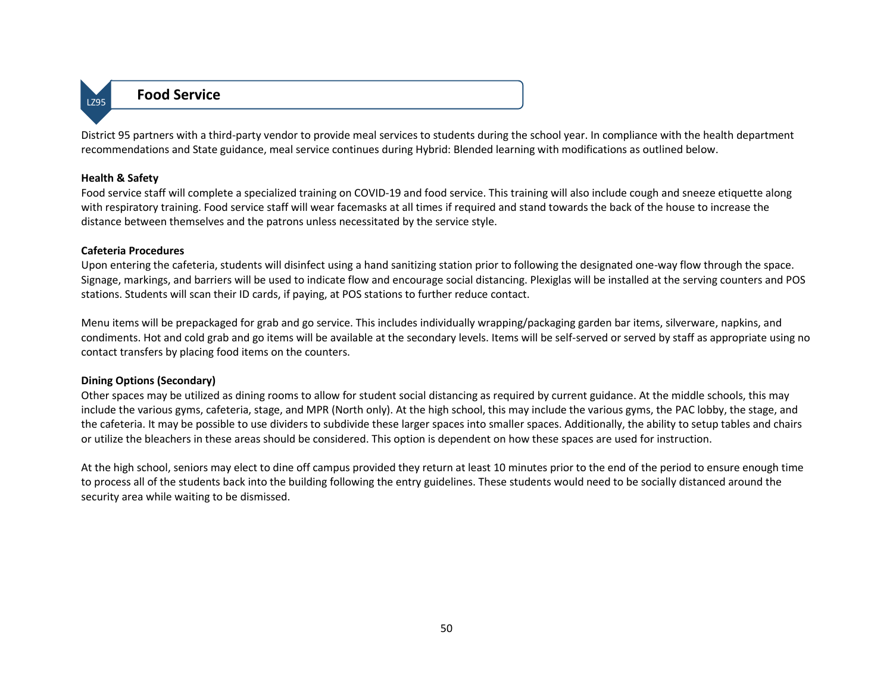LZ95

# Food Service

District 95 partners with a third-party vendor to provide meal services to students during the school year. In compliance with the health department recommendations and State guidance, meal service continues during Hybrid: Blended learning with modifications as outlined below.

**Health & Safety**

Food service staff will complete a specialized training on COVID-19 and food service. This training will also include cough and sneeze etiquette along with respiratory training. Food service staff will wear facemasks at all times if required and stand towards the back of the house to increase the distance between themselves and the patrons unless necessitated by the service style.

**Cafeteria Procedures**

Upon entering the cafeteria, students will disinfect using a hand sanitizing station prior to following the designated one-way flow through the space. Signage, markings, and barriers will be used to indicate flow and encourage social distancing. Plexiglas will be installed at the serving counters and POS stations. Students will scan their ID cards, if paying, at POS stations to further reduce contact.

Menu items will be prepackaged for grab and go service. This includes individually wrapping/packaging garden bar items, silverware, napkins, and condiments. Hot and cold grab and go items will be available at the secondary levels. Items will be self-served or served by staff as appropriate using no contact transfers by placing food items on the counters.

**Dining Options (Secondary)**

Other spaces may be utilized as dining rooms to allow for student social distancing as required by current guidance. At the middle schools, this may include the various gyms, cafeteria, stage, and MPR (North only). At the high school, this may include the various gyms, the PAC lobby, the stage, and the cafeteria. It may be possible to use dividers to subdivide these larger spaces into smaller spaces. Additionally, the ability to setup tables and chairs or utilize the bleachers in these areas should be considered. This option is dependent on how these spaces are used for instruction.

At the high school, seniors may elect to dine off campus provided they return at least 10 minutes prior to the end of the period to ensure enough time to process all of the students back into the building following the entry guidelines. These students would need to be socially distanced around the security area while waiting to be dismissed.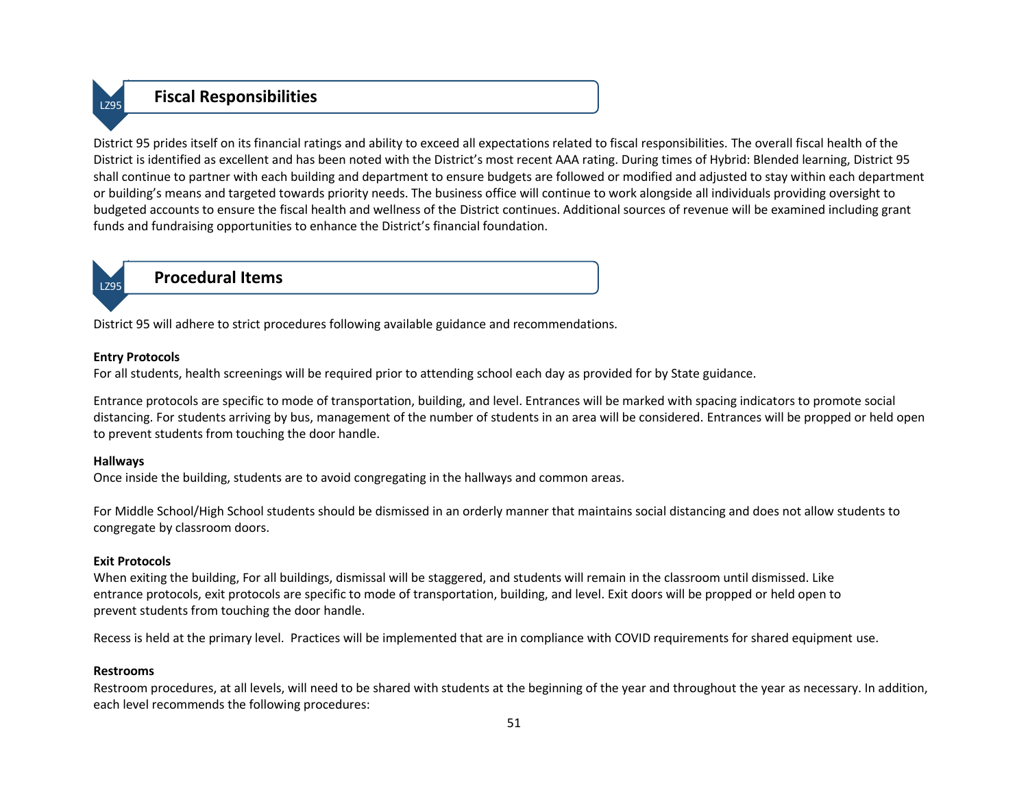## Fiscal Responsibilities

District 95 prides itself on its financial ratings and ability to exceed all expectations related to fiscal responsibilities. The overall fiscal health of the District is identified as excellent and has been noted with the District's most recent AAA rating. During times of Hybrid: Blended learning, District 95 shall continue to partner with each building and department to ensure budgets are followed or modified and adjusted to stay within each department or building's means and targeted towards priority needs. The business office will continue to work alongside all individuals providing oversight to budgeted accounts to ensure the fiscal health and wellness of the District continues. Additional sources of revenue will be examined including grant funds and fundraising opportunities to enhance the District's financial foundation.

## Procedural Items

District 95 will adhere to strict procedures following available guidance and recommendations.

**Entry Protocols**

For all students, health screenings will be required prior to attending school each day as provided for by State guidance.

Entrance protocols are specific to mode of transportation, building, and level. Entrances will be marked with spacing indicators to promote social distancing. For students arriving by bus, management of the number of students in an area will be considered. Entrances will be propped or held open to prevent students from touching the door handle.

**Hallways**

Once inside the building, students are to avoid congregating in the hallways and common areas.

For Middle School/High School students should be dismissed in an orderly manner that maintains social distancing and does not allow students to congregate by classroom doors.

**Exit Protocols**

When exiting the building, For all buildings, dismissal will be staggered, and students will remain in the classroom until dismissed. Like entrance protocols, exit protocols are specific to mode of transportation, building, and level. Exit doors will be propped or held open to prevent students from touching the door handle.

Recess is held at the primary level. Practices will be implemented that are in compliance with COVID requirements for shared equipment use.

**Restrooms**

Restroom procedures, at all levels, will need to be shared with students at the beginning of the year and throughout the year as necessary. In addition, each level recommends the following procedures: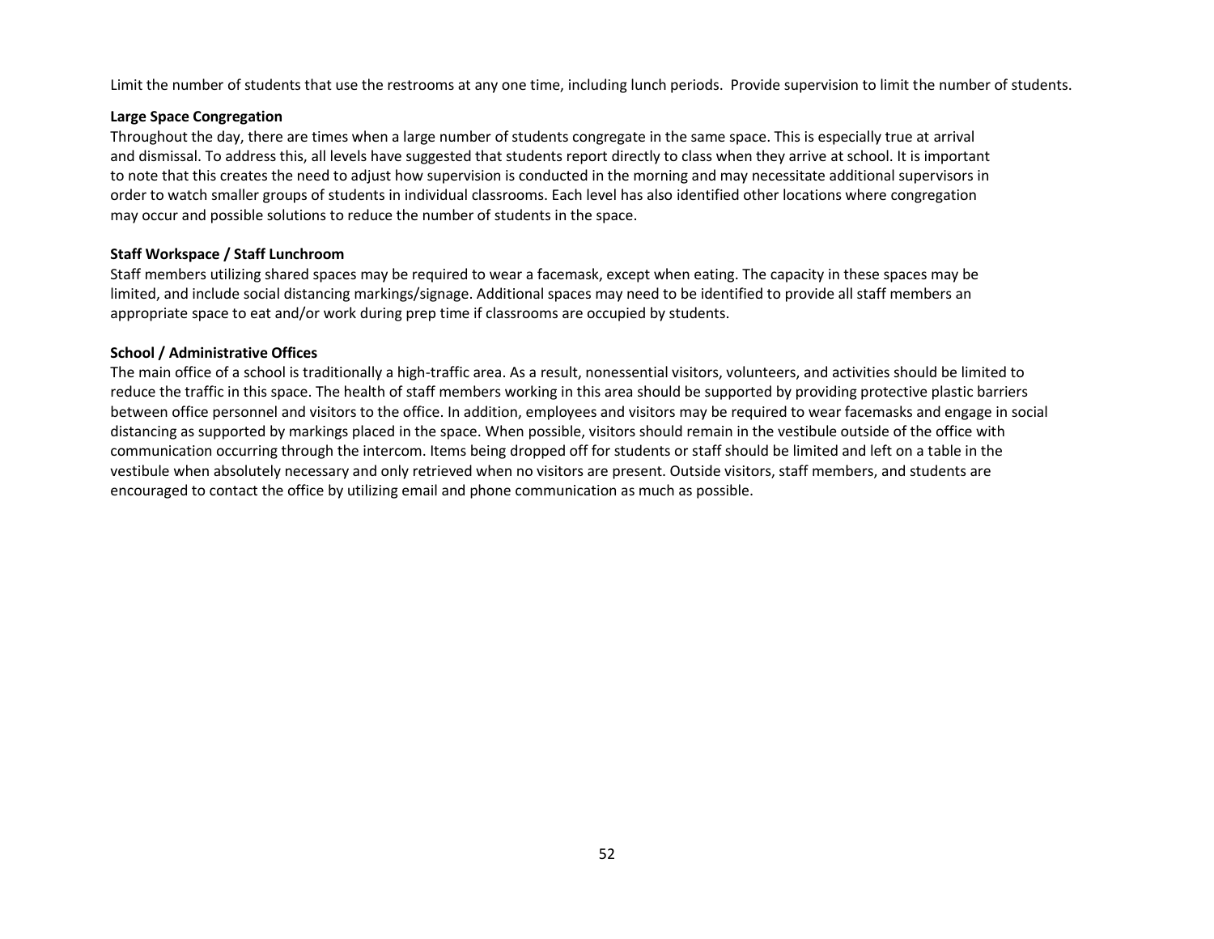Limit the number of students that use the restrooms at any one time, including lunch periods. Provide supervision to limit the number of students.

**Large Space Congregation**

Throughout the day, there are times when a large number of students congregate in the same space. This is especially true at arrival and dismissal. To address this, all levels have suggested that students report directly to class when they arrive at school. It is important to note that this creates the need to adjust how supervision is conducted in the morning and may necessitate additional supervisors in order to watch smaller groups of students in individual classrooms. Each level has also identified other locations where congregation may occur and possible solutions to reduce the number of students in the space.

**Staff Workspace / Staff Lunchroom**

Staff members utilizing shared spaces may be required to wear a facemask, except when eating. The capacity in these spaces may be limited, and include social distancing markings/signage. Additional spaces may need to be identified to provide all staff members an appropriate space to eat and/or work during prep time if classrooms are occupied by students.

**School / Administrative Offices**

The main office of a school is traditionally a high-traffic area. As a result, nonessential visitors, volunteers, and activities should be limited to reduce the traffic in this space. The health of staff members working in this area should be supported by providing protective plastic barriers between office personnel and visitors to the office. In addition, employees and visitors may be required to wear facemasks and engage in social distancing as supported by markings placed in the space. When possible, visitors should remain in the vestibule outside of the office with communication occurring through the intercom. Items being dropped off for students or staff should be limited and left on a table in the vestibule when absolutely necessary and only retrieved when no visitors are present. Outside visitors, staff members, and students are encouraged to contact the office by utilizing email and phone communication as much as possible.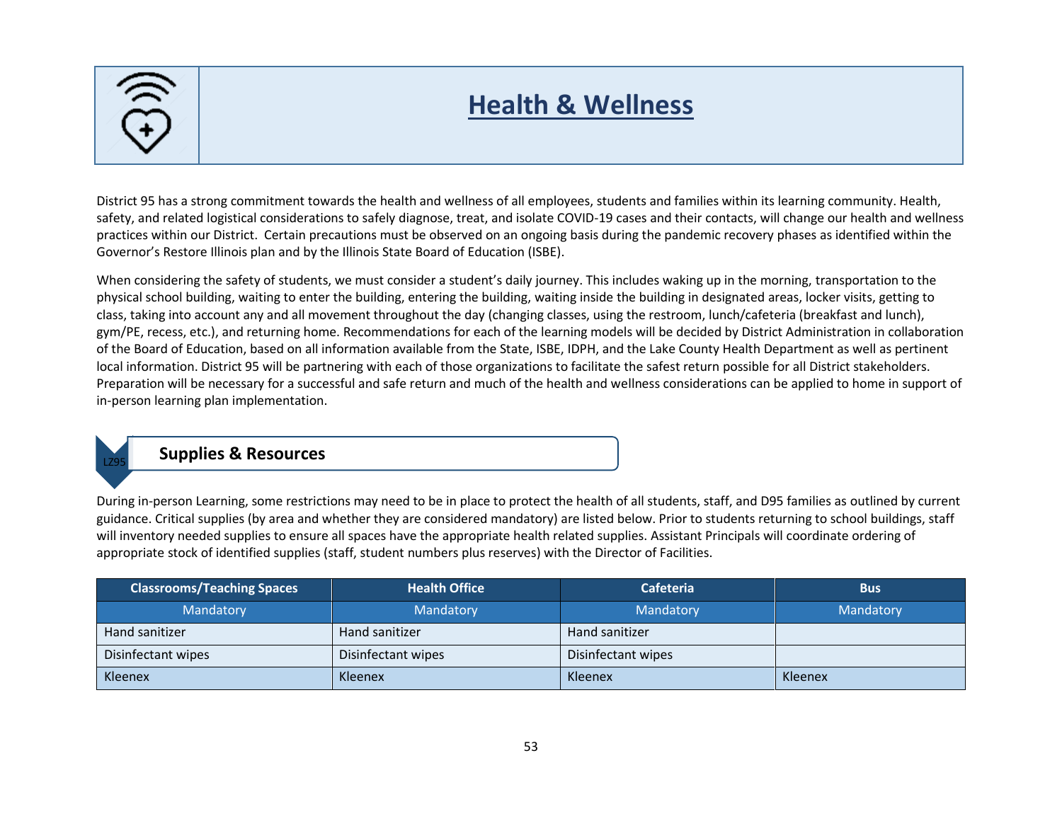# Health & Wellness

District 95 has a strong commitment towards the health and wellness of all employees, students and families within its learning community. Health, safety, and related logistical considerations to safely diagnose, treat, and isolate COVID-19 cases and their contacts, will change our health and wellness practices within our District. Certain precautions must be observed on an ongoing basis during the pandemic recovery phases as identified within the Governor's Restore Illinois plan and by the Illinois State Board of Education (ISBE).

When considering the safety of students, we must consider a student's daily journey. This includes waking up in the morning, transportation to the physical school building, waiting to enter the building, entering the building, waiting inside the building in designated areas, locker visits, getting to class, taking into account any and all movement throughout the day (changing classes, using the restroom, lunch/cafeteria (breakfast and lunch), gym/PE, recess, etc.), and returning home. Recommendations for each of the learning models will be decided by District Administration in collaboration of the Board of Education, based on all information available from the State, ISBE, IDPH, and the Lake County Health Department as well as pertinent local information. District 95 will be partnering with each of those organizations to facilitate the safest return possible for all District stakeholders. Preparation will be necessary for a successful and safe return and much of the health and wellness considerations can be applied to home in support of in-person learning plan implementation.

## Supplies & Resources

During in-person Learning, some restrictions may need to be in place to protect the health of all students, staff, and D95 families as outlined by current guidance. Critical supplies (by area and whether they are considered mandatory) are listed below. Prior to students returning to school buildings, staff will inventory needed supplies to ensure all spaces have the appropriate health related supplies. Assistant Principals will coordinate ordering of appropriate stock of identified supplies (staff, student numbers plus reserves) with the Director of Facilities.

| Classrooms/Teaching Spaces | Health Office | Cafeteria | Bus |
|---|---|---|---|
| Mandatory | Mandatory | Mandatory | Mandatory |
| Hand sanitizer | Hand sanitizer | Hand sanitizer | |
| Disinfectant wipes | Disinfectant wipes | Disinfectant wipes | |
| Kleenex | Kleenex | Kleenex | Kleenex |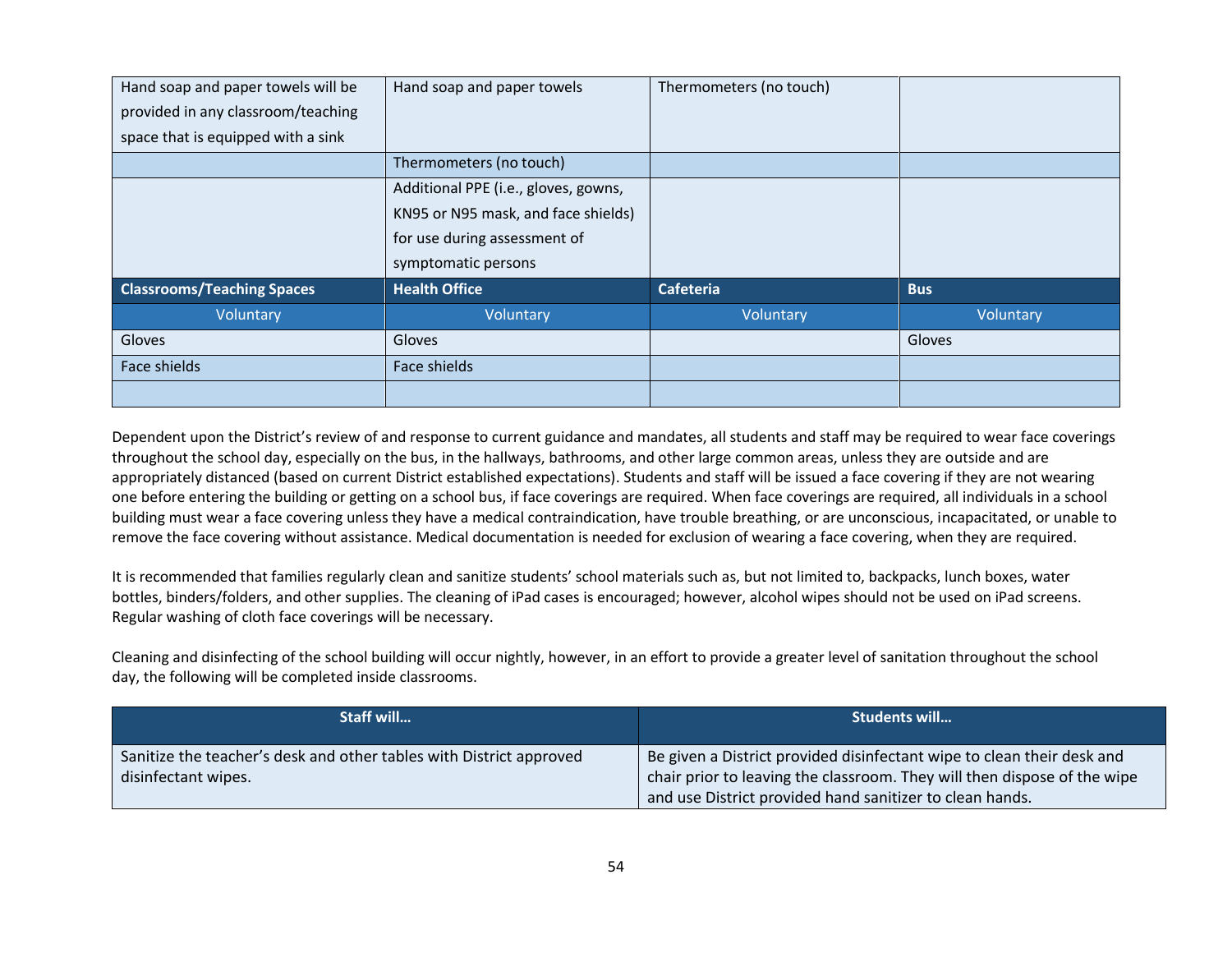| | | | |
|---|---|---|---|
| Hand soap and paper towels will be provided in any classroom/teaching space that is equipped with a sink | Hand soap and paper towels | Thermometers (no touch) | |
| | Thermometers (no touch) | | |
| | Additional PPE (i.e., gloves, gowns, KN95 or N95 mask, and face shields) for use during assessment of symptomatic persons | | |
| **Classrooms/Teaching Spaces** | **Health Office** | **Cafeteria** | **Bus** |
| Voluntary | Voluntary | Voluntary | Voluntary |
| Gloves | Gloves | | Gloves |
| Face shields | Face shields | | |
| | | | |

Dependent upon the District's review of and response to current guidance and mandates, all students and staff may be required to wear face coverings throughout the school day, especially on the bus, in the hallways, bathrooms, and other large common areas, unless they are outside and are appropriately distanced (based on current District established expectations). Students and staff will be issued a face covering if they are not wearing one before entering the building or getting on a school bus, if face coverings are required. When face coverings are required, all individuals in a school building must wear a face covering unless they have a medical contraindication, have trouble breathing, or are unconscious, incapacitated, or unable to remove the face covering without assistance. Medical documentation is needed for exclusion of wearing a face covering, when they are required.

It is recommended that families regularly clean and sanitize students' school materials such as, but not limited to, backpacks, lunch boxes, water bottles, binders/folders, and other supplies. The cleaning of iPad cases is encouraged; however, alcohol wipes should not be used on iPad screens. Regular washing of cloth face coverings will be necessary.

Cleaning and disinfecting of the school building will occur nightly, however, in an effort to provide a greater level of sanitation throughout the school day, the following will be completed inside classrooms.

| Staff will… | Students will… |
|---|---|
| Sanitize the teacher's desk and other tables with District approved disinfectant wipes. | Be given a District provided disinfectant wipe to clean their desk and chair prior to leaving the classroom. They will then dispose of the wipe and use District provided hand sanitizer to clean hands. |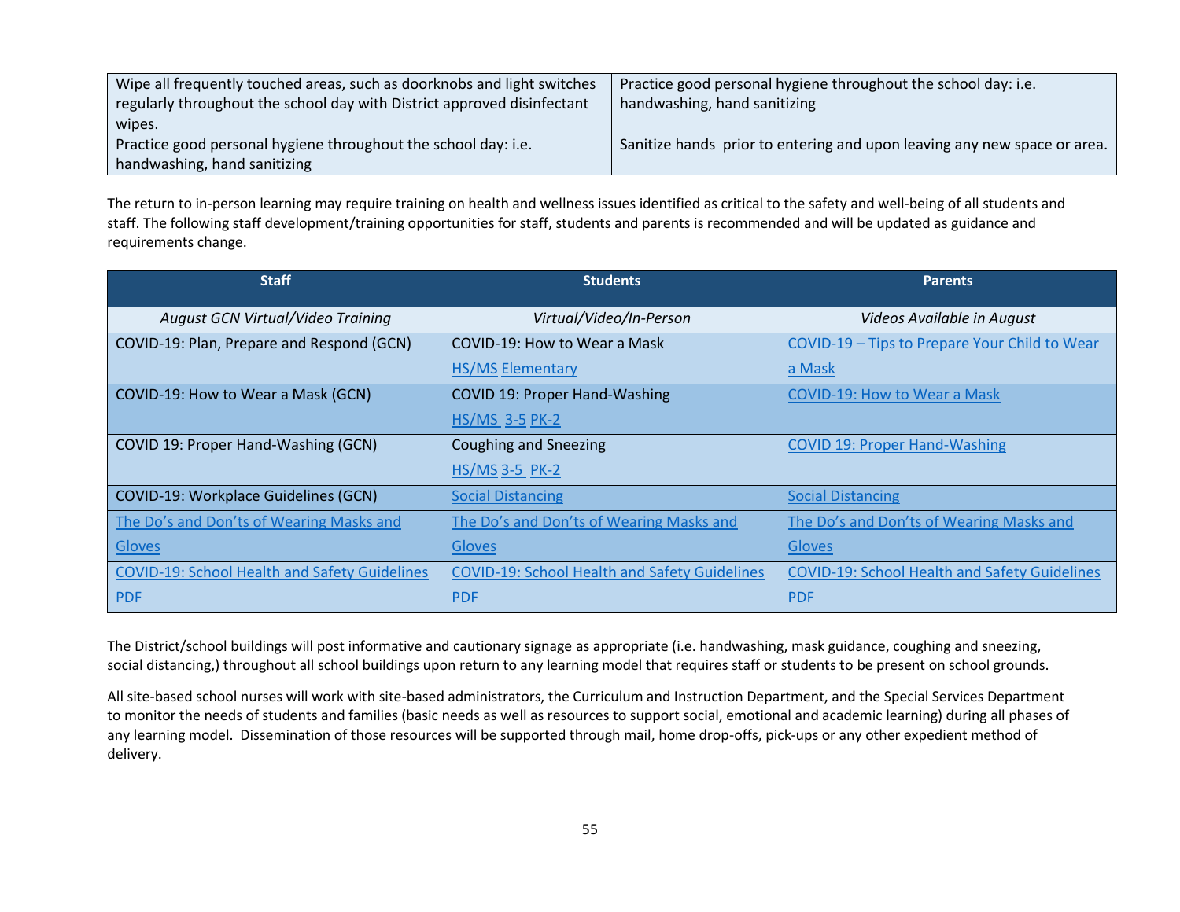| Wipe all frequently touched areas, such as doorknobs and light switches regularly throughout the school day with District approved disinfectant wipes. | Practice good personal hygiene throughout the school day: i.e. handwashing, hand sanitizing |
|---|---|
| Practice good personal hygiene throughout the school day: i.e. handwashing, hand sanitizing | Sanitize hands prior to entering and upon leaving any new space or area. |

The return to in-person learning may require training on health and wellness issues identified as critical to the safety and well-being of all students and staff. The following staff development/training opportunities for staff, students and parents is recommended and will be updated as guidance and requirements change.

| Staff | Students | Parents |
|---|---|---|
| *August GCN Virtual/Video Training* | *Virtual/Video/In-Person* | *Videos Available in August* |
| COVID-19: Plan, Prepare and Respond (GCN) | COVID-19: How to Wear a Mask<br>HS/MS Elementary | COVID-19 – Tips to Prepare Your Child to Wear a Mask |
| COVID-19: How to Wear a Mask (GCN) | COVID 19: Proper Hand-Washing<br>HS/MS 3-5 PK-2 | COVID-19: How to Wear a Mask |
| COVID 19: Proper Hand-Washing (GCN) | Coughing and Sneezing<br>HS/MS 3-5 PK-2 | COVID 19: Proper Hand-Washing |
| COVID-19: Workplace Guidelines (GCN) | Social Distancing | Social Distancing |
| The Do's and Don'ts of Wearing Masks and Gloves | The Do's and Don'ts of Wearing Masks and Gloves | The Do's and Don'ts of Wearing Masks and Gloves |
| COVID-19: School Health and Safety Guidelines PDF | COVID-19: School Health and Safety Guidelines PDF | COVID-19: School Health and Safety Guidelines PDF |

The District/school buildings will post informative and cautionary signage as appropriate (i.e. handwashing, mask guidance, coughing and sneezing, social distancing,) throughout all school buildings upon return to any learning model that requires staff or students to be present on school grounds.

All site-based school nurses will work with site-based administrators, the Curriculum and Instruction Department, and the Special Services Department to monitor the needs of students and families (basic needs as well as resources to support social, emotional and academic learning) during all phases of any learning model. Dissemination of those resources will be supported through mail, home drop-offs, pick-ups or any other expedient method of delivery.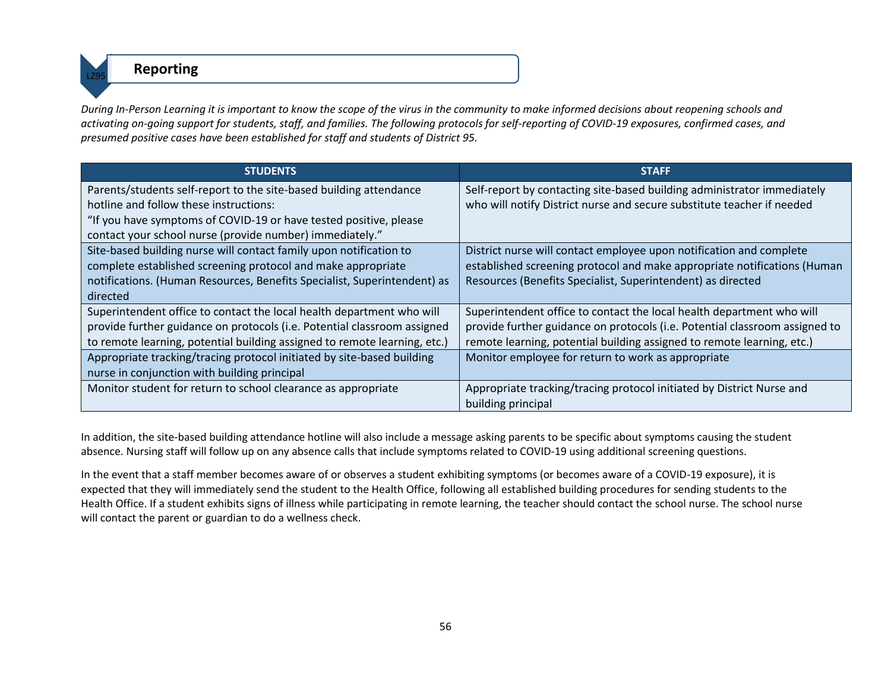## Reporting

*During In-Person Learning it is important to know the scope of the virus in the community to make informed decisions about reopening schools and activating on-going support for students, staff, and families. The following protocols for self-reporting of COVID-19 exposures, confirmed cases, and presumed positive cases have been established for staff and students of District 95.*

| STUDENTS | STAFF |
|---|---|
| Parents/students self-report to the site-based building attendance hotline and follow these instructions: "If you have symptoms of COVID-19 or have tested positive, please contact your school nurse (provide number) immediately." | Self-report by contacting site-based building administrator immediately who will notify District nurse and secure substitute teacher if needed |
| Site-based building nurse will contact family upon notification to complete established screening protocol and make appropriate notifications. (Human Resources, Benefits Specialist, Superintendent) as directed | District nurse will contact employee upon notification and complete established screening protocol and make appropriate notifications (Human Resources (Benefits Specialist, Superintendent) as directed |
| Superintendent office to contact the local health department who will provide further guidance on protocols (i.e. Potential classroom assigned to remote learning, potential building assigned to remote learning, etc.) | Superintendent office to contact the local health department who will provide further guidance on protocols (i.e. Potential classroom assigned to remote learning, potential building assigned to remote learning, etc.) |
| Appropriate tracking/tracing protocol initiated by site-based building nurse in conjunction with building principal | Monitor employee for return to work as appropriate |
| Monitor student for return to school clearance as appropriate | Appropriate tracking/tracing protocol initiated by District Nurse and building principal |

In addition, the site-based building attendance hotline will also include a message asking parents to be specific about symptoms causing the student absence. Nursing staff will follow up on any absence calls that include symptoms related to COVID-19 using additional screening questions.

In the event that a staff member becomes aware of or observes a student exhibiting symptoms (or becomes aware of a COVID-19 exposure), it is expected that they will immediately send the student to the Health Office, following all established building procedures for sending students to the Health Office. If a student exhibits signs of illness while participating in remote learning, the teacher should contact the school nurse. The school nurse will contact the parent or guardian to do a wellness check.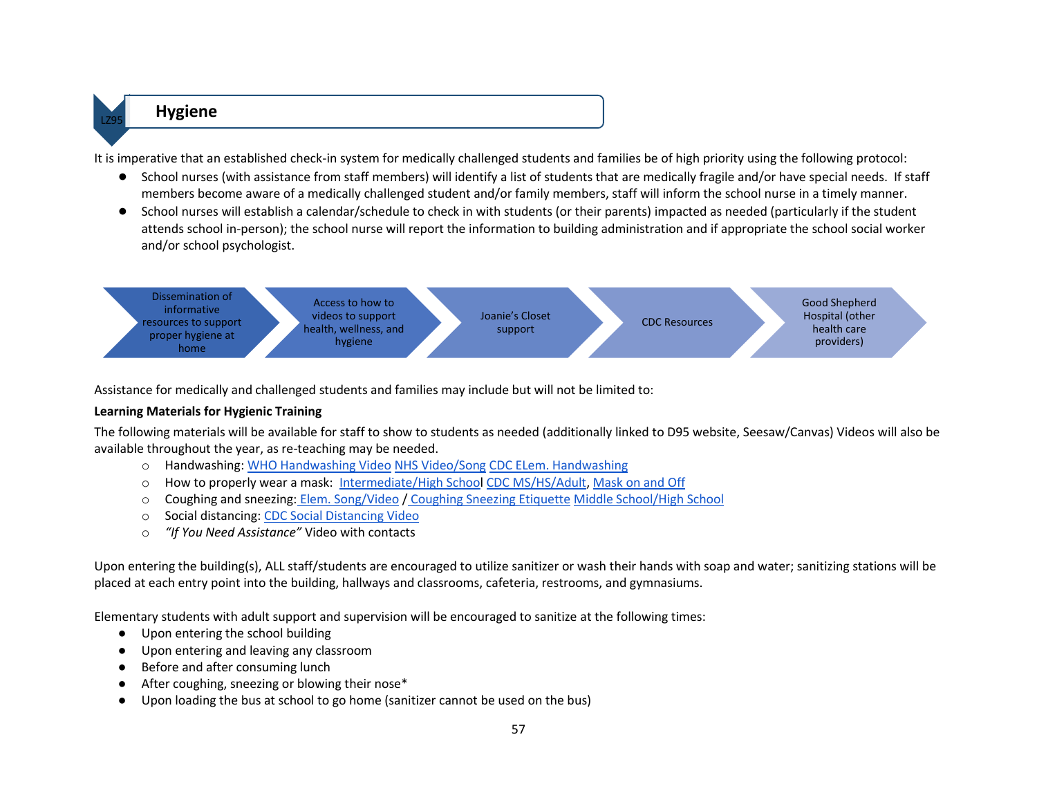## Hygiene

It is imperative that an established check-in system for medically challenged students and families be of high priority using the following protocol:

- School nurses (with assistance from staff members) will identify a list of students that are medically fragile and/or have special needs. If staff members become aware of a medically challenged student and/or family members, staff will inform the school nurse in a timely manner.
- School nurses will establish a calendar/schedule to check in with students (or their parents) impacted as needed (particularly if the student attends school in-person); the school nurse will report the information to building administration and if appropriate the school social worker and/or school psychologist.

Dissemination of informative resources to support proper hygiene at home → Access to how to videos to support health, wellness, and hygiene → Joanie's Closet support → CDC Resources → Good Shepherd Hospital (other health care providers)

Assistance for medically and challenged students and families may include but will not be limited to:

**Learning Materials for Hygienic Training**

The following materials will be available for staff to show to students as needed (additionally linked to D95 website, Seesaw/Canvas) Videos will also be available throughout the year, as re-teaching may be needed.

- Handwashing: WHO Handwashing Video NHS Video/Song CDC ELem. Handwashing
- How to properly wear a mask: Intermediate/High School CDC MS/HS/Adult, Mask on and Off
- Coughing and sneezing: Elem. Song/Video / Coughing Sneezing Etiquette Middle School/High School
- Social distancing: CDC Social Distancing Video
- *"If You Need Assistance"* Video with contacts

Upon entering the building(s), ALL staff/students are encouraged to utilize sanitizer or wash their hands with soap and water; sanitizing stations will be placed at each entry point into the building, hallways and classrooms, cafeteria, restrooms, and gymnasiums.

Elementary students with adult support and supervision will be encouraged to sanitize at the following times:

- Upon entering the school building
- Upon entering and leaving any classroom
- Before and after consuming lunch
- After coughing, sneezing or blowing their nose*
- Upon loading the bus at school to go home (sanitizer cannot be used on the bus)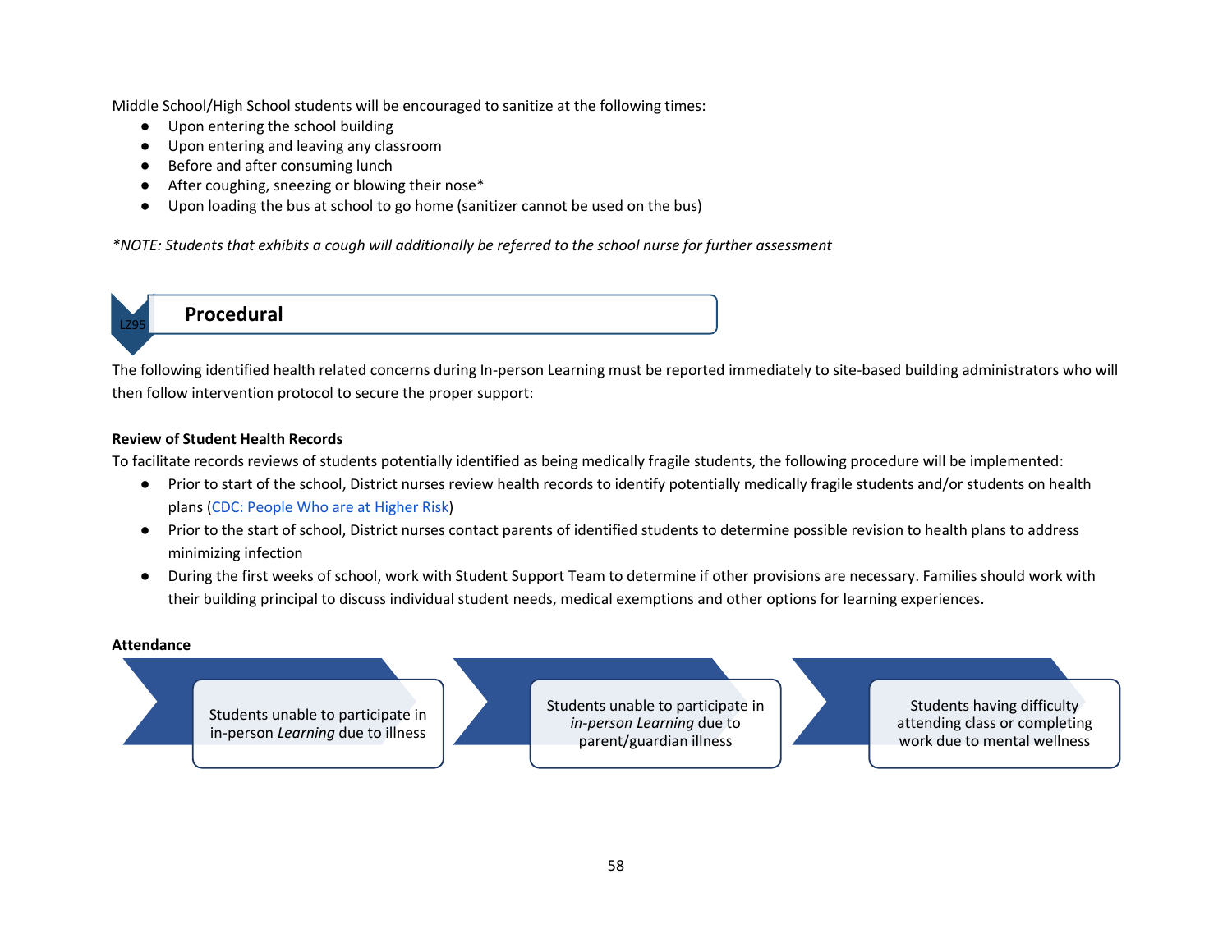Middle School/High School students will be encouraged to sanitize at the following times:

- Upon entering the school building
- Upon entering and leaving any classroom
- Before and after consuming lunch
- After coughing, sneezing or blowing their nose*
- Upon loading the bus at school to go home (sanitizer cannot be used on the bus)

*\*NOTE: Students that exhibits a cough will additionally be referred to the school nurse for further assessment*

## Procedural

The following identified health related concerns during In-person Learning must be reported immediately to site-based building administrators who will then follow intervention protocol to secure the proper support:

**Review of Student Health Records**

To facilitate records reviews of students potentially identified as being medically fragile students, the following procedure will be implemented:

- Prior to start of the school, District nurses review health records to identify potentially medically fragile students and/or students on health plans (CDC: People Who are at Higher Risk)
- Prior to the start of school, District nurses contact parents of identified students to determine possible revision to health plans to address minimizing infection
- During the first weeks of school, work with Student Support Team to determine if other provisions are necessary. Families should work with their building principal to discuss individual student needs, medical exemptions and other options for learning experiences.

**Attendance**

- Students unable to participate in in-person *Learning* due to illness
- Students unable to participate in *in-person Learning* due to parent/guardian illness
- Students having difficulty attending class or completing work due to mental wellness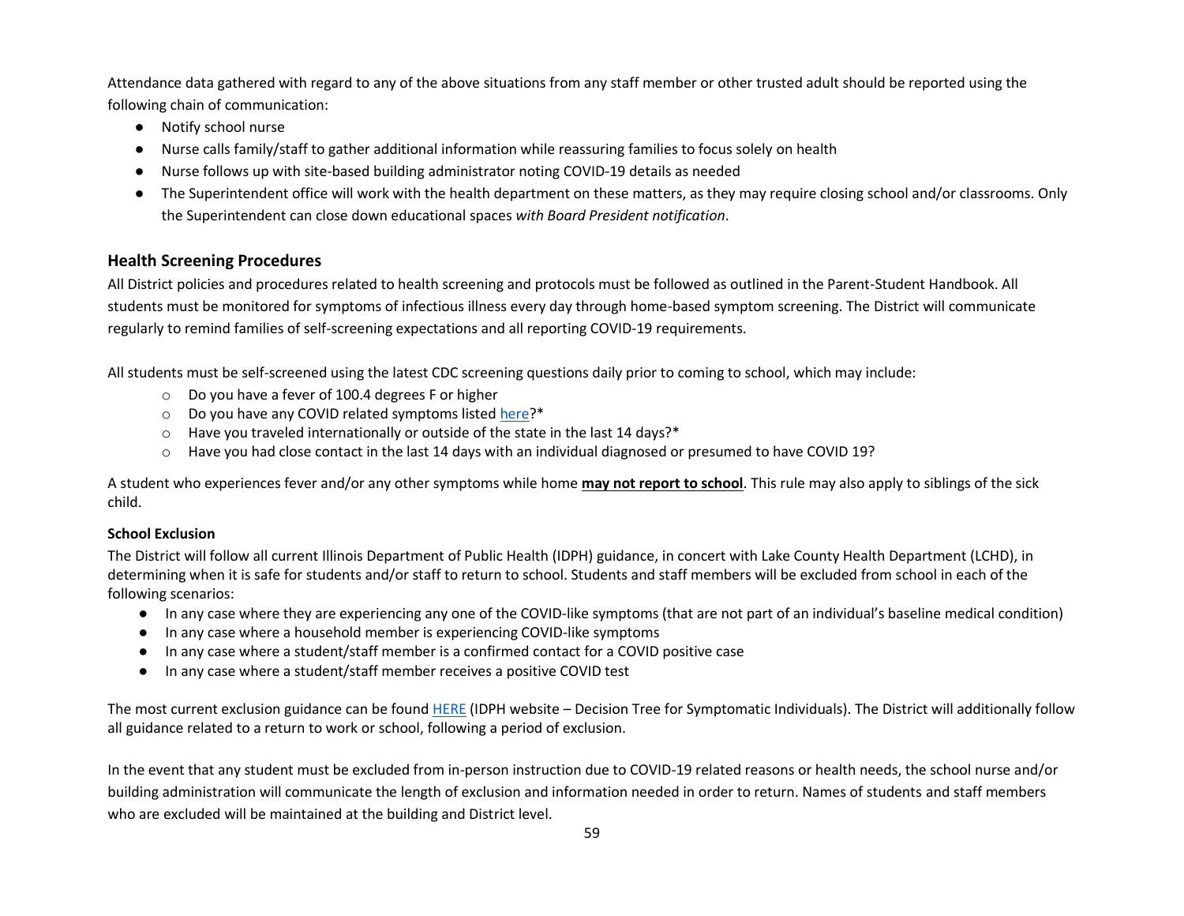Attendance data gathered with regard to any of the above situations from any staff member or other trusted adult should be reported using the following chain of communication:

- Notify school nurse
- Nurse calls family/staff to gather additional information while reassuring families to focus solely on health
- Nurse follows up with site-based building administrator noting COVID-19 details as needed
- The Superintendent office will work with the health department on these matters, as they may require closing school and/or classrooms. Only the Superintendent can close down educational spaces *with Board President notification*.

## Health Screening Procedures

All District policies and procedures related to health screening and protocols must be followed as outlined in the Parent-Student Handbook. All students must be monitored for symptoms of infectious illness every day through home-based symptom screening. The District will communicate regularly to remind families of self-screening expectations and all reporting COVID-19 requirements.

All students must be self-screened using the latest CDC screening questions daily prior to coming to school, which may include:

- Do you have a fever of 100.4 degrees F or higher
- Do you have any COVID related symptoms listed here?*
- Have you traveled internationally or outside of the state in the last 14 days?*
- Have you had close contact in the last 14 days with an individual diagnosed or presumed to have COVID 19?

A student who experiences fever and/or any other symptoms while home **may not report to school**. This rule may also apply to siblings of the sick child.

### School Exclusion

The District will follow all current Illinois Department of Public Health (IDPH) guidance, in concert with Lake County Health Department (LCHD), in determining when it is safe for students and/or staff to return to school. Students and staff members will be excluded from school in each of the following scenarios:

- In any case where they are experiencing any one of the COVID-like symptoms (that are not part of an individual's baseline medical condition)
- In any case where a household member is experiencing COVID-like symptoms
- In any case where a student/staff member is a confirmed contact for a COVID positive case
- In any case where a student/staff member receives a positive COVID test

The most current exclusion guidance can be found HERE (IDPH website – Decision Tree for Symptomatic Individuals). The District will additionally follow all guidance related to a return to work or school, following a period of exclusion.

In the event that any student must be excluded from in-person instruction due to COVID-19 related reasons or health needs, the school nurse and/or building administration will communicate the length of exclusion and information needed in order to return. Names of students and staff members who are excluded will be maintained at the building and District level.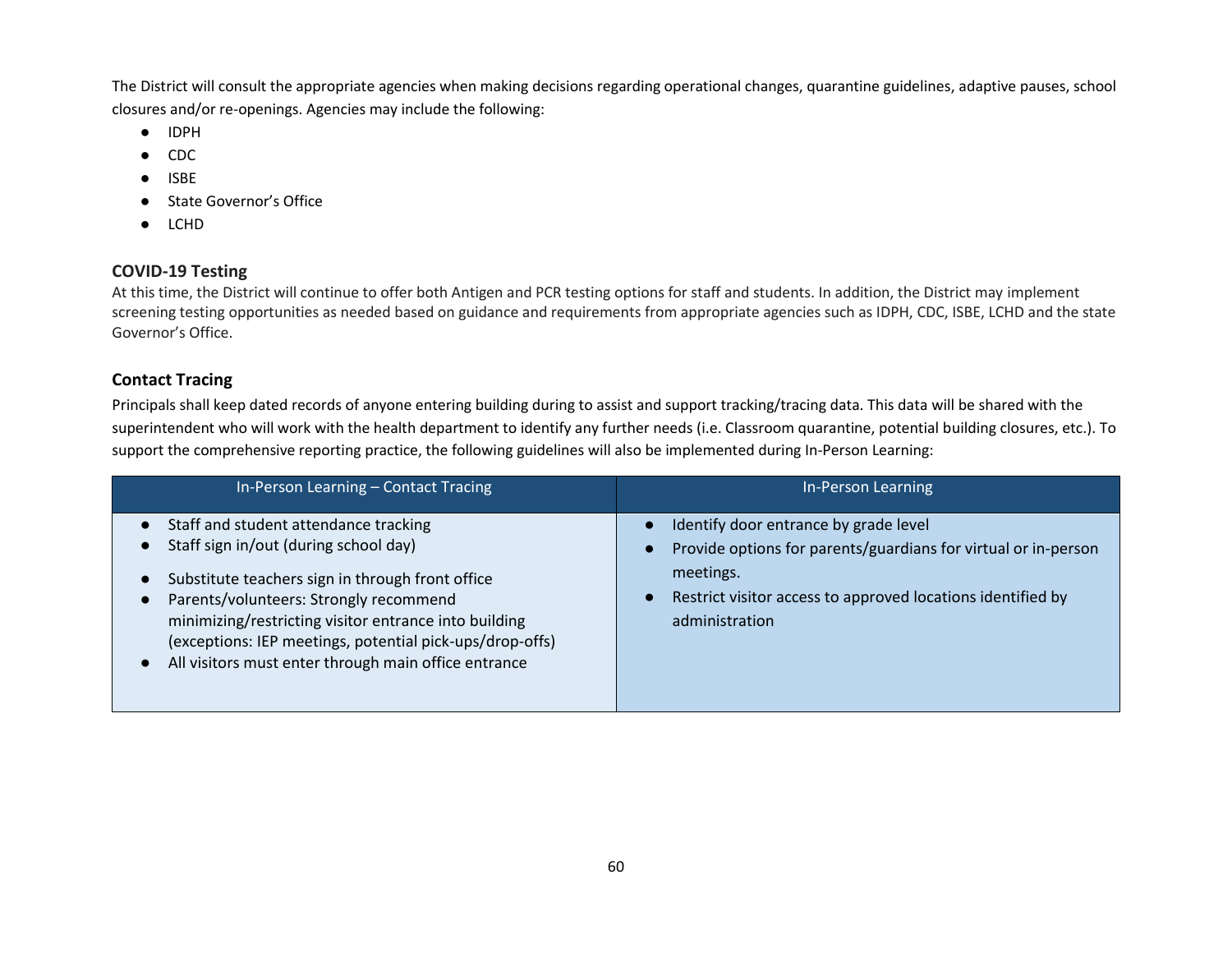The District will consult the appropriate agencies when making decisions regarding operational changes, quarantine guidelines, adaptive pauses, school closures and/or re-openings. Agencies may include the following:

- IDPH
- CDC
- ISBE
- State Governor's Office
- LCHD

### COVID-19 Testing

At this time, the District will continue to offer both Antigen and PCR testing options for staff and students. In addition, the District may implement screening testing opportunities as needed based on guidance and requirements from appropriate agencies such as IDPH, CDC, ISBE, LCHD and the state Governor's Office.

### Contact Tracing

Principals shall keep dated records of anyone entering building during to assist and support tracking/tracing data. This data will be shared with the superintendent who will work with the health department to identify any further needs (i.e. Classroom quarantine, potential building closures, etc.). To support the comprehensive reporting practice, the following guidelines will also be implemented during In-Person Learning:

| In-Person Learning – Contact Tracing | In-Person Learning |
| --- | --- |
| • Staff and student attendance tracking<br>• Staff sign in/out (during school day)<br>• Substitute teachers sign in through front office<br>• Parents/volunteers: Strongly recommend minimizing/restricting visitor entrance into building (exceptions: IEP meetings, potential pick-ups/drop-offs)<br>• All visitors must enter through main office entrance | • Identify door entrance by grade level<br>• Provide options for parents/guardians for virtual or in-person meetings.<br>• Restrict visitor access to approved locations identified by administration |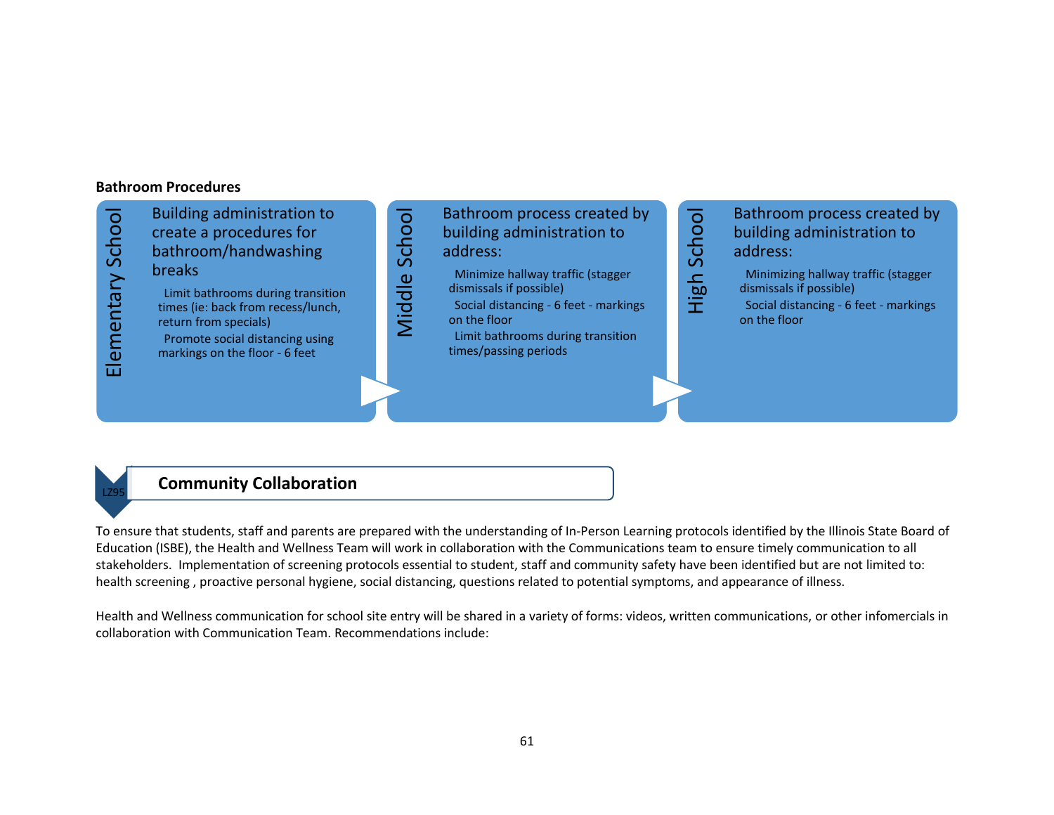**Bathroom Procedures**

### Elementary School

Building administration to create a procedures for bathroom/handwashing breaks

- Limit bathrooms during transition times (ie: back from recess/lunch, return from specials)
- Promote social distancing using markings on the floor - 6 feet

### Middle School

Bathroom process created by building administration to address:

- Minimize hallway traffic (stagger dismissals if possible)
- Social distancing - 6 feet - markings on the floor
- Limit bathrooms during transition times/passing periods

### High School

Bathroom process created by building administration to address:

- Minimizing hallway traffic (stagger dismissals if possible)
- Social distancing - 6 feet - markings on the floor

## Community Collaboration

LZ95

To ensure that students, staff and parents are prepared with the understanding of In-Person Learning protocols identified by the Illinois State Board of Education (ISBE), the Health and Wellness Team will work in collaboration with the Communications team to ensure timely communication to all stakeholders. Implementation of screening protocols essential to student, staff and community safety have been identified but are not limited to: health screening , proactive personal hygiene, social distancing, questions related to potential symptoms, and appearance of illness.

Health and Wellness communication for school site entry will be shared in a variety of forms: videos, written communications, or other infomercials in collaboration with Communication Team. Recommendations include: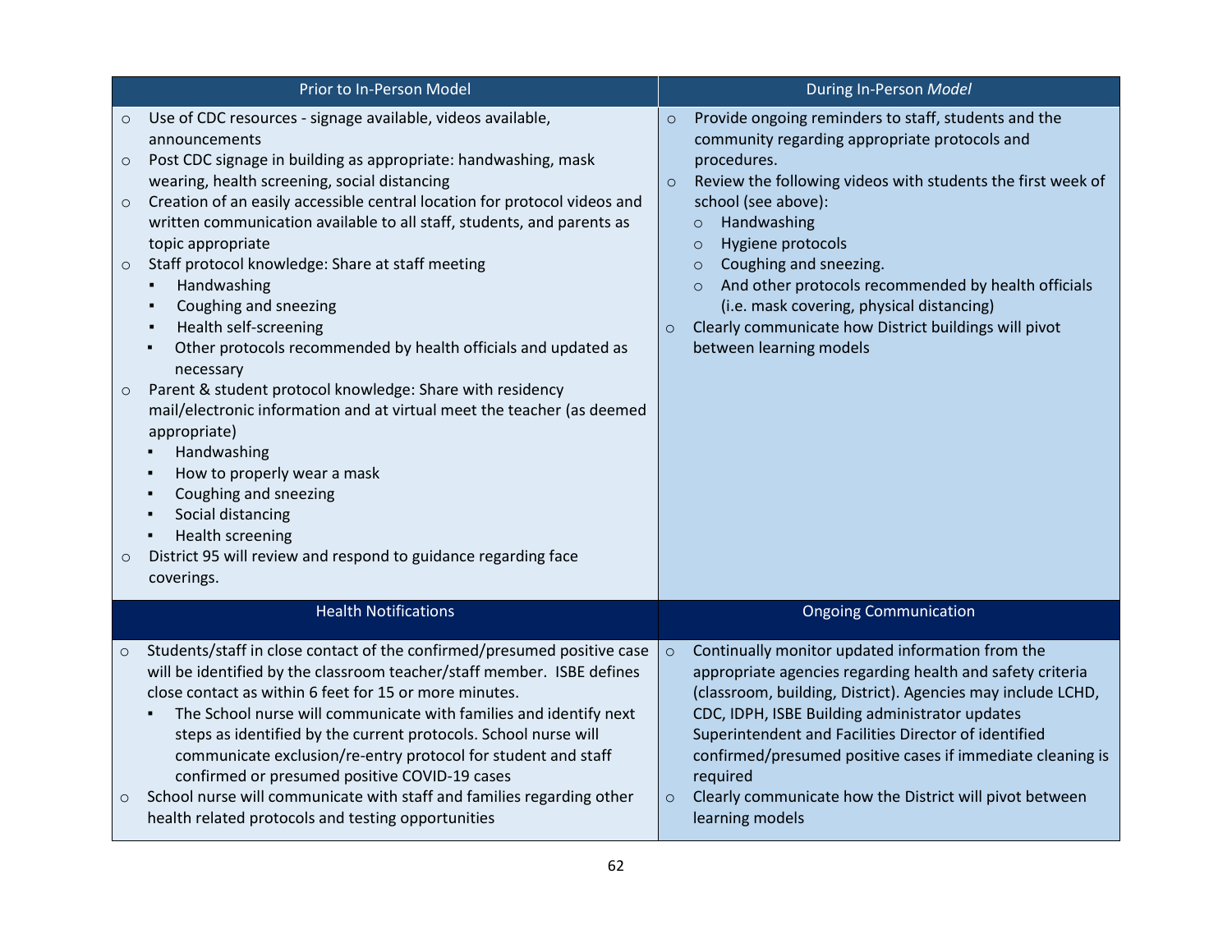| Prior to In-Person Model | During In-Person *Model* |
|---|---|
| ○ Use of CDC resources - signage available, videos available, announcements<br>○ Post CDC signage in building as appropriate: handwashing, mask wearing, health screening, social distancing<br>○ Creation of an easily accessible central location for protocol videos and written communication available to all staff, students, and parents as topic appropriate<br>○ Staff protocol knowledge: Share at staff meeting<br>&nbsp;&nbsp;▪ Handwashing<br>&nbsp;&nbsp;▪ Coughing and sneezing<br>&nbsp;&nbsp;▪ Health self-screening<br>&nbsp;&nbsp;▪ Other protocols recommended by health officials and updated as necessary<br>○ Parent & student protocol knowledge: Share with residency mail/electronic information and at virtual meet the teacher (as deemed appropriate)<br>&nbsp;&nbsp;▪ Handwashing<br>&nbsp;&nbsp;▪ How to properly wear a mask<br>&nbsp;&nbsp;▪ Coughing and sneezing<br>&nbsp;&nbsp;▪ Social distancing<br>&nbsp;&nbsp;▪ Health screening<br>○ District 95 will review and respond to guidance regarding face coverings. | ○ Provide ongoing reminders to staff, students and the community regarding appropriate protocols and procedures.<br>○ Review the following videos with students the first week of school (see above):<br>&nbsp;&nbsp;○ Handwashing<br>&nbsp;&nbsp;○ Hygiene protocols<br>&nbsp;&nbsp;○ Coughing and sneezing.<br>&nbsp;&nbsp;○ And other protocols recommended by health officials (i.e. mask covering, physical distancing)<br>○ Clearly communicate how District buildings will pivot between learning models |
| **Health Notifications** | **Ongoing Communication** |
| ○ Students/staff in close contact of the confirmed/presumed positive case will be identified by the classroom teacher/staff member. ISBE defines close contact as within 6 feet for 15 or more minutes.<br>&nbsp;&nbsp;▪ The School nurse will communicate with families and identify next steps as identified by the current protocols. School nurse will communicate exclusion/re-entry protocol for student and staff confirmed or presumed positive COVID-19 cases<br>○ School nurse will communicate with staff and families regarding other health related protocols and testing opportunities | ○ Continually monitor updated information from the appropriate agencies regarding health and safety criteria (classroom, building, District). Agencies may include LCHD, CDC, IDPH, ISBE Building administrator updates Superintendent and Facilities Director of identified confirmed/presumed positive cases if immediate cleaning is required<br>○ Clearly communicate how the District will pivot between learning models |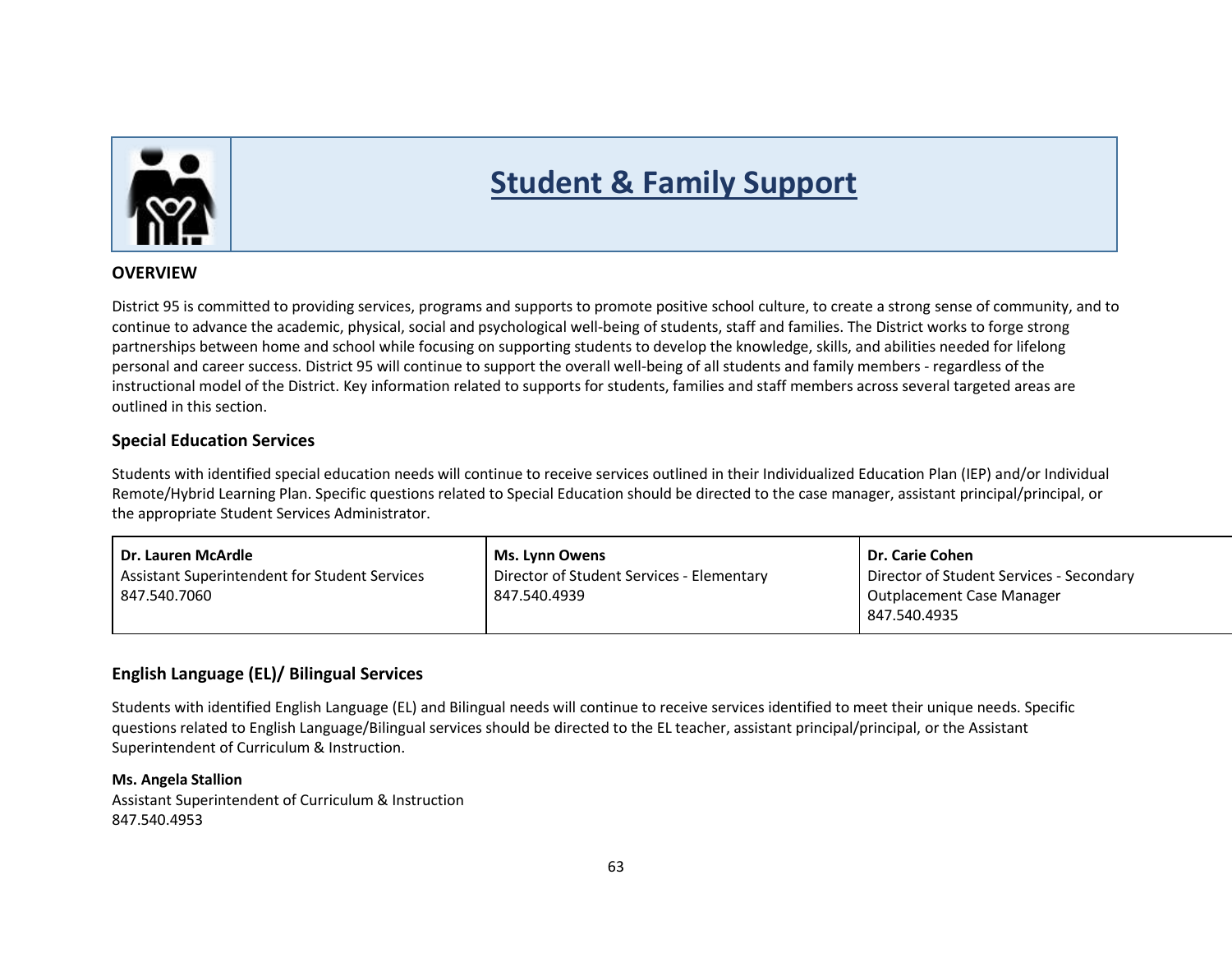# Student & Family Support

### OVERVIEW

District 95 is committed to providing services, programs and supports to promote positive school culture, to create a strong sense of community, and to continue to advance the academic, physical, social and psychological well-being of students, staff and families. The District works to forge strong partnerships between home and school while focusing on supporting students to develop the knowledge, skills, and abilities needed for lifelong personal and career success. District 95 will continue to support the overall well-being of all students and family members - regardless of the instructional model of the District. Key information related to supports for students, families and staff members across several targeted areas are outlined in this section.

### Special Education Services

Students with identified special education needs will continue to receive services outlined in their Individualized Education Plan (IEP) and/or Individual Remote/Hybrid Learning Plan. Specific questions related to Special Education should be directed to the case manager, assistant principal/principal, or the appropriate Student Services Administrator.

| **Dr. Lauren McArdle**<br>Assistant Superintendent for Student Services<br>847.540.7060 | **Ms. Lynn Owens**<br>Director of Student Services - Elementary<br>847.540.4939 | **Dr. Carie Cohen**<br>Director of Student Services - Secondary<br>Outplacement Case Manager<br>847.540.4935 |
|---|---|---|

### English Language (EL)/ Bilingual Services

Students with identified English Language (EL) and Bilingual needs will continue to receive services identified to meet their unique needs. Specific questions related to English Language/Bilingual services should be directed to the EL teacher, assistant principal/principal, or the Assistant Superintendent of Curriculum & Instruction.

**Ms. Angela Stallion**
Assistant Superintendent of Curriculum & Instruction
847.540.4953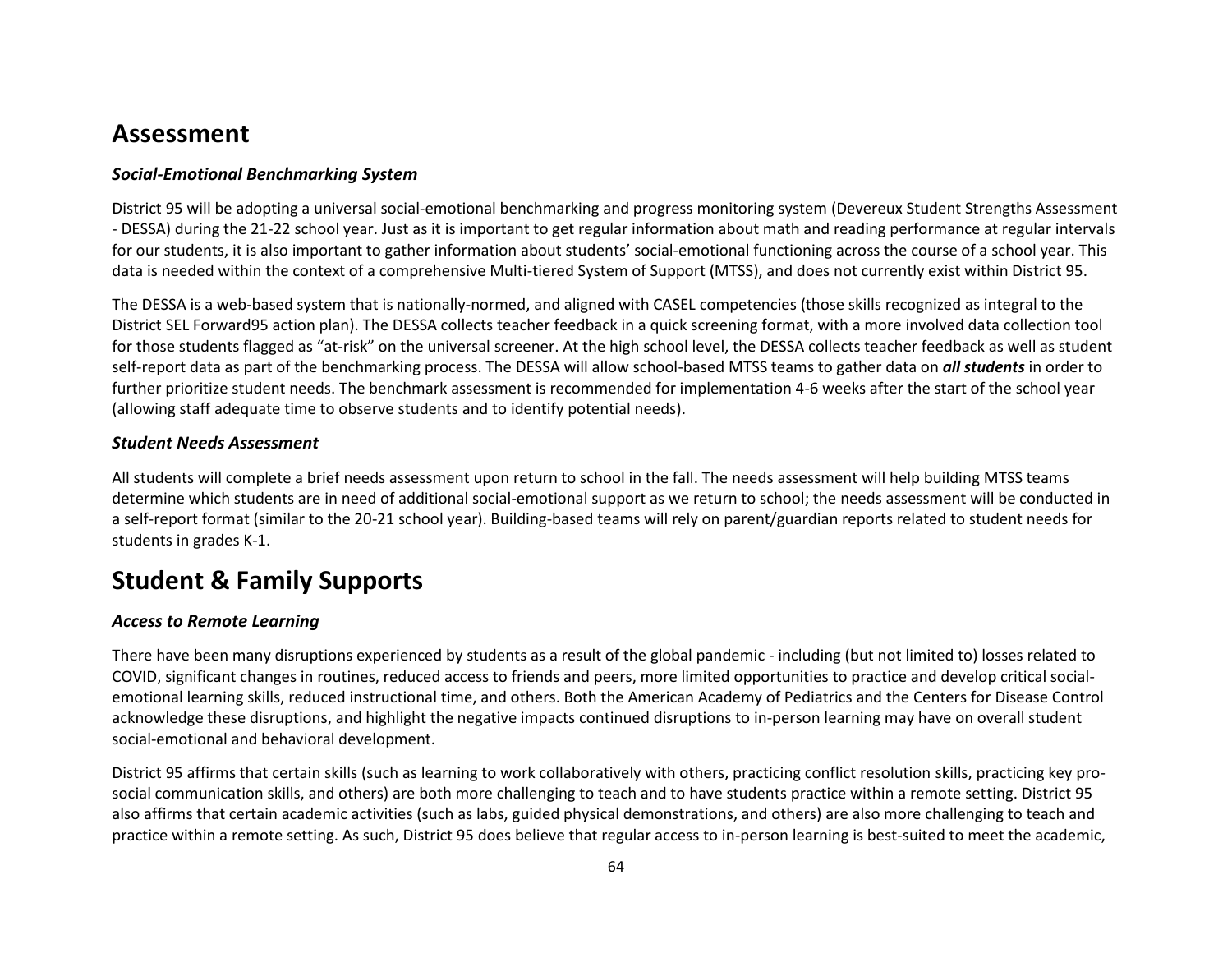# Assessment

### *Social-Emotional Benchmarking System*

District 95 will be adopting a universal social-emotional benchmarking and progress monitoring system (Devereux Student Strengths Assessment - DESSA) during the 21-22 school year. Just as it is important to get regular information about math and reading performance at regular intervals for our students, it is also important to gather information about students' social-emotional functioning across the course of a school year. This data is needed within the context of a comprehensive Multi-tiered System of Support (MTSS), and does not currently exist within District 95.

The DESSA is a web-based system that is nationally-normed, and aligned with CASEL competencies (those skills recognized as integral to the District SEL Forward95 action plan). The DESSA collects teacher feedback in a quick screening format, with a more involved data collection tool for those students flagged as "at-risk" on the universal screener. At the high school level, the DESSA collects teacher feedback as well as student self-report data as part of the benchmarking process. The DESSA will allow school-based MTSS teams to gather data on ***<u>all students</u>*** in order to further prioritize student needs. The benchmark assessment is recommended for implementation 4-6 weeks after the start of the school year (allowing staff adequate time to observe students and to identify potential needs).

### *Student Needs Assessment*

All students will complete a brief needs assessment upon return to school in the fall. The needs assessment will help building MTSS teams determine which students are in need of additional social-emotional support as we return to school; the needs assessment will be conducted in a self-report format (similar to the 20-21 school year). Building-based teams will rely on parent/guardian reports related to student needs for students in grades K-1.

# Student & Family Supports

### *Access to Remote Learning*

There have been many disruptions experienced by students as a result of the global pandemic - including (but not limited to) losses related to COVID, significant changes in routines, reduced access to friends and peers, more limited opportunities to practice and develop critical social-emotional learning skills, reduced instructional time, and others. Both the American Academy of Pediatrics and the Centers for Disease Control acknowledge these disruptions, and highlight the negative impacts continued disruptions to in-person learning may have on overall student social-emotional and behavioral development.

District 95 affirms that certain skills (such as learning to work collaboratively with others, practicing conflict resolution skills, practicing key pro-social communication skills, and others) are both more challenging to teach and to have students practice within a remote setting. District 95 also affirms that certain academic activities (such as labs, guided physical demonstrations, and others) are also more challenging to teach and practice within a remote setting. As such, District 95 does believe that regular access to in-person learning is best-suited to meet the academic,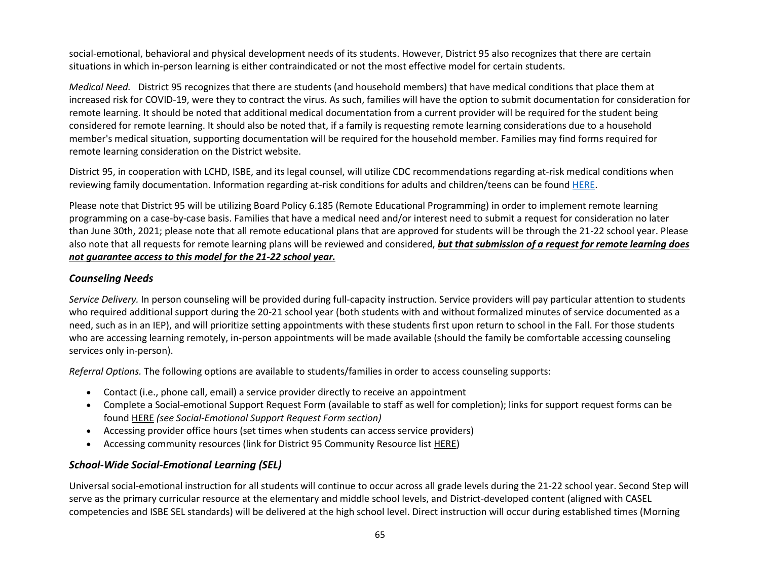social-emotional, behavioral and physical development needs of its students. However, District 95 also recognizes that there are certain situations in which in-person learning is either contraindicated or not the most effective model for certain students.

*Medical Need.* District 95 recognizes that there are students (and household members) that have medical conditions that place them at increased risk for COVID-19, were they to contract the virus. As such, families will have the option to submit documentation for consideration for remote learning. It should be noted that additional medical documentation from a current provider will be required for the student being considered for remote learning. It should also be noted that, if a family is requesting remote learning considerations due to a household member's medical situation, supporting documentation will be required for the household member. Families may find forms required for remote learning consideration on the District website.

District 95, in cooperation with LCHD, ISBE, and its legal counsel, will utilize CDC recommendations regarding at-risk medical conditions when reviewing family documentation. Information regarding at-risk conditions for adults and children/teens can be found HERE.

Please note that District 95 will be utilizing Board Policy 6.185 (Remote Educational Programming) in order to implement remote learning programming on a case-by-case basis. Families that have a medical need and/or interest need to submit a request for consideration no later than June 30th, 2021; please note that all remote educational plans that are approved for students will be through the 21-22 school year. Please also note that all requests for remote learning plans will be reviewed and considered, ***but that submission of a request for remote learning does not guarantee access to this model for the 21-22 school year.***

### *Counseling Needs*

*Service Delivery.* In person counseling will be provided during full-capacity instruction. Service providers will pay particular attention to students who required additional support during the 20-21 school year (both students with and without formalized minutes of service documented as a need, such as in an IEP), and will prioritize setting appointments with these students first upon return to school in the Fall. For those students who are accessing learning remotely, in-person appointments will be made available (should the family be comfortable accessing counseling services only in-person).

*Referral Options.* The following options are available to students/families in order to access counseling supports:

- Contact (i.e., phone call, email) a service provider directly to receive an appointment
- Complete a Social-emotional Support Request Form (available to staff as well for completion); links for support request forms can be found HERE *(see Social-Emotional Support Request Form section)*
- Accessing provider office hours (set times when students can access service providers)
- Accessing community resources (link for District 95 Community Resource list HERE)

### *School-Wide Social-Emotional Learning (SEL)*

Universal social-emotional instruction for all students will continue to occur across all grade levels during the 21-22 school year. Second Step will serve as the primary curricular resource at the elementary and middle school levels, and District-developed content (aligned with CASEL competencies and ISBE SEL standards) will be delivered at the high school level. Direct instruction will occur during established times (Morning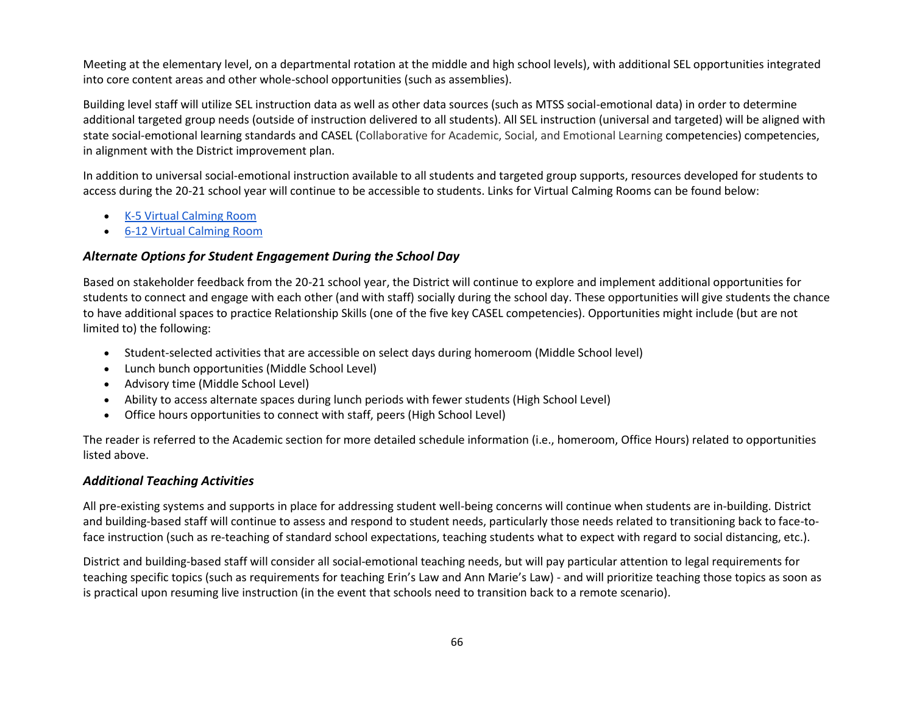Meeting at the elementary level, on a departmental rotation at the middle and high school levels), with additional SEL opportunities integrated into core content areas and other whole-school opportunities (such as assemblies).

Building level staff will utilize SEL instruction data as well as other data sources (such as MTSS social-emotional data) in order to determine additional targeted group needs (outside of instruction delivered to all students). All SEL instruction (universal and targeted) will be aligned with state social-emotional learning standards and CASEL (Collaborative for Academic, Social, and Emotional Learning competencies) competencies, in alignment with the District improvement plan.

In addition to universal social-emotional instruction available to all students and targeted group supports, resources developed for students to access during the 20-21 school year will continue to be accessible to students. Links for Virtual Calming Rooms can be found below:

- K-5 Virtual Calming Room
- 6-12 Virtual Calming Room

### *Alternate Options for Student Engagement During the School Day*

Based on stakeholder feedback from the 20-21 school year, the District will continue to explore and implement additional opportunities for students to connect and engage with each other (and with staff) socially during the school day. These opportunities will give students the chance to have additional spaces to practice Relationship Skills (one of the five key CASEL competencies). Opportunities might include (but are not limited to) the following:

- Student-selected activities that are accessible on select days during homeroom (Middle School level)
- Lunch bunch opportunities (Middle School Level)
- Advisory time (Middle School Level)
- Ability to access alternate spaces during lunch periods with fewer students (High School Level)
- Office hours opportunities to connect with staff, peers (High School Level)

The reader is referred to the Academic section for more detailed schedule information (i.e., homeroom, Office Hours) related to opportunities listed above.

### *Additional Teaching Activities*

All pre-existing systems and supports in place for addressing student well-being concerns will continue when students are in-building. District and building-based staff will continue to assess and respond to student needs, particularly those needs related to transitioning back to face-to-face instruction (such as re-teaching of standard school expectations, teaching students what to expect with regard to social distancing, etc.).

District and building-based staff will consider all social-emotional teaching needs, but will pay particular attention to legal requirements for teaching specific topics (such as requirements for teaching Erin's Law and Ann Marie's Law) - and will prioritize teaching those topics as soon as is practical upon resuming live instruction (in the event that schools need to transition back to a remote scenario).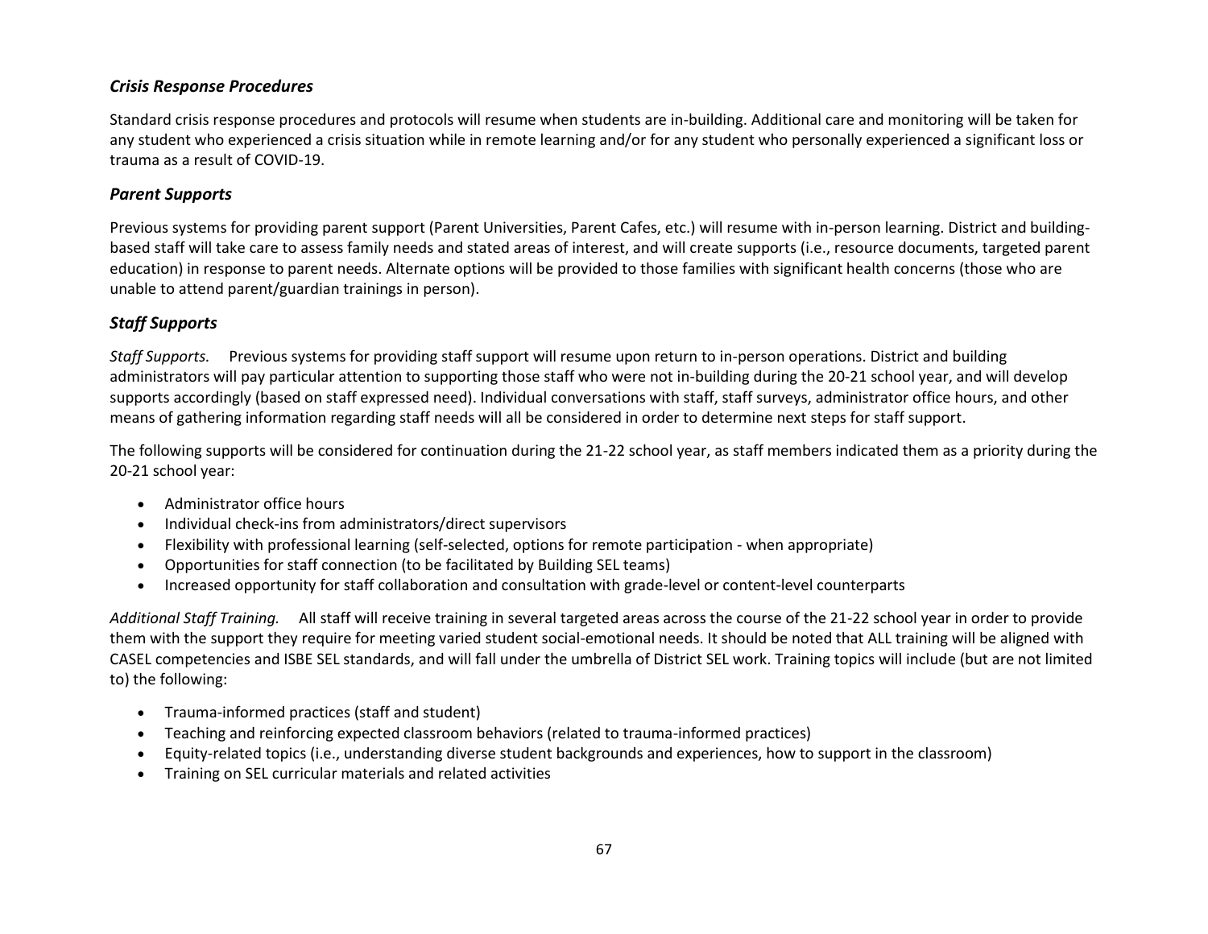### *Crisis Response Procedures*

Standard crisis response procedures and protocols will resume when students are in-building. Additional care and monitoring will be taken for any student who experienced a crisis situation while in remote learning and/or for any student who personally experienced a significant loss or trauma as a result of COVID-19.

### *Parent Supports*

Previous systems for providing parent support (Parent Universities, Parent Cafes, etc.) will resume with in-person learning. District and building-based staff will take care to assess family needs and stated areas of interest, and will create supports (i.e., resource documents, targeted parent education) in response to parent needs. Alternate options will be provided to those families with significant health concerns (those who are unable to attend parent/guardian trainings in person).

### *Staff Supports*

*Staff Supports.* Previous systems for providing staff support will resume upon return to in-person operations. District and building administrators will pay particular attention to supporting those staff who were not in-building during the 20-21 school year, and will develop supports accordingly (based on staff expressed need). Individual conversations with staff, staff surveys, administrator office hours, and other means of gathering information regarding staff needs will all be considered in order to determine next steps for staff support.

The following supports will be considered for continuation during the 21-22 school year, as staff members indicated them as a priority during the 20-21 school year:

- Administrator office hours
- Individual check-ins from administrators/direct supervisors
- Flexibility with professional learning (self-selected, options for remote participation - when appropriate)
- Opportunities for staff connection (to be facilitated by Building SEL teams)
- Increased opportunity for staff collaboration and consultation with grade-level or content-level counterparts

*Additional Staff Training.* All staff will receive training in several targeted areas across the course of the 21-22 school year in order to provide them with the support they require for meeting varied student social-emotional needs. It should be noted that ALL training will be aligned with CASEL competencies and ISBE SEL standards, and will fall under the umbrella of District SEL work. Training topics will include (but are not limited to) the following:

- Trauma-informed practices (staff and student)
- Teaching and reinforcing expected classroom behaviors (related to trauma-informed practices)
- Equity-related topics (i.e., understanding diverse student backgrounds and experiences, how to support in the classroom)
- Training on SEL curricular materials and related activities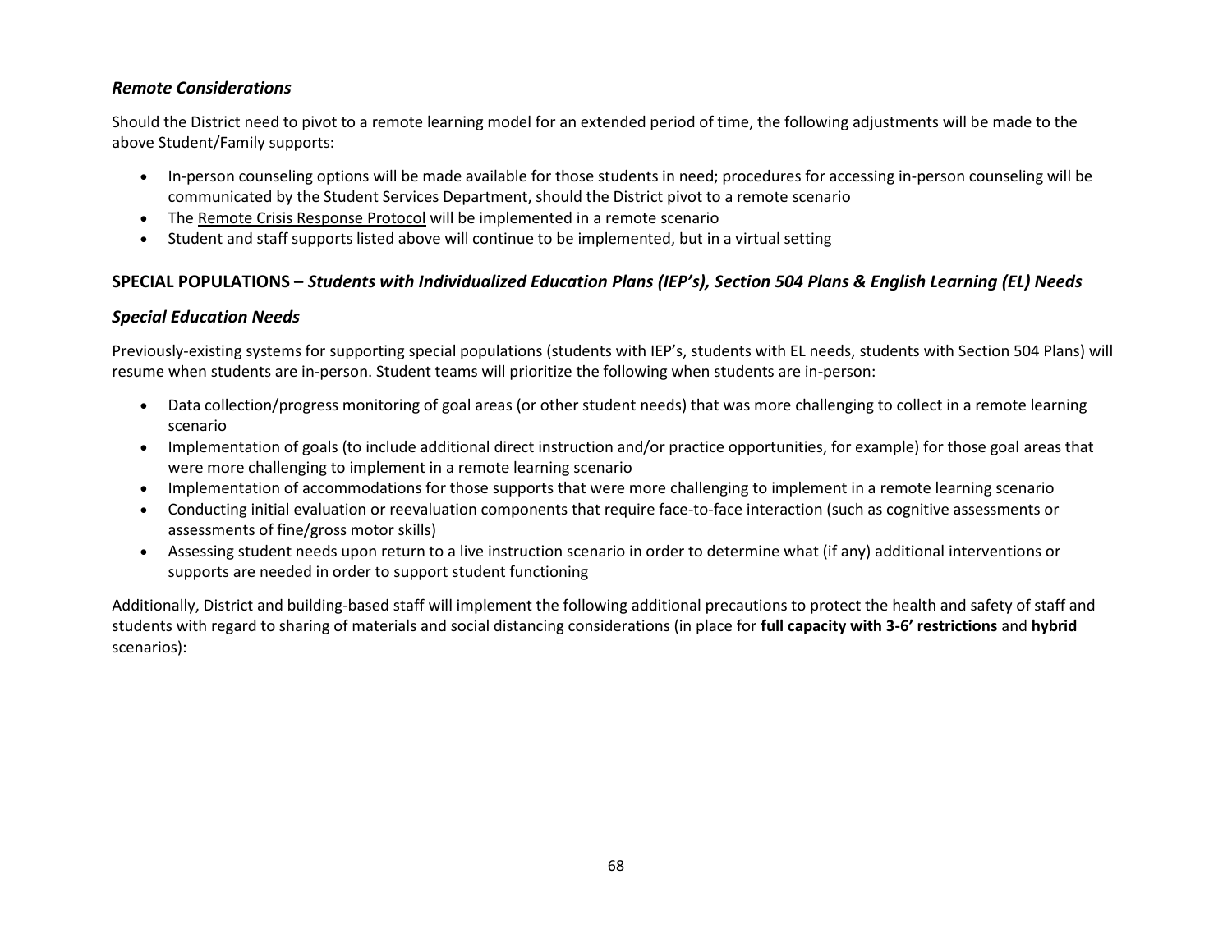### *Remote Considerations*

Should the District need to pivot to a remote learning model for an extended period of time, the following adjustments will be made to the above Student/Family supports:

- In-person counseling options will be made available for those students in need; procedures for accessing in-person counseling will be communicated by the Student Services Department, should the District pivot to a remote scenario
- The Remote Crisis Response Protocol will be implemented in a remote scenario
- Student and staff supports listed above will continue to be implemented, but in a virtual setting

## SPECIAL POPULATIONS – *Students with Individualized Education Plans (IEP's), Section 504 Plans & English Learning (EL) Needs*

### *Special Education Needs*

Previously-existing systems for supporting special populations (students with IEP's, students with EL needs, students with Section 504 Plans) will resume when students are in-person. Student teams will prioritize the following when students are in-person:

- Data collection/progress monitoring of goal areas (or other student needs) that was more challenging to collect in a remote learning scenario
- Implementation of goals (to include additional direct instruction and/or practice opportunities, for example) for those goal areas that were more challenging to implement in a remote learning scenario
- Implementation of accommodations for those supports that were more challenging to implement in a remote learning scenario
- Conducting initial evaluation or reevaluation components that require face-to-face interaction (such as cognitive assessments or assessments of fine/gross motor skills)
- Assessing student needs upon return to a live instruction scenario in order to determine what (if any) additional interventions or supports are needed in order to support student functioning

Additionally, District and building-based staff will implement the following additional precautions to protect the health and safety of staff and students with regard to sharing of materials and social distancing considerations (in place for **full capacity with 3-6' restrictions** and **hybrid** scenarios):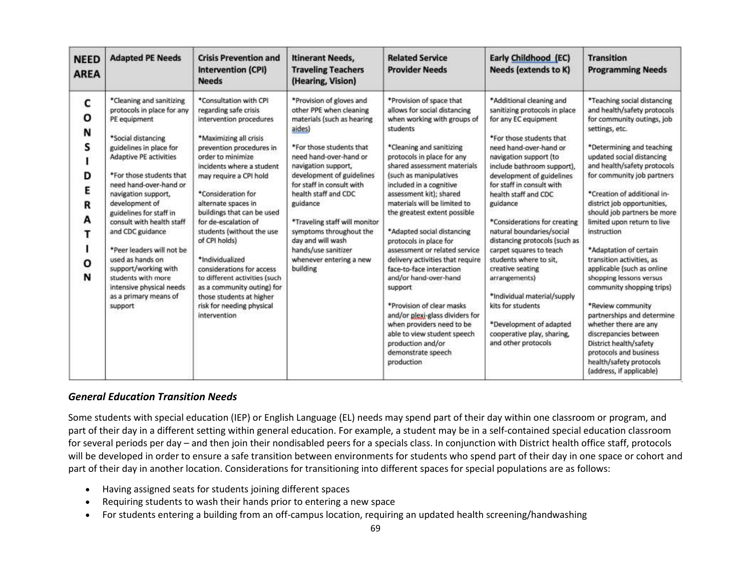| NEED AREA | Adapted PE Needs | Crisis Prevention and Intervention (CPI) Needs | Itinerant Needs, Traveling Teachers (Hearing, Vision) | Related Service Provider Needs | Early Childhood (EC) Needs (extends to K) | Transition Programming Needs |
|---|---|---|---|---|---|---|
| CONSIDERATION | *Cleaning and sanitizing protocols in place for any PE equipment<br><br>*Social distancing guidelines in place for Adaptive PE activities<br><br>*For those students that need hand-over-hand or navigation support, development of guidelines for staff in consult with health staff and CDC guidance<br><br>*Peer leaders will not be used as hands on support/working with students with more intensive physical needs as a primary means of support | *Consultation with CPI regarding safe crisis intervention procedures<br><br>*Maximizing all crisis prevention procedures in order to minimize incidents where a student may require a CPI hold<br><br>*Consideration for alternate spaces in buildings that can be used for de-escalation of students (without the use of CPI holds)<br><br>*Individualized considerations for access to different activities (such as a community outing) for those students at higher risk for needing physical intervention | *Provision of gloves and other PPE when cleaning materials (such as hearing aides)<br><br>*For those students that need hand-over-hand or navigation support, development of guidelines for staff in consult with health staff and CDC guidance<br><br>*Traveling staff will monitor symptoms throughout the day and will wash hands/use sanitizer whenever entering a new building | *Provision of space that allows for social distancing when working with groups of students<br><br>*Cleaning and sanitizing protocols in place for any shared assessment materials (such as manipulatives included in a cognitive assessment kit); shared materials will be limited to the greatest extent possible<br><br>*Adapted social distancing protocols in place for assessment or related service delivery activities that require face-to-face interaction and/or hand-over-hand support<br><br>*Provision of clear masks and/or plexi-glass dividers for when providers need to be able to view student speech production and/or demonstrate speech production | *Additional cleaning and sanitizing protocols in place for any EC equipment<br><br>*For those students that need hand-over-hand or navigation support (to include bathroom support), development of guidelines for staff in consult with health staff and CDC guidance<br><br>*Considerations for creating natural boundaries/social distancing protocols (such as carpet squares to teach students where to sit, creative seating arrangements)<br><br>*Individual material/supply kits for students<br><br>*Development of adapted cooperative play, sharing, and other protocols | *Teaching social distancing and health/safety protocols for community outings, job settings, etc.<br><br>*Determining and teaching updated social distancing and health/safety protocols for community job partners<br><br>*Creation of additional in-district job opportunities, should job partners be more limited upon return to live instruction<br><br>*Adaptation of certain transition activities, as applicable (such as online shopping lessons versus community shopping trips)<br><br>*Review community partnerships and determine whether there are any discrepancies between District health/safety protocols and business health/safety protocols (address, if applicable) |

### *General Education Transition Needs*

Some students with special education (IEP) or English Language (EL) needs may spend part of their day within one classroom or program, and part of their day in a different setting within general education. For example, a student may be in a self-contained special education classroom for several periods per day – and then join their nondisabled peers for a specials class. In conjunction with District health office staff, protocols will be developed in order to ensure a safe transition between environments for students who spend part of their day in one space or cohort and part of their day in another location. Considerations for transitioning into different spaces for special populations are as follows:

- Having assigned seats for students joining different spaces
- Requiring students to wash their hands prior to entering a new space
- For students entering a building from an off-campus location, requiring an updated health screening/handwashing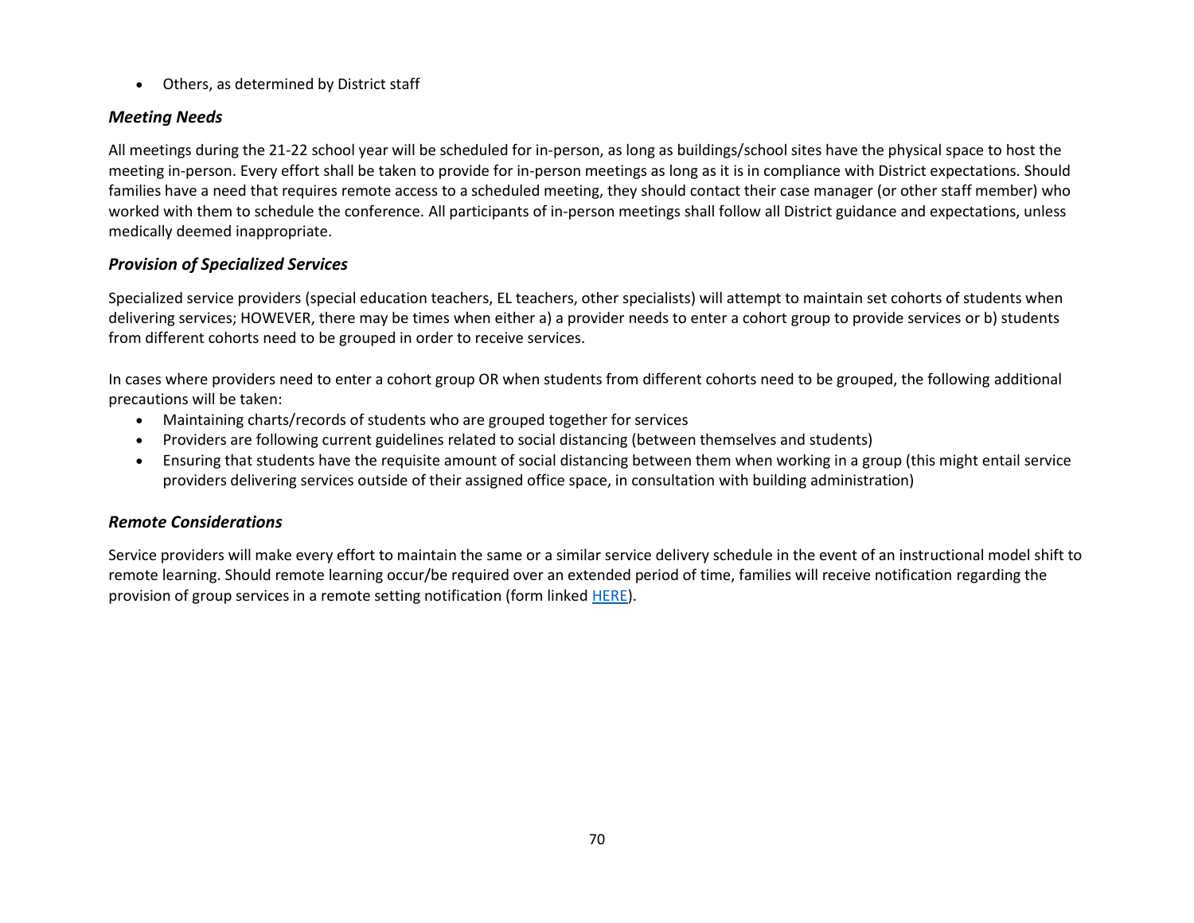- Others, as determined by District staff

### *Meeting Needs*

All meetings during the 21-22 school year will be scheduled for in-person, as long as buildings/school sites have the physical space to host the meeting in-person. Every effort shall be taken to provide for in-person meetings as long as it is in compliance with District expectations. Should families have a need that requires remote access to a scheduled meeting, they should contact their case manager (or other staff member) who worked with them to schedule the conference. All participants of in-person meetings shall follow all District guidance and expectations, unless medically deemed inappropriate.

### *Provision of Specialized Services*

Specialized service providers (special education teachers, EL teachers, other specialists) will attempt to maintain set cohorts of students when delivering services; HOWEVER, there may be times when either a) a provider needs to enter a cohort group to provide services or b) students from different cohorts need to be grouped in order to receive services.

In cases where providers need to enter a cohort group OR when students from different cohorts need to be grouped, the following additional precautions will be taken:

- Maintaining charts/records of students who are grouped together for services
- Providers are following current guidelines related to social distancing (between themselves and students)
- Ensuring that students have the requisite amount of social distancing between them when working in a group (this might entail service providers delivering services outside of their assigned office space, in consultation with building administration)

### *Remote Considerations*

Service providers will make every effort to maintain the same or a similar service delivery schedule in the event of an instructional model shift to remote learning. Should remote learning occur/be required over an extended period of time, families will receive notification regarding the provision of group services in a remote setting notification (form linked HERE).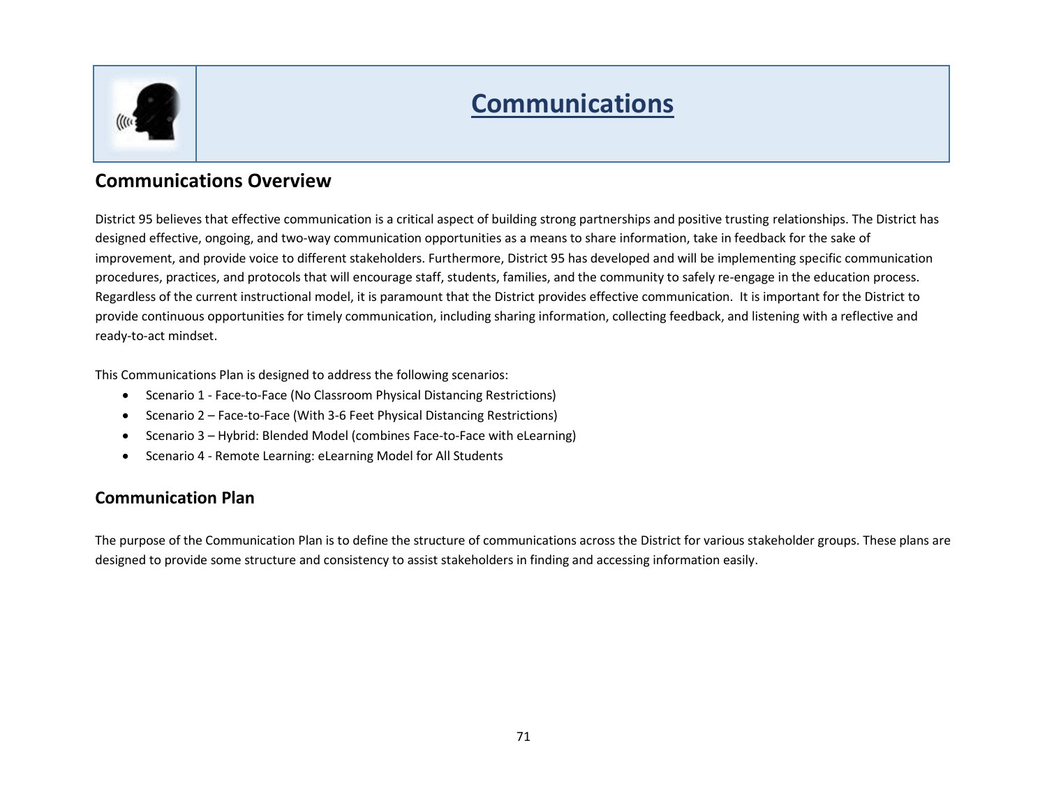# Communications

## Communications Overview

District 95 believes that effective communication is a critical aspect of building strong partnerships and positive trusting relationships. The District has designed effective, ongoing, and two-way communication opportunities as a means to share information, take in feedback for the sake of improvement, and provide voice to different stakeholders. Furthermore, District 95 has developed and will be implementing specific communication procedures, practices, and protocols that will encourage staff, students, families, and the community to safely re-engage in the education process. Regardless of the current instructional model, it is paramount that the District provides effective communication. It is important for the District to provide continuous opportunities for timely communication, including sharing information, collecting feedback, and listening with a reflective and ready-to-act mindset.

This Communications Plan is designed to address the following scenarios:

- Scenario 1 - Face-to-Face (No Classroom Physical Distancing Restrictions)
- Scenario 2 – Face-to-Face (With 3-6 Feet Physical Distancing Restrictions)
- Scenario 3 – Hybrid: Blended Model (combines Face-to-Face with eLearning)
- Scenario 4 - Remote Learning: eLearning Model for All Students

## Communication Plan

The purpose of the Communication Plan is to define the structure of communications across the District for various stakeholder groups. These plans are designed to provide some structure and consistency to assist stakeholders in finding and accessing information easily.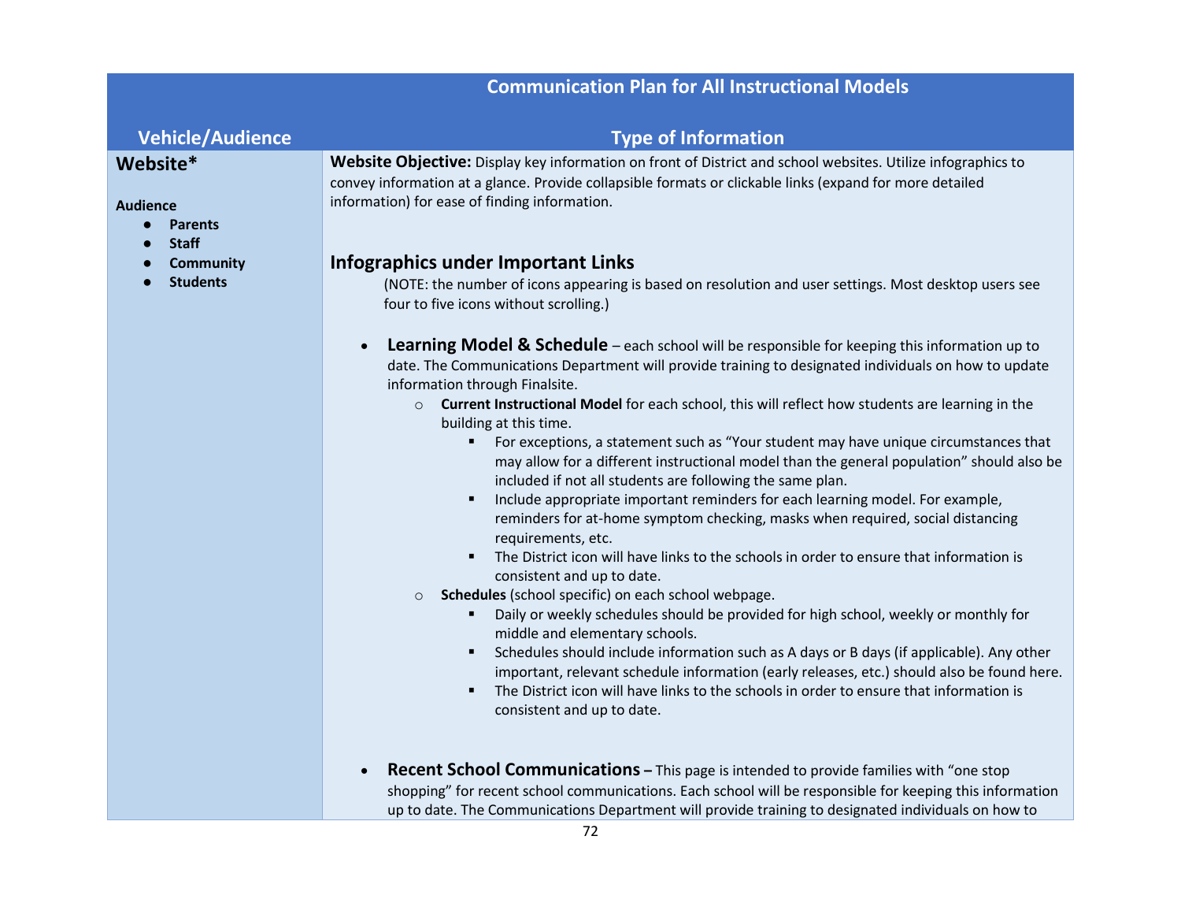| Communication Plan for All Instructional Models | |
|---|---|
| **Vehicle/Audience** | **Type of Information** |
| **Website***<br><br>**Audience**<br>● **Parents**<br>● **Staff**<br>● **Community**<br>● **Students** | **Website Objective:** Display key information on front of District and school websites. Utilize infographics to convey information at a glance. Provide collapsible formats or clickable links (expand for more detailed information) for ease of finding information.<br><br>**Infographics under Important Links**<br>(NOTE: the number of icons appearing is based on resolution and user settings. Most desktop users see four to five icons without scrolling.)<br><br>• **Learning Model & Schedule** – each school will be responsible for keeping this information up to date. The Communications Department will provide training to designated individuals on how to update information through Finalsite.<br>○ **Current Instructional Model** for each school, this will reflect how students are learning in the building at this time.<br>▪ For exceptions, a statement such as "Your student may have unique circumstances that may allow for a different instructional model than the general population" should also be included if not all students are following the same plan.<br>▪ Include appropriate important reminders for each learning model. For example, reminders for at-home symptom checking, masks when required, social distancing requirements, etc.<br>▪ The District icon will have links to the schools in order to ensure that information is consistent and up to date.<br>○ **Schedules** (school specific) on each school webpage.<br>▪ Daily or weekly schedules should be provided for high school, weekly or monthly for middle and elementary schools.<br>▪ Schedules should include information such as A days or B days (if applicable). Any other important, relevant schedule information (early releases, etc.) should also be found here.<br>▪ The District icon will have links to the schools in order to ensure that information is consistent and up to date.<br><br>• **Recent School Communications –** This page is intended to provide families with "one stop shopping" for recent school communications. Each school will be responsible for keeping this information up to date. The Communications Department will provide training to designated individuals on how to |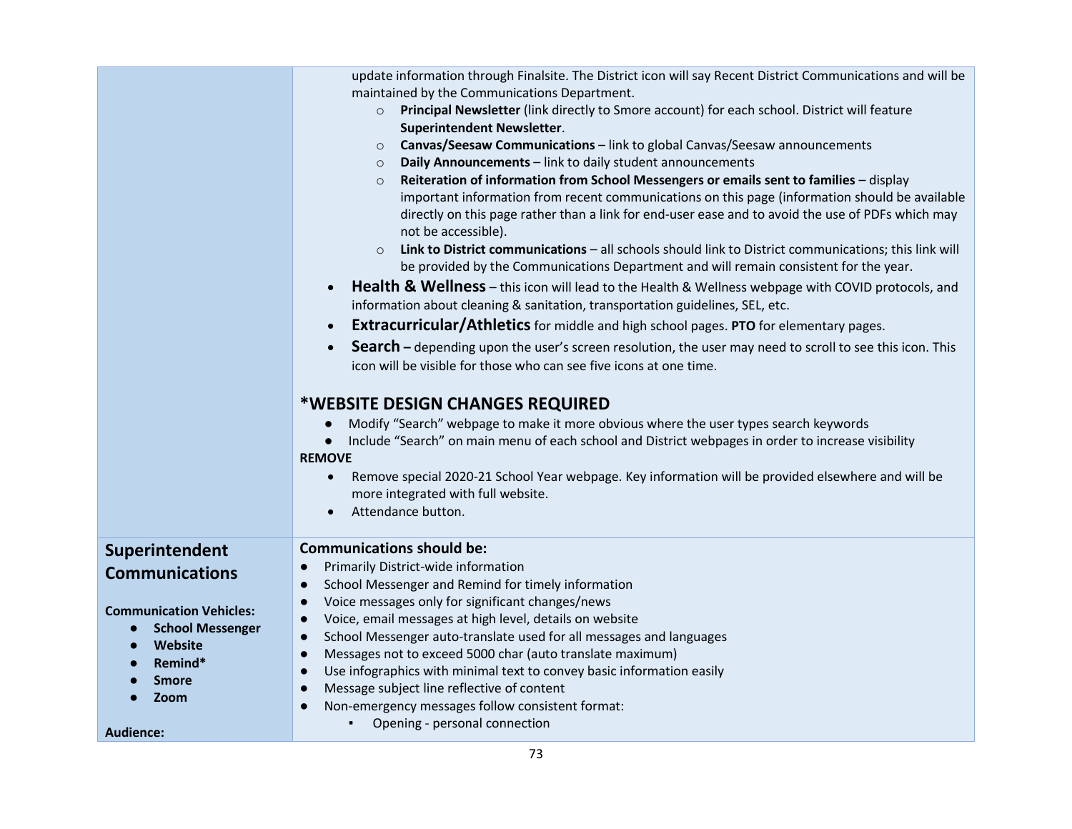| | |
|---|---|
| | update information through Finalsite. The District icon will say Recent District Communications and will be maintained by the Communications Department.<br>◦ **Principal Newsletter** (link directly to Smore account) for each school. District will feature **Superintendent Newsletter**.<br>◦ **Canvas/Seesaw Communications** – link to global Canvas/Seesaw announcements<br>◦ **Daily Announcements** – link to daily student announcements<br>◦ **Reiteration of information from School Messengers or emails sent to families** – display important information from recent communications on this page (information should be available directly on this page rather than a link for end-user ease and to avoid the use of PDFs which may not be accessible).<br>◦ **Link to District communications** – all schools should link to District communications; this link will be provided by the Communications Department and will remain consistent for the year.<br>• **Health & Wellness** – this icon will lead to the Health & Wellness webpage with COVID protocols, and information about cleaning & sanitation, transportation guidelines, SEL, etc.<br>• **Extracurricular/Athletics** for middle and high school pages. **PTO** for elementary pages.<br>• **Search** – depending upon the user's screen resolution, the user may need to scroll to see this icon. This icon will be visible for those who can see five icons at one time.<br><br>**\*WEBSITE DESIGN CHANGES REQUIRED**<br>• Modify "Search" webpage to make it more obvious where the user types search keywords<br>• Include "Search" on main menu of each school and District webpages in order to increase visibility<br>**REMOVE**<br>• Remove special 2020-21 School Year webpage. Key information will be provided elsewhere and will be more integrated with full website.<br>• Attendance button. |
| **Superintendent Communications**<br><br>**Communication Vehicles:**<br>• **School Messenger**<br>• **Website**<br>• **Remind***<br>• **Smore**<br>• **Zoom**<br><br>**Audience:** | **Communications should be:**<br>• Primarily District-wide information<br>• School Messenger and Remind for timely information<br>• Voice messages only for significant changes/news<br>• Voice, email messages at high level, details on website<br>• School Messenger auto-translate used for all messages and languages<br>• Messages not to exceed 5000 char (auto translate maximum)<br>• Use infographics with minimal text to convey basic information easily<br>• Message subject line reflective of content<br>• Non-emergency messages follow consistent format:<br>▪ Opening - personal connection |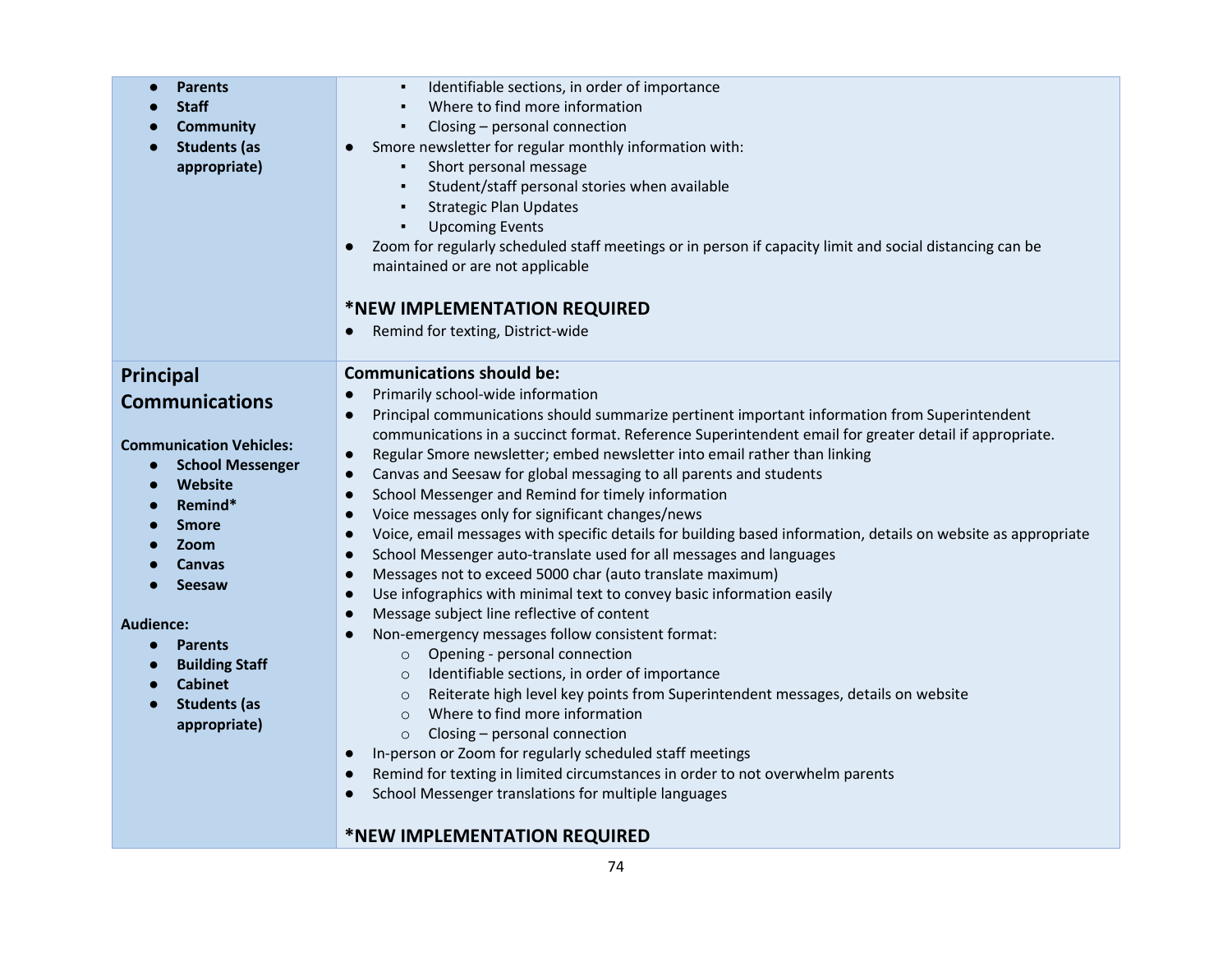| | |
|---|---|
| <ul><li>**Parents**</li><li>**Staff**</li><li>**Community**</li><li>**Students (as appropriate)**</li></ul> | <ul><li>Identifiable sections, in order of importance</li><li>Where to find more information</li><li>Closing – personal connection</li></ul><ul><li>Smore newsletter for regular monthly information with:<ul><li>Short personal message</li><li>Student/staff personal stories when available</li><li>Strategic Plan Updates</li><li>Upcoming Events</li></ul></li><li>Zoom for regularly scheduled staff meetings or in person if capacity limit and social distancing can be maintained or are not applicable</li></ul>**\*NEW IMPLEMENTATION REQUIRED**<ul><li>Remind for texting, District-wide</li></ul> |
| **Principal Communications**<br><br>**Communication Vehicles:**<ul><li>**School Messenger**</li><li>**Website**</li><li>**Remind\***</li><li>**Smore**</li><li>**Zoom**</li><li>**Canvas**</li><li>**Seesaw**</li></ul>**Audience:**<ul><li>**Parents**</li><li>**Building Staff**</li><li>**Cabinet**</li><li>**Students (as appropriate)**</li></ul> | **Communications should be:**<ul><li>Primarily school-wide information</li><li>Principal communications should summarize pertinent important information from Superintendent communications in a succinct format. Reference Superintendent email for greater detail if appropriate.</li><li>Regular Smore newsletter; embed newsletter into email rather than linking</li><li>Canvas and Seesaw for global messaging to all parents and students</li><li>School Messenger and Remind for timely information</li><li>Voice messages only for significant changes/news</li><li>Voice, email messages with specific details for building based information, details on website as appropriate</li><li>School Messenger auto-translate used for all messages and languages</li><li>Messages not to exceed 5000 char (auto translate maximum)</li><li>Use infographics with minimal text to convey basic information easily</li><li>Message subject line reflective of content</li><li>Non-emergency messages follow consistent format:<ul><li>Opening - personal connection</li><li>Identifiable sections, in order of importance</li><li>Reiterate high level key points from Superintendent messages, details on website</li><li>Where to find more information</li><li>Closing – personal connection</li></ul></li><li>In-person or Zoom for regularly scheduled staff meetings</li><li>Remind for texting in limited circumstances in order to not overwhelm parents</li><li>School Messenger translations for multiple languages</li></ul>**\*NEW IMPLEMENTATION REQUIRED** |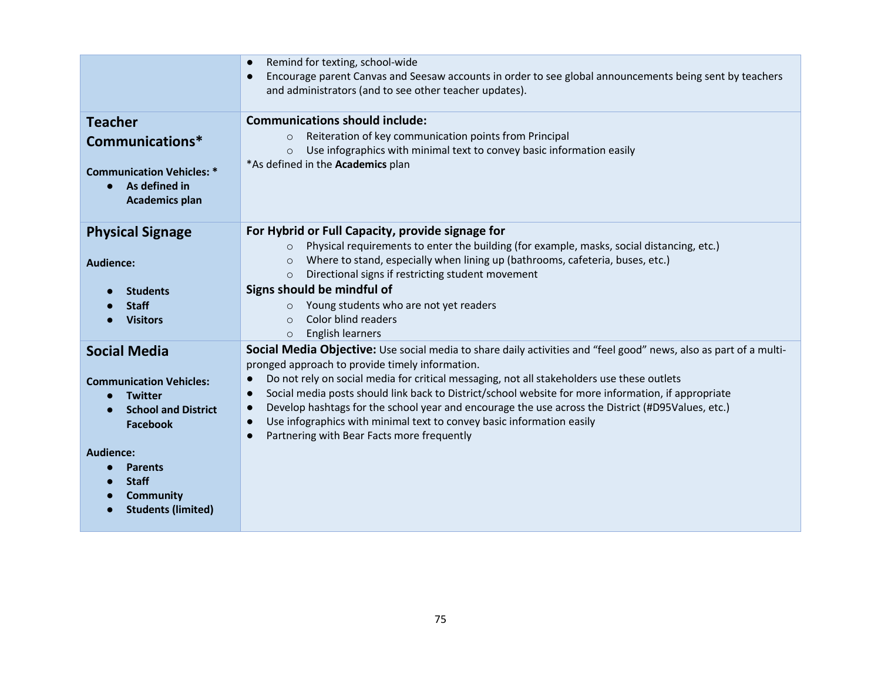| | |
|---|---|
| | ● Remind for texting, school-wide<br>● Encourage parent Canvas and Seesaw accounts in order to see global announcements being sent by teachers and administrators (and to see other teacher updates). |
| **Teacher Communications***<br><br>**Communication Vehicles: ***<br>● **As defined in Academics plan** | **Communications should include:**<br>○ Reiteration of key communication points from Principal<br>○ Use infographics with minimal text to convey basic information easily<br>*As defined in the **Academics** plan |
| **Physical Signage**<br><br>**Audience:**<br>● **Students**<br>● **Staff**<br>● **Visitors** | **For Hybrid or Full Capacity, provide signage for**<br>○ Physical requirements to enter the building (for example, masks, social distancing, etc.)<br>○ Where to stand, especially when lining up (bathrooms, cafeteria, buses, etc.)<br>○ Directional signs if restricting student movement<br>**Signs should be mindful of**<br>○ Young students who are not yet readers<br>○ Color blind readers<br>○ English learners |
| **Social Media**<br><br>**Communication Vehicles:**<br>● **Twitter**<br>● **School and District Facebook**<br><br>**Audience:**<br>● **Parents**<br>● **Staff**<br>● **Community**<br>● **Students (limited)** | **Social Media Objective:** Use social media to share daily activities and "feel good" news, also as part of a multi-pronged approach to provide timely information.<br>● Do not rely on social media for critical messaging, not all stakeholders use these outlets<br>● Social media posts should link back to District/school website for more information, if appropriate<br>● Develop hashtags for the school year and encourage the use across the District (#D95Values, etc.)<br>● Use infographics with minimal text to convey basic information easily<br>● Partnering with Bear Facts more frequently |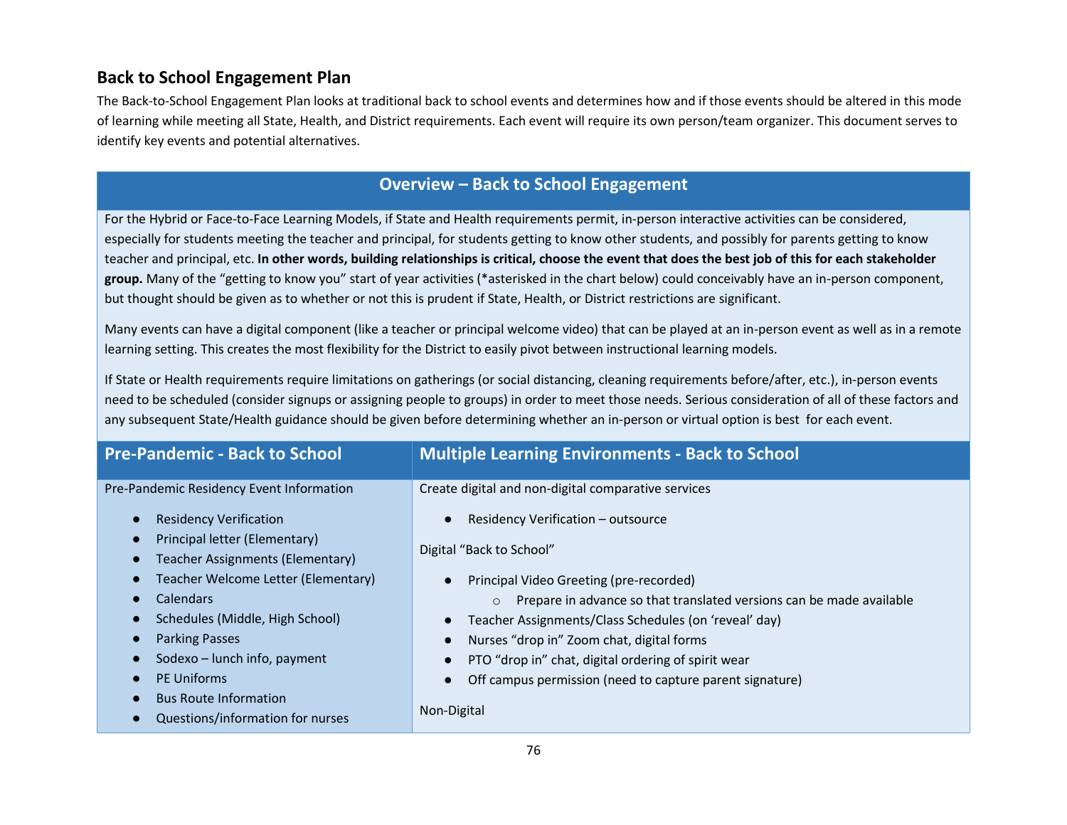## Back to School Engagement Plan

The Back-to-School Engagement Plan looks at traditional back to school events and determines how and if those events should be altered in this mode of learning while meeting all State, Health, and District requirements. Each event will require its own person/team organizer. This document serves to identify key events and potential alternatives.

### Overview – Back to School Engagement

For the Hybrid or Face-to-Face Learning Models, if State and Health requirements permit, in-person interactive activities can be considered, especially for students meeting the teacher and principal, for students getting to know other students, and possibly for parents getting to know teacher and principal, etc. **In other words, building relationships is critical, choose the event that does the best job of this for each stakeholder group.** Many of the "getting to know you" start of year activities (*asterisked in the chart below) could conceivably have an in-person component, but thought should be given as to whether or not this is prudent if State, Health, or District restrictions are significant.

Many events can have a digital component (like a teacher or principal welcome video) that can be played at an in-person event as well as in a remote learning setting. This creates the most flexibility for the District to easily pivot between instructional learning models.

If State or Health requirements require limitations on gatherings (or social distancing, cleaning requirements before/after, etc.), in-person events need to be scheduled (consider signups or assigning people to groups) in order to meet those needs. Serious consideration of all of these factors and any subsequent State/Health guidance should be given before determining whether an in-person or virtual option is best for each event.

| Pre-Pandemic - Back to School | Multiple Learning Environments - Back to School |
|---|---|
| Pre-Pandemic Residency Event Information<br><br>● Residency Verification<br>● Principal letter (Elementary)<br>● Teacher Assignments (Elementary)<br>● Teacher Welcome Letter (Elementary)<br>● Calendars<br>● Schedules (Middle, High School)<br>● Parking Passes<br>● Sodexo – lunch info, payment<br>● PE Uniforms<br>● Bus Route Information<br>● Questions/information for nurses | Create digital and non-digital comparative services<br><br>● Residency Verification – outsource<br><br>Digital "Back to School"<br><br>● Principal Video Greeting (pre-recorded)<br>　○ Prepare in advance so that translated versions can be made available<br>● Teacher Assignments/Class Schedules (on 'reveal' day)<br>● Nurses "drop in" Zoom chat, digital forms<br>● PTO "drop in" chat, digital ordering of spirit wear<br>● Off campus permission (need to capture parent signature)<br><br>Non-Digital |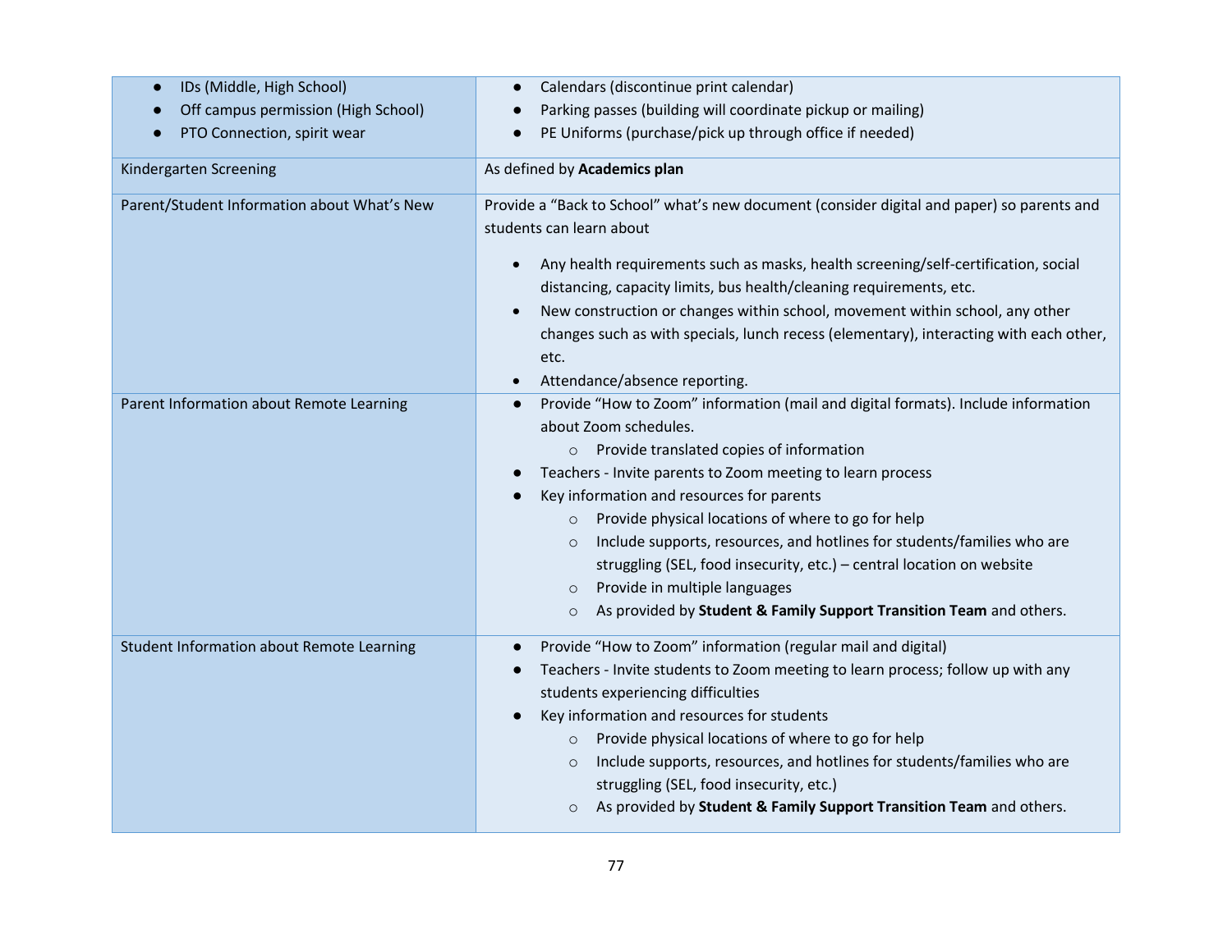| | |
|---|---|
| • IDs (Middle, High School)<br>• Off campus permission (High School)<br>• PTO Connection, spirit wear | • Calendars (discontinue print calendar)<br>• Parking passes (building will coordinate pickup or mailing)<br>• PE Uniforms (purchase/pick up through office if needed) |
| Kindergarten Screening | As defined by **Academics plan** |
| Parent/Student Information about What's New | Provide a "Back to School" what's new document (consider digital and paper) so parents and students can learn about<br>• Any health requirements such as masks, health screening/self-certification, social distancing, capacity limits, bus health/cleaning requirements, etc.<br>• New construction or changes within school, movement within school, any other changes such as with specials, lunch recess (elementary), interacting with each other, etc.<br>• Attendance/absence reporting. |
| Parent Information about Remote Learning | • Provide "How to Zoom" information (mail and digital formats). Include information about Zoom schedules.<br>&nbsp;&nbsp;&nbsp;&nbsp;○ Provide translated copies of information<br>• Teachers - Invite parents to Zoom meeting to learn process<br>• Key information and resources for parents<br>&nbsp;&nbsp;&nbsp;&nbsp;○ Provide physical locations of where to go for help<br>&nbsp;&nbsp;&nbsp;&nbsp;○ Include supports, resources, and hotlines for students/families who are struggling (SEL, food insecurity, etc.) – central location on website<br>&nbsp;&nbsp;&nbsp;&nbsp;○ Provide in multiple languages<br>&nbsp;&nbsp;&nbsp;&nbsp;○ As provided by **Student & Family Support Transition Team** and others. |
| Student Information about Remote Learning | • Provide "How to Zoom" information (regular mail and digital)<br>• Teachers - Invite students to Zoom meeting to learn process; follow up with any students experiencing difficulties<br>• Key information and resources for students<br>&nbsp;&nbsp;&nbsp;&nbsp;○ Provide physical locations of where to go for help<br>&nbsp;&nbsp;&nbsp;&nbsp;○ Include supports, resources, and hotlines for students/families who are struggling (SEL, food insecurity, etc.)<br>&nbsp;&nbsp;&nbsp;&nbsp;○ As provided by **Student & Family Support Transition Team** and others. |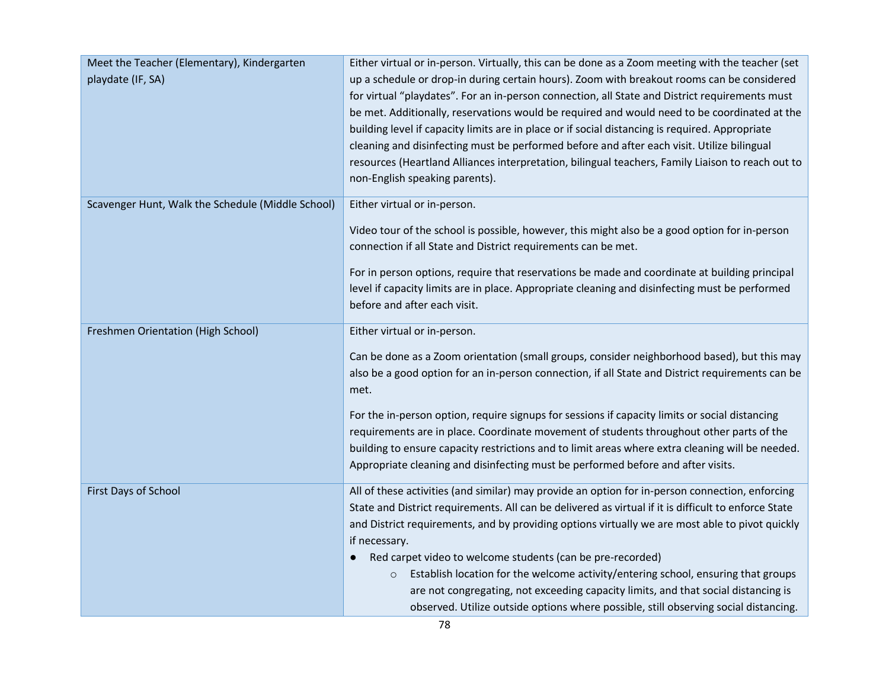| | |
|---|---|
| Meet the Teacher (Elementary), Kindergarten playdate (IF, SA) | Either virtual or in-person. Virtually, this can be done as a Zoom meeting with the teacher (set up a schedule or drop-in during certain hours). Zoom with breakout rooms can be considered for virtual "playdates". For an in-person connection, all State and District requirements must be met. Additionally, reservations would be required and would need to be coordinated at the building level if capacity limits are in place or if social distancing is required. Appropriate cleaning and disinfecting must be performed before and after each visit. Utilize bilingual resources (Heartland Alliances interpretation, bilingual teachers, Family Liaison to reach out to non-English speaking parents). |
| Scavenger Hunt, Walk the Schedule (Middle School) | Either virtual or in-person.<br><br>Video tour of the school is possible, however, this might also be a good option for in-person connection if all State and District requirements can be met.<br><br>For in person options, require that reservations be made and coordinate at building principal level if capacity limits are in place. Appropriate cleaning and disinfecting must be performed before and after each visit. |
| Freshmen Orientation (High School) | Either virtual or in-person.<br><br>Can be done as a Zoom orientation (small groups, consider neighborhood based), but this may also be a good option for an in-person connection, if all State and District requirements can be met.<br><br>For the in-person option, require signups for sessions if capacity limits or social distancing requirements are in place. Coordinate movement of students throughout other parts of the building to ensure capacity restrictions and to limit areas where extra cleaning will be needed. Appropriate cleaning and disinfecting must be performed before and after visits. |
| First Days of School | All of these activities (and similar) may provide an option for in-person connection, enforcing State and District requirements. All can be delivered as virtual if it is difficult to enforce State and District requirements, and by providing options virtually we are most able to pivot quickly if necessary.<br>● Red carpet video to welcome students (can be pre-recorded)<br>&nbsp;&nbsp;&nbsp;&nbsp;○ Establish location for the welcome activity/entering school, ensuring that groups are not congregating, not exceeding capacity limits, and that social distancing is observed. Utilize outside options where possible, still observing social distancing. |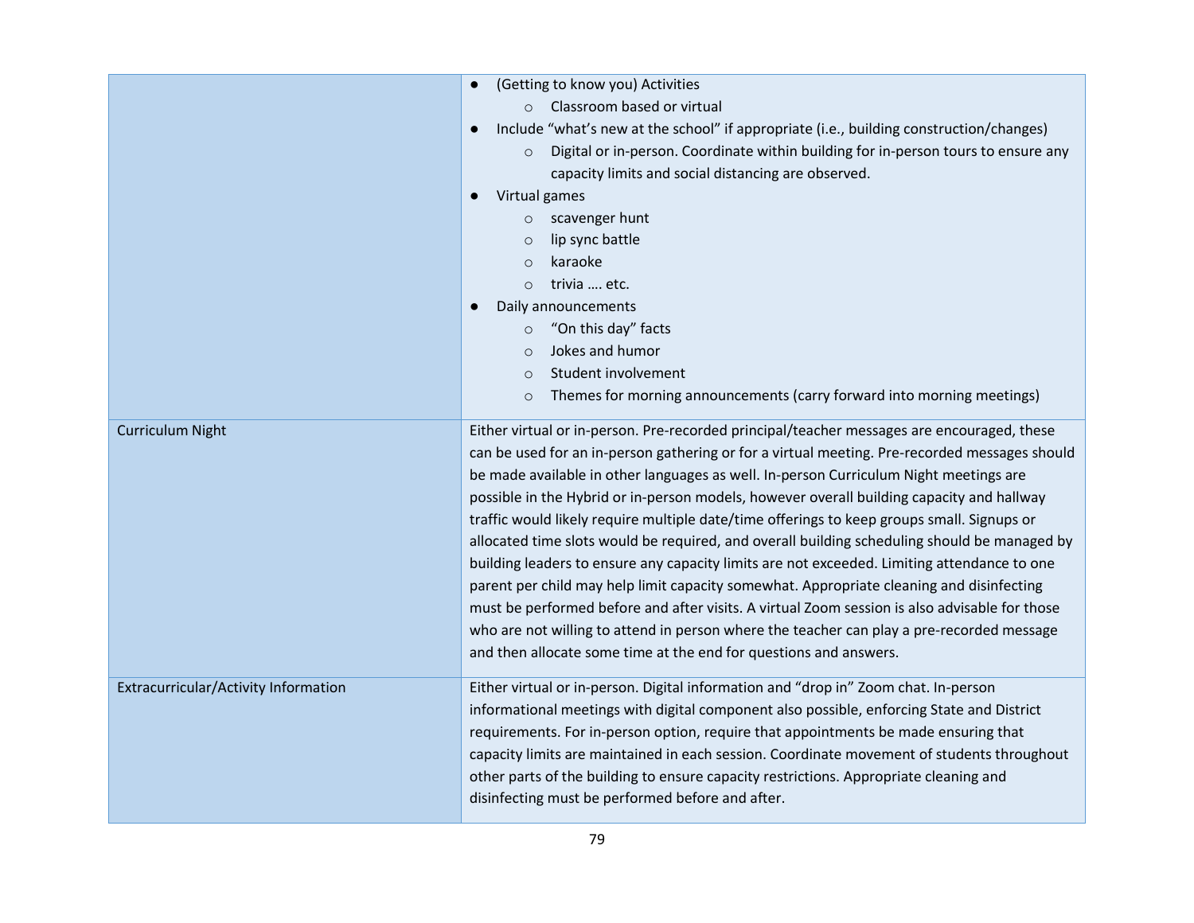| | |
|---|---|
| | ● (Getting to know you) Activities<br>○ Classroom based or virtual<br>● Include "what's new at the school" if appropriate (i.e., building construction/changes)<br>○ Digital or in-person. Coordinate within building for in-person tours to ensure any capacity limits and social distancing are observed.<br>● Virtual games<br>○ scavenger hunt<br>○ lip sync battle<br>○ karaoke<br>○ trivia …. etc.<br>● Daily announcements<br>○ "On this day" facts<br>○ Jokes and humor<br>○ Student involvement<br>○ Themes for morning announcements (carry forward into morning meetings) |
| Curriculum Night | Either virtual or in-person. Pre-recorded principal/teacher messages are encouraged, these can be used for an in-person gathering or for a virtual meeting. Pre-recorded messages should be made available in other languages as well. In-person Curriculum Night meetings are possible in the Hybrid or in-person models, however overall building capacity and hallway traffic would likely require multiple date/time offerings to keep groups small. Signups or allocated time slots would be required, and overall building scheduling should be managed by building leaders to ensure any capacity limits are not exceeded. Limiting attendance to one parent per child may help limit capacity somewhat. Appropriate cleaning and disinfecting must be performed before and after visits. A virtual Zoom session is also advisable for those who are not willing to attend in person where the teacher can play a pre-recorded message and then allocate some time at the end for questions and answers. |
| Extracurricular/Activity Information | Either virtual or in-person. Digital information and "drop in" Zoom chat. In-person informational meetings with digital component also possible, enforcing State and District requirements. For in-person option, require that appointments be made ensuring that capacity limits are maintained in each session. Coordinate movement of students throughout other parts of the building to ensure capacity restrictions. Appropriate cleaning and disinfecting must be performed before and after. |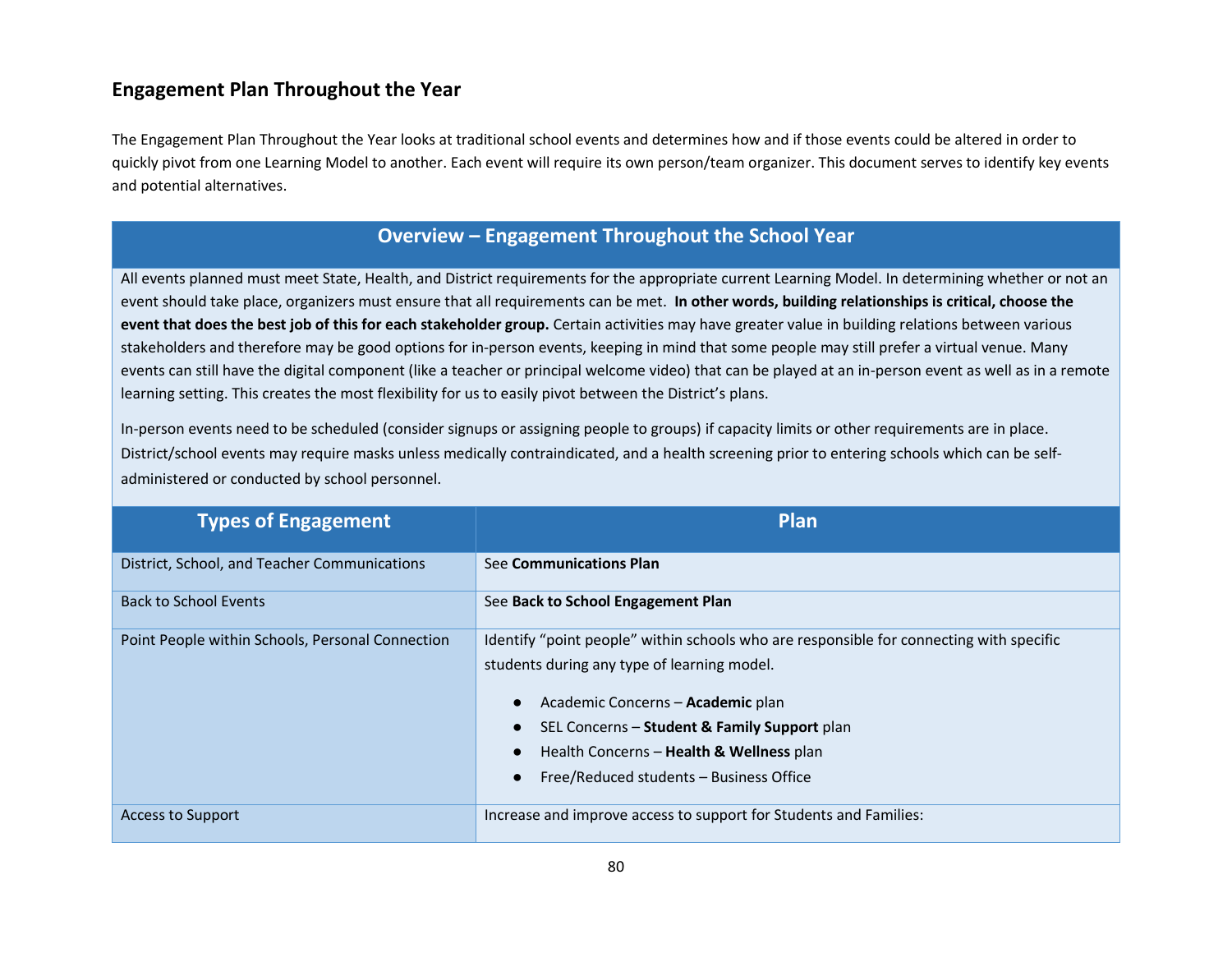## Engagement Plan Throughout the Year

The Engagement Plan Throughout the Year looks at traditional school events and determines how and if those events could be altered in order to quickly pivot from one Learning Model to another. Each event will require its own person/team organizer. This document serves to identify key events and potential alternatives.

| Overview – Engagement Throughout the School Year | |
|---|---|
| All events planned must meet State, Health, and District requirements for the appropriate current Learning Model. In determining whether or not an event should take place, organizers must ensure that all requirements can be met. **In other words, building relationships is critical, choose the event that does the best job of this for each stakeholder group.** Certain activities may have greater value in building relations between various stakeholders and therefore may be good options for in-person events, keeping in mind that some people may still prefer a virtual venue. Many events can still have the digital component (like a teacher or principal welcome video) that can be played at an in-person event as well as in a remote learning setting. This creates the most flexibility for us to easily pivot between the District's plans.<br><br>In-person events need to be scheduled (consider signups or assigning people to groups) if capacity limits or other requirements are in place. District/school events may require masks unless medically contraindicated, and a health screening prior to entering schools which can be self-administered or conducted by school personnel. | |
| **Types of Engagement** | **Plan** |
| District, School, and Teacher Communications | See **Communications Plan** |
| Back to School Events | See **Back to School Engagement Plan** |
| Point People within Schools, Personal Connection | Identify "point people" within schools who are responsible for connecting with specific students during any type of learning model.<br>● Academic Concerns – **Academic** plan<br>● SEL Concerns – **Student & Family Support** plan<br>● Health Concerns – **Health & Wellness** plan<br>● Free/Reduced students – Business Office |
| Access to Support | Increase and improve access to support for Students and Families: |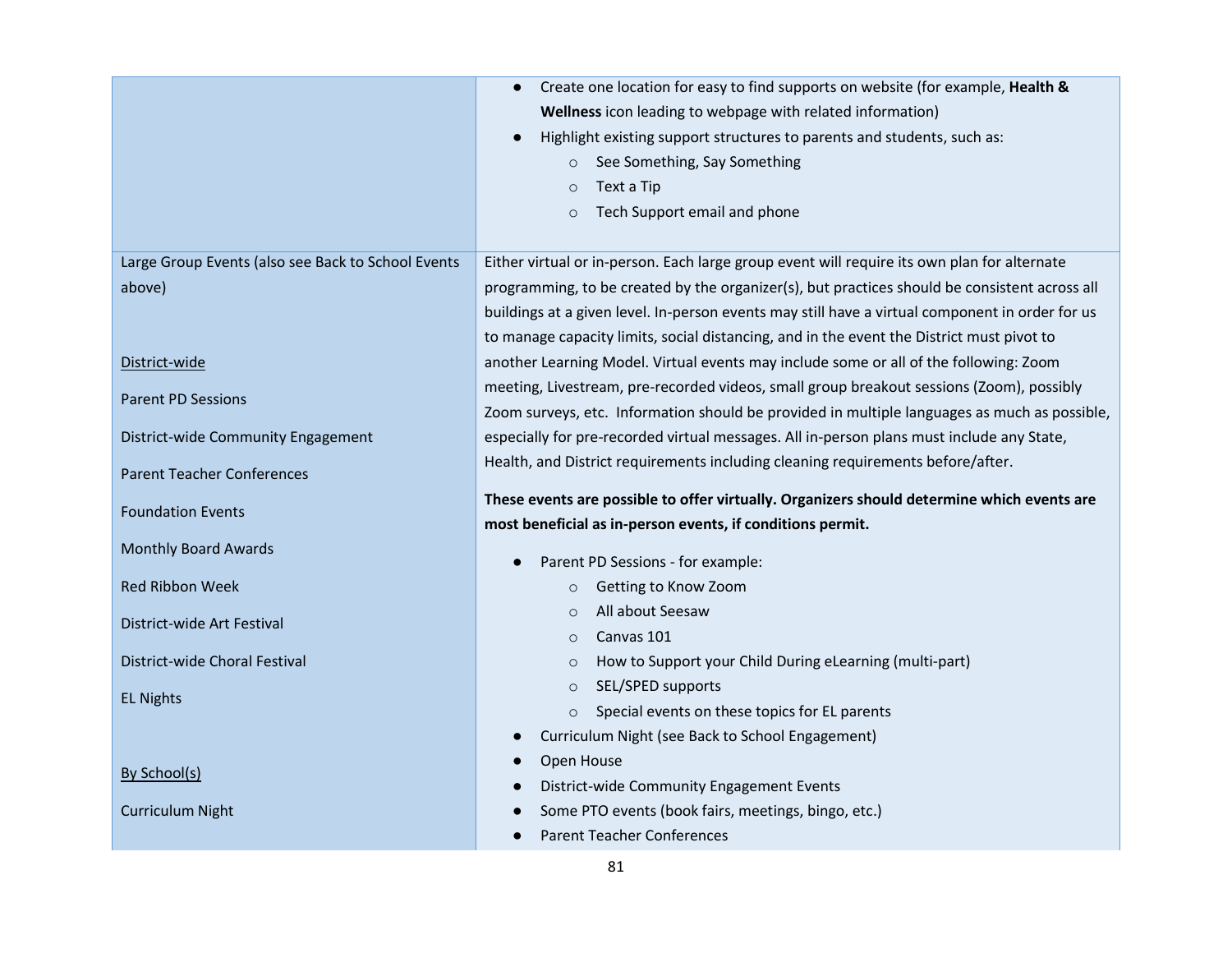| | |
|---|---|
| | <ul><li>Create one location for easy to find supports on website (for example, **Health & Wellness** icon leading to webpage with related information)</li><li>Highlight existing support structures to parents and students, such as:<ul><li>See Something, Say Something</li><li>Text a Tip</li><li>Tech Support email and phone</li></ul></li></ul> |
| Large Group Events (also see Back to School Events above)<br><br><u>District-wide</u><br>Parent PD Sessions<br>District-wide Community Engagement<br>Parent Teacher Conferences<br>Foundation Events<br>Monthly Board Awards<br>Red Ribbon Week<br>District-wide Art Festival<br>District-wide Choral Festival<br>EL Nights<br><br><u>By School(s)</u><br>Curriculum Night | Either virtual or in-person. Each large group event will require its own plan for alternate programming, to be created by the organizer(s), but practices should be consistent across all buildings at a given level. In-person events may still have a virtual component in order for us to manage capacity limits, social distancing, and in the event the District must pivot to another Learning Model. Virtual events may include some or all of the following: Zoom meeting, Livestream, pre-recorded videos, small group breakout sessions (Zoom), possibly Zoom surveys, etc. Information should be provided in multiple languages as much as possible, especially for pre-recorded virtual messages. All in-person plans must include any State, Health, and District requirements including cleaning requirements before/after.<br><br>**These events are possible to offer virtually. Organizers should determine which events are most beneficial as in-person events, if conditions permit.**<ul><li>Parent PD Sessions - for example:<ul><li>Getting to Know Zoom</li><li>All about Seesaw</li><li>Canvas 101</li><li>How to Support your Child During eLearning (multi-part)</li><li>SEL/SPED supports</li><li>Special events on these topics for EL parents</li></ul></li><li>Curriculum Night (see Back to School Engagement)</li><li>Open House</li><li>District-wide Community Engagement Events</li><li>Some PTO events (book fairs, meetings, bingo, etc.)</li><li>Parent Teacher Conferences</li></ul> |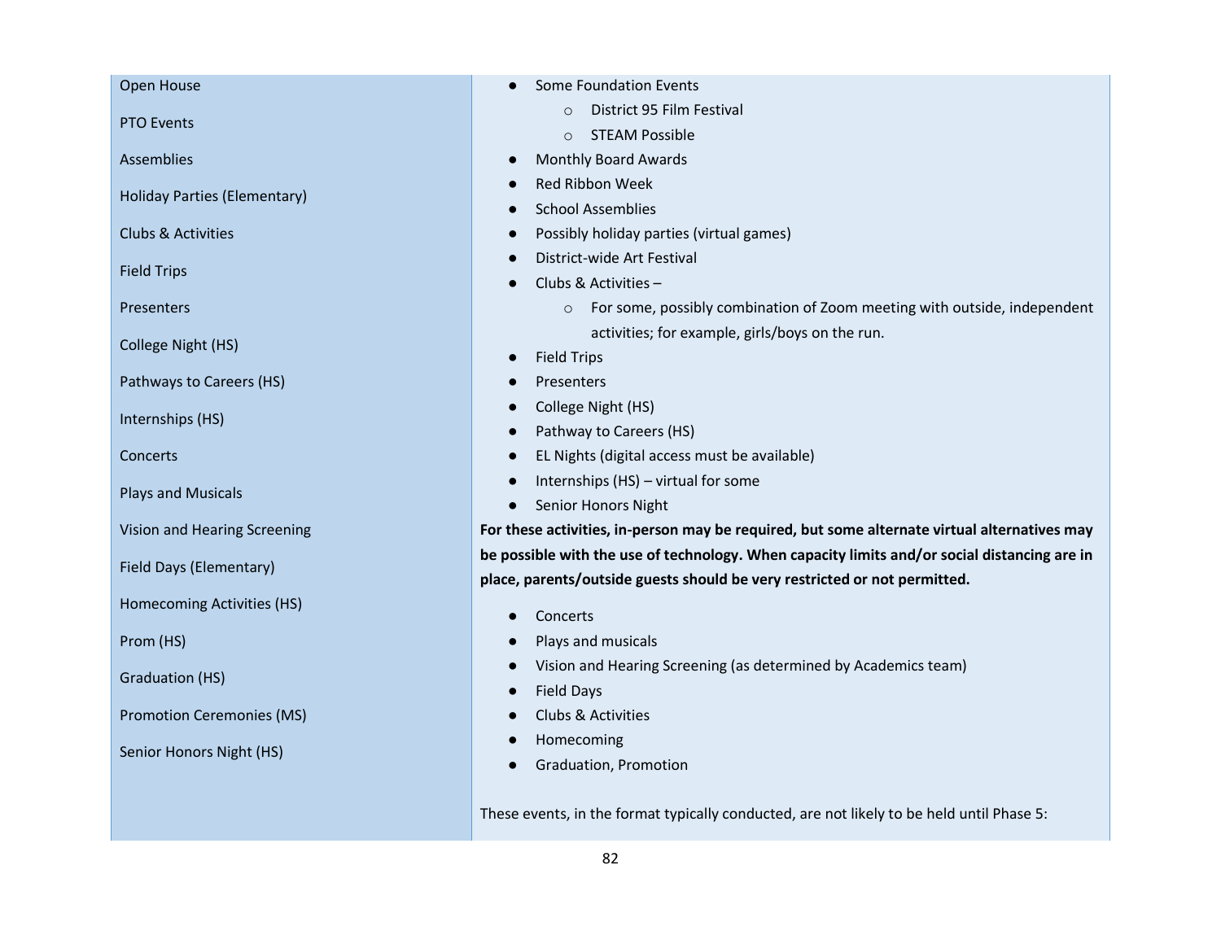| | |
|---|---|
| Open House<br><br>PTO Events<br><br>Assemblies<br><br>Holiday Parties (Elementary)<br><br>Clubs & Activities<br><br>Field Trips<br><br>Presenters<br><br>College Night (HS)<br><br>Pathways to Careers (HS)<br><br>Internships (HS)<br><br>Concerts<br><br>Plays and Musicals<br><br>Vision and Hearing Screening<br><br>Field Days (Elementary)<br><br>Homecoming Activities (HS)<br><br>Prom (HS)<br><br>Graduation (HS)<br><br>Promotion Ceremonies (MS)<br><br>Senior Honors Night (HS) | ● Some Foundation Events<br>　○ District 95 Film Festival<br>　○ STEAM Possible<br>● Monthly Board Awards<br>● Red Ribbon Week<br>● School Assemblies<br>● Possibly holiday parties (virtual games)<br>● District-wide Art Festival<br>● Clubs & Activities –<br>　○ For some, possibly combination of Zoom meeting with outside, independent activities; for example, girls/boys on the run.<br>● Field Trips<br>● Presenters<br>● College Night (HS)<br>● Pathway to Careers (HS)<br>● EL Nights (digital access must be available)<br>● Internships (HS) – virtual for some<br>● Senior Honors Night<br>**For these activities, in-person may be required, but some alternate virtual alternatives may be possible with the use of technology. When capacity limits and/or social distancing are in place, parents/outside guests should be very restricted or not permitted.**<br>● Concerts<br>● Plays and musicals<br>● Vision and Hearing Screening (as determined by Academics team)<br>● Field Days<br>● Clubs & Activities<br>● Homecoming<br>● Graduation, Promotion<br><br>These events, in the format typically conducted, are not likely to be held until Phase 5: |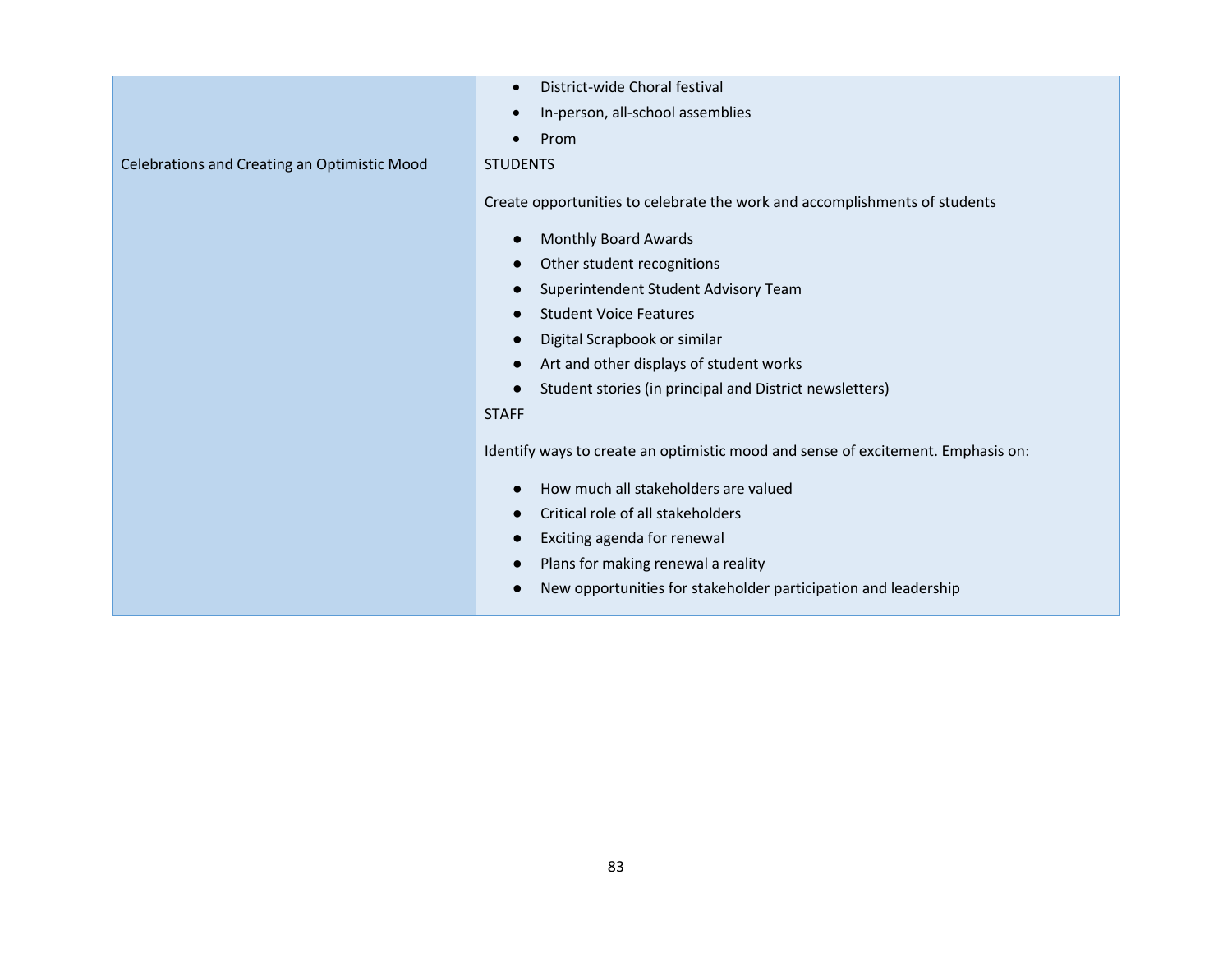| | |
|---|---|
| | • District-wide Choral festival<br>• In-person, all-school assemblies<br>• Prom |
| Celebrations and Creating an Optimistic Mood | STUDENTS<br><br>Create opportunities to celebrate the work and accomplishments of students<br><br>• Monthly Board Awards<br>• Other student recognitions<br>• Superintendent Student Advisory Team<br>• Student Voice Features<br>• Digital Scrapbook or similar<br>• Art and other displays of student works<br>• Student stories (in principal and District newsletters)<br><br>STAFF<br><br>Identify ways to create an optimistic mood and sense of excitement. Emphasis on:<br><br>• How much all stakeholders are valued<br>• Critical role of all stakeholders<br>• Exciting agenda for renewal<br>• Plans for making renewal a reality<br>• New opportunities for stakeholder participation and leadership |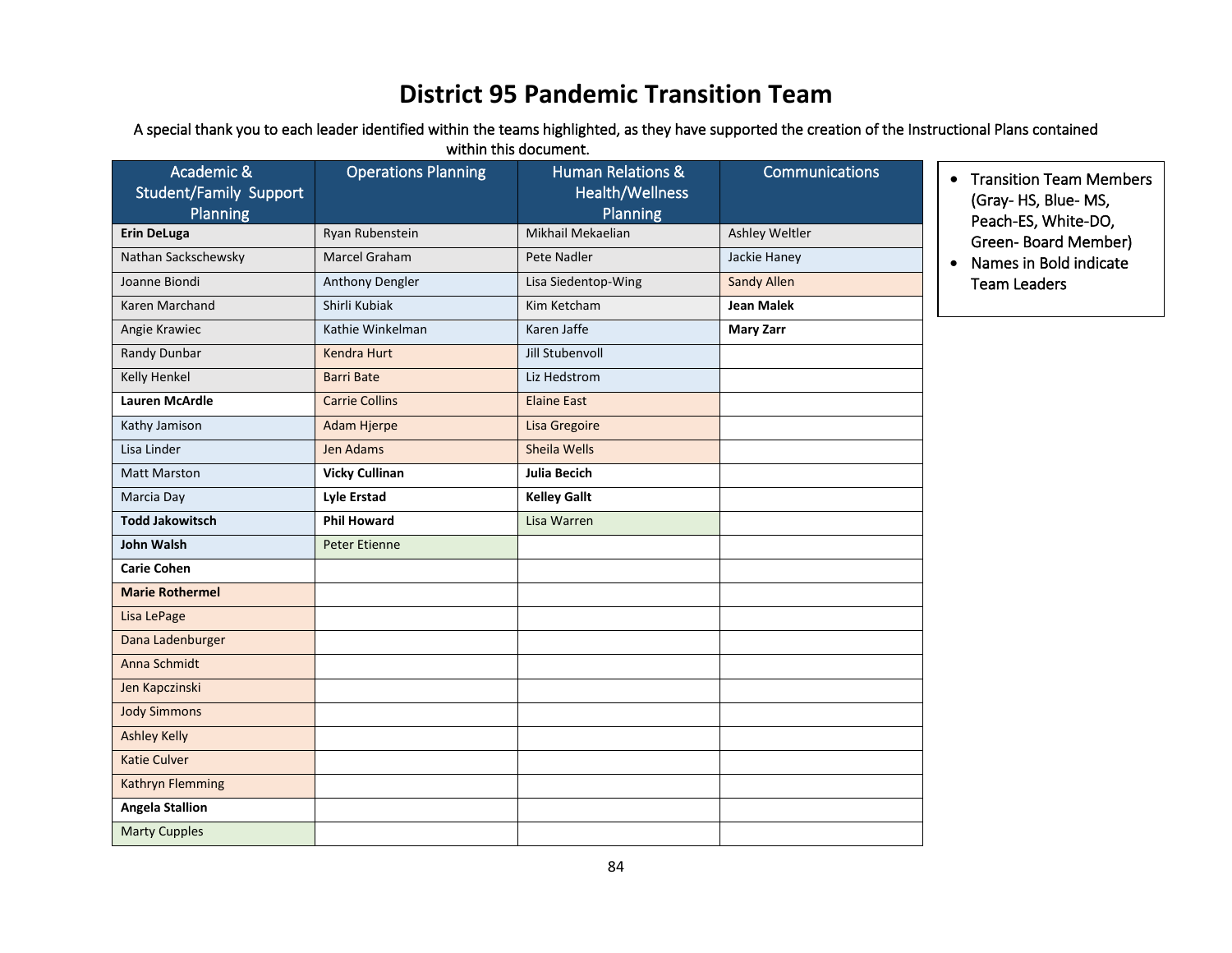# District 95 Pandemic Transition Team

A special thank you to each leader identified within the teams highlighted, as they have supported the creation of the Instructional Plans contained within this document.

| Academic & Student/Family Support Planning | Operations Planning | Human Relations & Health/Wellness Planning | Communications |
|---|---|---|---|
| **Erin DeLuga** | Ryan Rubenstein | Mikhail Mekaelian | Ashley Weltler |
| Nathan Sackschewsky | Marcel Graham | Pete Nadler | Jackie Haney |
| Joanne Biondi | Anthony Dengler | Lisa Siedentop-Wing | Sandy Allen |
| Karen Marchand | Shirli Kubiak | Kim Ketcham | **Jean Malek** |
| Angie Krawiec | Kathie Winkelman | Karen Jaffe | **Mary Zarr** |
| Randy Dunbar | Kendra Hurt | Jill Stubenvoll | |
| Kelly Henkel | Barri Bate | Liz Hedstrom | |
| **Lauren McArdle** | Carrie Collins | Elaine East | |
| Kathy Jamison | Adam Hjerpe | Lisa Gregoire | |
| Lisa Linder | Jen Adams | Sheila Wells | |
| Matt Marston | **Vicky Cullinan** | **Julia Becich** | |
| Marcia Day | **Lyle Erstad** | **Kelley Gallt** | |
| **Todd Jakowitsch** | **Phil Howard** | Lisa Warren | |
| **John Walsh** | Peter Etienne | | |
| **Carie Cohen** | | | |
| **Marie Rothermel** | | | |
| Lisa LePage | | | |
| Dana Ladenburger | | | |
| Anna Schmidt | | | |
| Jen Kapczinski | | | |
| Jody Simmons | | | |
| Ashley Kelly | | | |
| Katie Culver | | | |
| Kathryn Flemming | | | |
| **Angela Stallion** | | | |
| Marty Cupples | | | |

- Transition Team Members (Gray- HS, Blue- MS, Peach-ES, White-DO, Green- Board Member)
- Names in Bold indicate Team Leaders